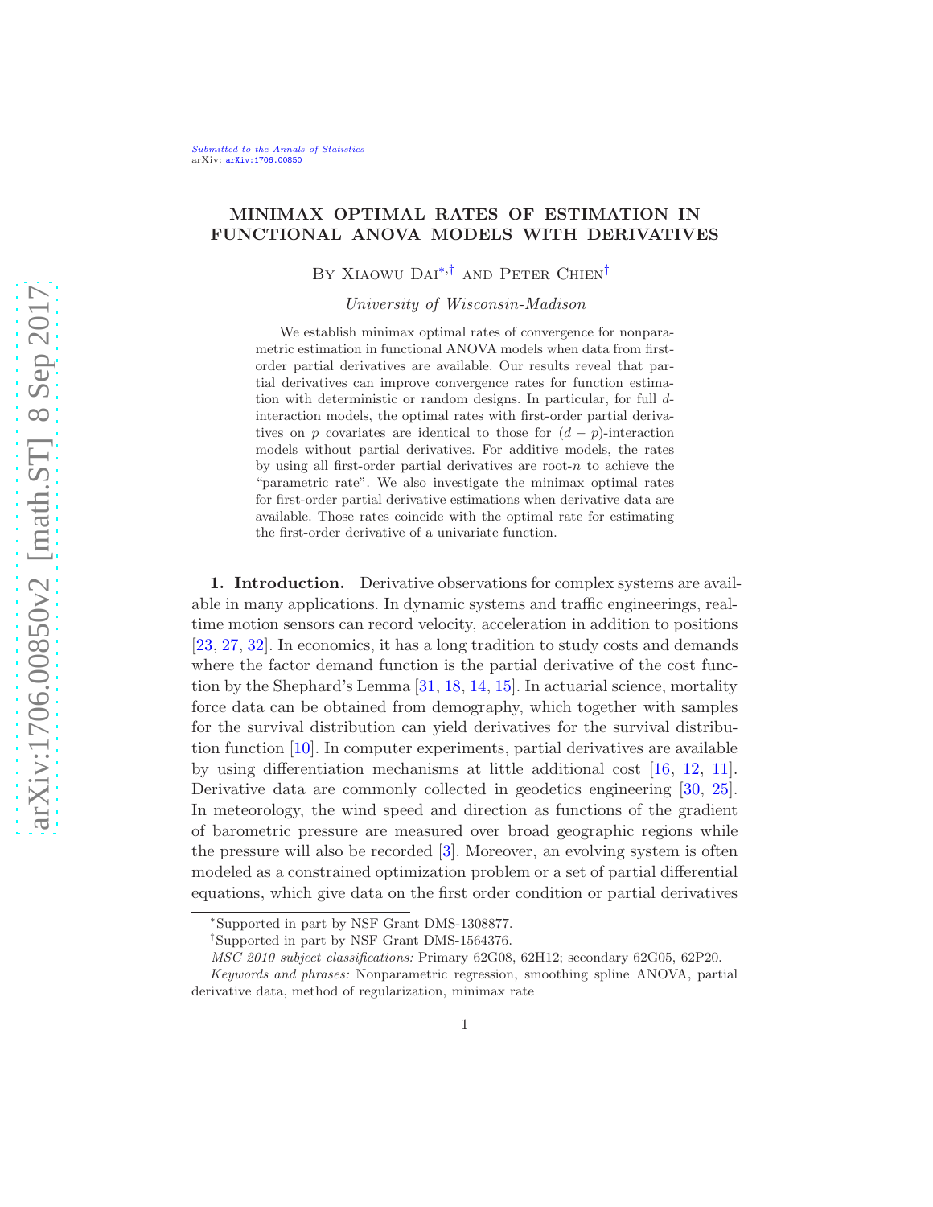# MINIMAX OPTIMAL RATES OF ESTIMATION IN FUNCTIONAL ANOVA MODELS WITH DERIVATIVES

By Xiaowu Dai[*,†] and Peter Chien[†]

*University of Wisconsin-Madison*

We establish minimax optimal rates of convergence for nonparametric estimation in functional ANOVA models when data from first-order partial derivatives are available. Our results reveal that partial derivatives can improve convergence rates for function estimation with deterministic or random designs. In particular, for full $d$-interaction models, the optimal rates with first-order partial derivatives on $p$ covariates are identical to those for $(d-p)$-interaction models without partial derivatives. For additive models, the rates by using all first-order partial derivatives are root-$n$ to achieve the "parametric rate". We also investigate the minimax optimal rates for first-order partial derivative estimations when derivative data are available. Those rates coincide with the optimal rate for estimating the first-order derivative of a univariate function.

**1. Introduction.** Derivative observations for complex systems are available in many applications. In dynamic systems and traffic engineerings, real-time motion sensors can record velocity, acceleration in addition to positions [23, 27, 32]. In economics, it has a long tradition to study costs and demands where the factor demand function is the partial derivative of the cost function by the Shephard's Lemma [31, 18, 14, 15]. In actuarial science, mortality force data can be obtained from demography, which together with samples for the survival distribution can yield derivatives for the survival distribution function [10]. In computer experiments, partial derivatives are available by using differentiation mechanisms at little additional cost [16, 12, 11]. Derivative data are commonly collected in geodetics engineering [30, 25]. In meteorology, the wind speed and direction as functions of the gradient of barometric pressure are measured over broad geographic regions while the pressure will also be recorded [3]. Moreover, an evolving system is often modeled as a constrained optimization problem or a set of partial differential equations, which give data on the first order condition or partial derivatives

---

[*]Supported in part by NSF Grant DMS-1308877.

[†]Supported in part by NSF Grant DMS-1564376.

*MSC 2010 subject classifications:* Primary 62G08, 62H12; secondary 62G05, 62P20.

*Keywords and phrases:* Nonparametric regression, smoothing spline ANOVA, partial derivative data, method of regularization, minimax rate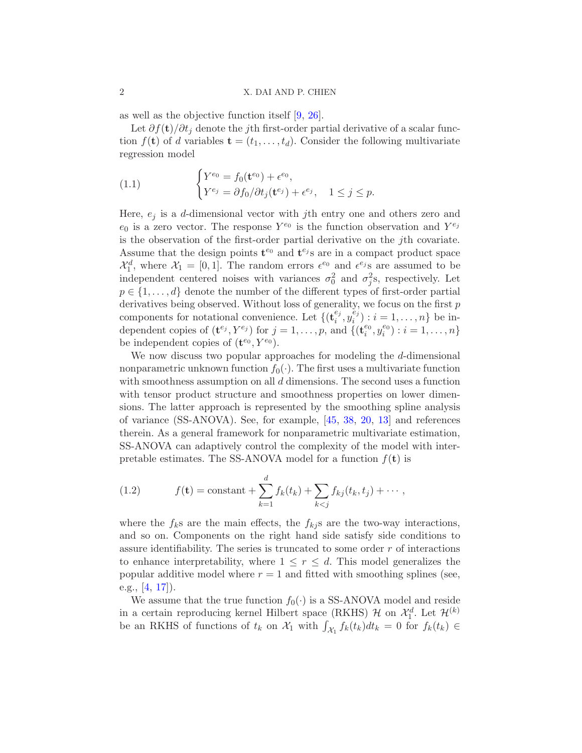as well as the objective function itself [9, 26].

Let $\partial f(\mathbf{t})/\partial t_j$ denote the $j$th first-order partial derivative of a scalar function $f(\mathbf{t})$ of $d$ variables $\mathbf{t} = (t_1, \ldots, t_d)$. Consider the following multivariate regression model

$$
\begin{cases} Y^{e_0} = f_0(\mathbf{t}^{e_0}) + \epsilon^{e_0}, \\ Y^{e_j} = \partial f_0/\partial t_j(\mathbf{t}^{e_j}) + \epsilon^{e_j}, \quad 1 \le j \le p. \end{cases} \tag{1.1}
$$

Here, $e_j$ is a $d$-dimensional vector with $j$th entry one and others zero and $e_0$ is a zero vector. The response $Y^{e_0}$ is the function observation and $Y^{e_j}$ is the observation of the first-order partial derivative on the $j$th covariate. Assume that the design points $\mathbf{t}^{e_0}$ and $\mathbf{t}^{e_j}$s are in a compact product space $\mathcal{X}_1^d$, where $\mathcal{X}_1 = [0, 1]$. The random errors $\epsilon^{e_0}$ and $\epsilon^{e_j}$s are assumed to be independent centered noises with variances $\sigma_0^2$ and $\sigma_j^2$s, respectively. Let $p \in \{1, \ldots, d\}$ denote the number of the different types of first-order partial derivatives being observed. Without loss of generality, we focus on the first $p$ components for notational convenience. Let $\{(\mathbf{t}_i^{e_j}, y_i^{e_j}) : i = 1, \ldots, n\}$ be independent copies of $(\mathbf{t}^{e_j}, Y^{e_j})$ for $j = 1, \ldots, p$, and $\{(\mathbf{t}_i^{e_0}, y_i^{e_0}) : i = 1, \ldots, n\}$ be independent copies of $(\mathbf{t}^{e_0}, Y^{e_0})$.

We now discuss two popular approaches for modeling the $d$-dimensional nonparametric unknown function $f_0(\cdot)$. The first uses a multivariate function with smoothness assumption on all $d$ dimensions. The second uses a function with tensor product structure and smoothness properties on lower dimensions. The latter approach is represented by the smoothing spline analysis of variance (SS-ANOVA). See, for example, [45, 38, 20, 13] and references therein. As a general framework for nonparametric multivariate estimation, SS-ANOVA can adaptively control the complexity of the model with interpretable estimates. The SS-ANOVA model for a function $f(\mathbf{t})$ is

$$
f(\mathbf{t}) = \text{constant} + \sum_{k=1}^{d} f_k(t_k) + \sum_{k<j} f_{kj}(t_k, t_j) + \cdots, \tag{1.2}
$$

where the $f_k$s are the main effects, the $f_{kj}$s are the two-way interactions, and so on. Components on the right hand side satisfy side conditions to assure identifiability. The series is truncated to some order $r$ of interactions to enhance interpretability, where $1 \le r \le d$. This model generalizes the popular additive model where $r = 1$ and fitted with smoothing splines (see, e.g., [4, 17]).

We assume that the true function $f_0(\cdot)$ is a SS-ANOVA model and reside in a certain reproducing kernel Hilbert space (RKHS) $\mathcal{H}$ on $\mathcal{X}_1^d$. Let $\mathcal{H}^{(k)}$ be an RKHS of functions of $t_k$ on $\mathcal{X}_1$ with $\int_{\mathcal{X}_1} f_k(t_k) dt_k = 0$ for $f_k(t_k) \in$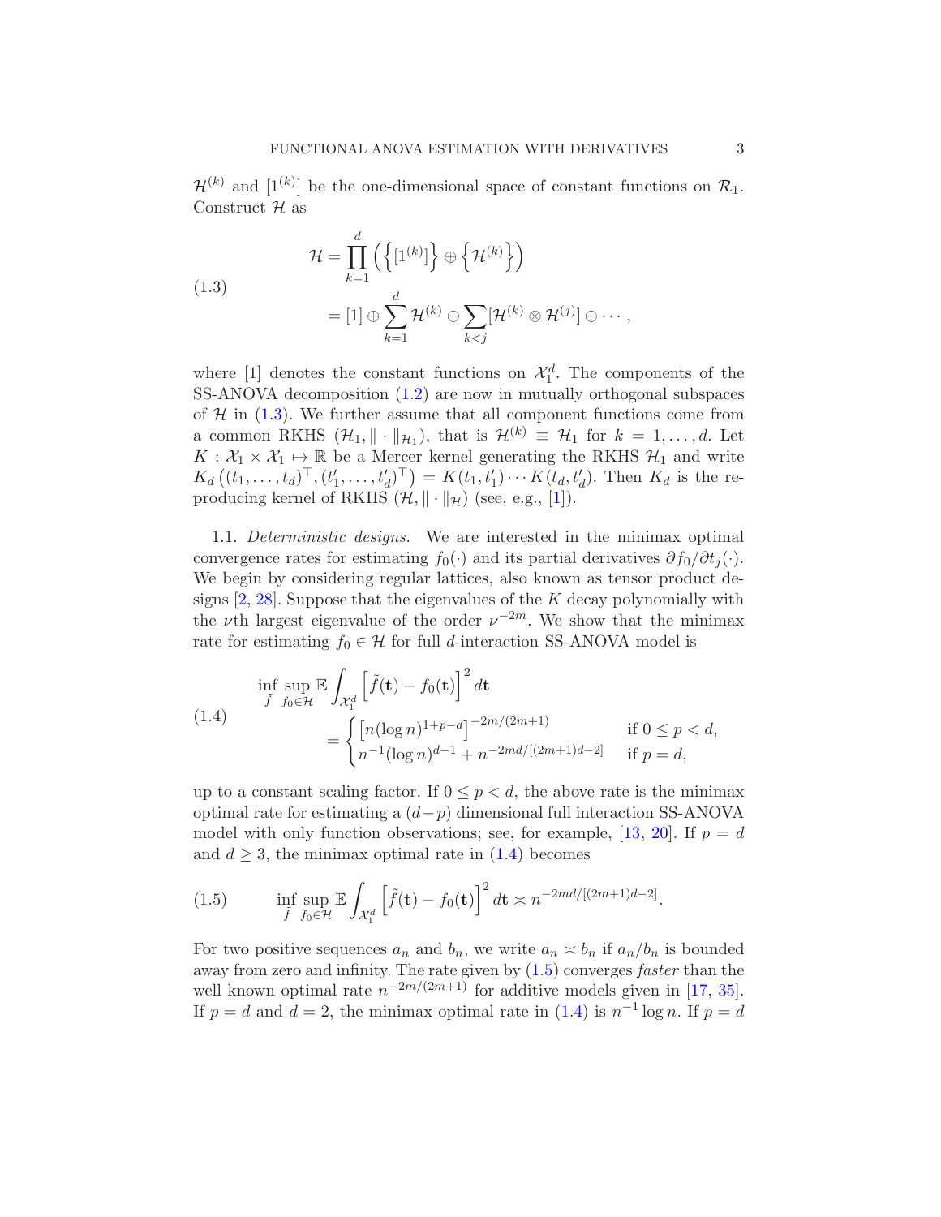$\mathcal{H}^{(k)}$ and $[1^{(k)}]$ be the one-dimensional space of constant functions on $\mathcal{R}_1$. Construct $\mathcal{H}$ as

$$
\begin{aligned}
\mathcal{H} &= \prod_{k=1}^{d} \left( \left\{ [1^{(k)}] \right\} \oplus \left\{ \mathcal{H}^{(k)} \right\} \right) \\
&= [1] \oplus \sum_{k=1}^{d} \mathcal{H}^{(k)} \oplus \sum_{k<j} [\mathcal{H}^{(k)} \otimes \mathcal{H}^{(j)}] \oplus \cdots ,
\end{aligned}
\tag{1.3}
$$

where $[1]$ denotes the constant functions on $\mathcal{X}_1^d$. The components of the SS-ANOVA decomposition (1.2) are now in mutually orthogonal subspaces of $\mathcal{H}$ in (1.3). We further assume that all component functions come from a common RKHS $(\mathcal{H}_1, \|\cdot\|_{\mathcal{H}_1})$, that is $\mathcal{H}^{(k)} \equiv \mathcal{H}_1$ for $k = 1, \ldots, d$. Let $K : \mathcal{X}_1 \times \mathcal{X}_1 \mapsto \mathbb{R}$ be a Mercer kernel generating the RKHS $\mathcal{H}_1$ and write $K_d\left((t_1, \ldots, t_d)^\top, (t_1', \ldots, t_d')^\top\right) = K(t_1, t_1') \cdots K(t_d, t_d')$. Then $K_d$ is the reproducing kernel of RKHS $(\mathcal{H}, \|\cdot\|_{\mathcal{H}})$ (see, e.g., [1]).

1.1. *Deterministic designs.* We are interested in the minimax optimal convergence rates for estimating $f_0(\cdot)$ and its partial derivatives $\partial f_0/\partial t_j(\cdot)$. We begin by considering regular lattices, also known as tensor product designs [2, 28]. Suppose that the eigenvalues of the $K$ decay polynomially with the $\nu$th largest eigenvalue of the order $\nu^{-2m}$. We show that the minimax rate for estimating $f_0 \in \mathcal{H}$ for full $d$-interaction SS-ANOVA model is

$$
\begin{aligned}
&\inf_{\tilde{f}} \sup_{f_0 \in \mathcal{H}} \mathbb{E} \int_{\mathcal{X}_1^d} \left[ \tilde{f}(\mathbf{t}) - f_0(\mathbf{t}) \right]^2 d\mathbf{t} \\
&\qquad = \begin{cases} \left[ n (\log n)^{1+p-d} \right]^{-2m/(2m+1)} & \text{if } 0 \le p < d, \\ n^{-1} (\log n)^{d-1} + n^{-2md/[(2m+1)d-2]} & \text{if } p = d, \end{cases}
\end{aligned}
\tag{1.4}
$$

up to a constant scaling factor. If $0 \le p < d$, the above rate is the minimax optimal rate for estimating a $(d-p)$ dimensional full interaction SS-ANOVA model with only function observations; see, for example, [13, 20]. If $p = d$ and $d \ge 3$, the minimax optimal rate in (1.4) becomes

$$
\inf_{\tilde{f}} \sup_{f_0 \in \mathcal{H}} \mathbb{E} \int_{\mathcal{X}_1^d} \left[ \tilde{f}(\mathbf{t}) - f_0(\mathbf{t}) \right]^2 d\mathbf{t} \asymp n^{-2md/[(2m+1)d-2]}.
\tag{1.5}
$$

For two positive sequences $a_n$ and $b_n$, we write $a_n \asymp b_n$ if $a_n/b_n$ is bounded away from zero and infinity. The rate given by (1.5) converges *faster* than the well known optimal rate $n^{-2m/(2m+1)}$ for additive models given in [17, 35]. If $p = d$ and $d = 2$, the minimax optimal rate in (1.4) is $n^{-1} \log n$. If $p = d$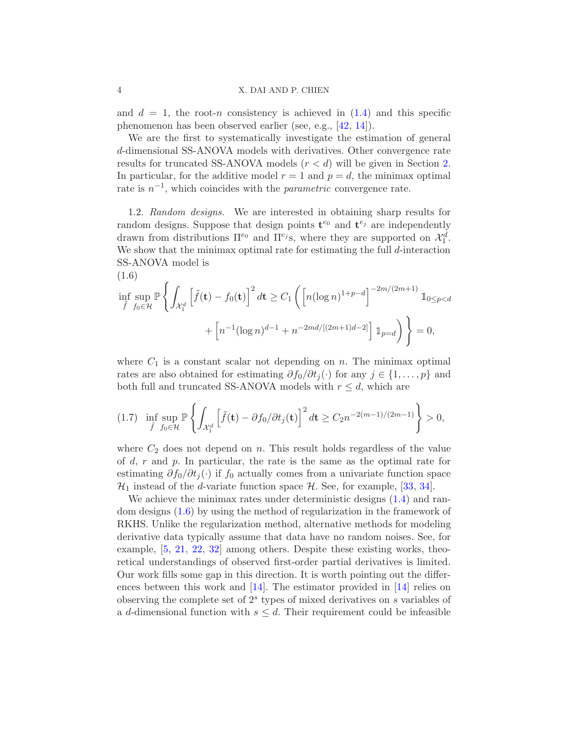and $d = 1$, the root-$n$ consistency is achieved in (1.4) and this specific phenomenon has been observed earlier (see, e.g., [42, 14]).

We are the first to systematically investigate the estimation of general $d$-dimensional SS-ANOVA models with derivatives. Other convergence rate results for truncated SS-ANOVA models ($r < d$) will be given in Section 2. In particular, for the additive model $r = 1$ and $p = d$, the minimax optimal rate is $n^{-1}$, which coincides with the *parametric* convergence rate.

1.2. *Random designs.* We are interested in obtaining sharp results for random designs. Suppose that design points $\mathbf{t}^{e_0}$ and $\mathbf{t}^{e_j}$ are independently drawn from distributions $\Pi^{e_0}$ and $\Pi^{e_j}$s, where they are supported on $\mathcal{X}_1^d$. We show that the minimax optimal rate for estimating the full $d$-interaction SS-ANOVA model is

(1.6)
$$\inf_{\tilde{f}} \sup_{f_0 \in \mathcal{H}} \mathbb{P}\left\{ \int_{\mathcal{X}_1^d} \left[\tilde{f}(\mathbf{t}) - f_0(\mathbf{t})\right]^2 d\mathbf{t} \geq C_1 \left( \left[n (\log n)^{1+p-d}\right]^{-2m/(2m+1)} \mathbb{1}_{0 \leq p < d} + \left[n^{-1} (\log n)^{d-1} + n^{-2md/[(2m+1)d-2]}\right] \mathbb{1}_{p=d} \right) \right\} = 0,$$

where $C_1$ is a constant scalar not depending on $n$. The minimax optimal rates are also obtained for estimating $\partial f_0/\partial t_j(\cdot)$ for any $j \in \{1, \ldots, p\}$ and both full and truncated SS-ANOVA models with $r \leq d$, which are

$$\text{(1.7)} \quad \inf_{\tilde{f}} \sup_{f_0 \in \mathcal{H}} \mathbb{P}\left\{ \int_{\mathcal{X}_1^d} \left[\tilde{f}(\mathbf{t}) - \partial f_0/\partial t_j(\mathbf{t})\right]^2 d\mathbf{t} \geq C_2 n^{-2(m-1)/(2m-1)} \right\} > 0,$$

where $C_2$ does not depend on $n$. This result holds regardless of the value of $d$, $r$ and $p$. In particular, the rate is the same as the optimal rate for estimating $\partial f_0/\partial t_j(\cdot)$ if $f_0$ actually comes from a univariate function space $\mathcal{H}_1$ instead of the $d$-variate function space $\mathcal{H}$. See, for example, [33, 34].

We achieve the minimax rates under deterministic designs (1.4) and random designs (1.6) by using the method of regularization in the framework of RKHS. Unlike the regularization method, alternative methods for modeling derivative data typically assume that data have no random noises. See, for example, [5, 21, 22, 32] among others. Despite these existing works, theoretical understandings of observed first-order partial derivatives is limited. Our work fills some gap in this direction. It is worth pointing out the differences between this work and [14]. The estimator provided in [14] relies on observing the complete set of $2^s$ types of mixed derivatives on $s$ variables of a $d$-dimensional function with $s \leq d$. Their requirement could be infeasible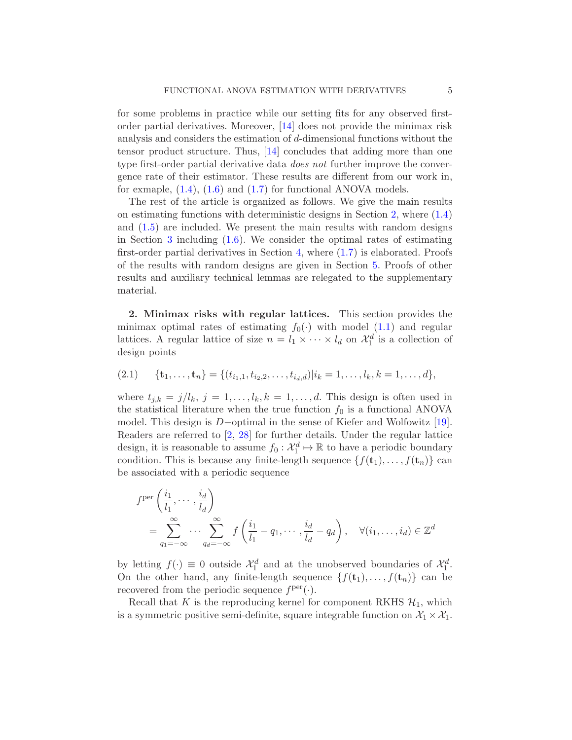for some problems in practice while our setting fits for any observed first-order partial derivatives. Moreover, [14] does not provide the minimax risk analysis and considers the estimation of $d$-dimensional functions without the tensor product structure. Thus, [14] concludes that adding more than one type first-order partial derivative data *does not* further improve the convergence rate of their estimator. These results are different from our work in, for exmaple, (1.4), (1.6) and (1.7) for functional ANOVA models.

The rest of the article is organized as follows. We give the main results on estimating functions with deterministic designs in Section 2, where (1.4) and (1.5) are included. We present the main results with random designs in Section 3 including (1.6). We consider the optimal rates of estimating first-order partial derivatives in Section 4, where (1.7) is elaborated. Proofs of the results with random designs are given in Section 5. Proofs of other results and auxiliary technical lemmas are relegated to the supplementary material.

## 2. Minimax risks with regular lattices.

This section provides the minimax optimal rates of estimating $f_0(\cdot)$ with model (1.1) and regular lattices. A regular lattice of size $n = l_1 \times \cdots \times l_d$ on $\mathcal{X}_1^d$ is a collection of design points

$$\{\mathbf{t}_1, \dots, \mathbf{t}_n\} = \{(t_{i_1,1}, t_{i_2,2}, \dots, t_{i_d,d}) | i_k = 1, \dots, l_k, k = 1, \dots, d\}, \tag{2.1}$$

where $t_{j,k} = j/l_k$, $j = 1, \dots, l_k, k = 1, \dots, d$. This design is often used in the statistical literature when the true function $f_0$ is a functional ANOVA model. This design is $D-$optimal in the sense of Kiefer and Wolfowitz [19]. Readers are referred to [2, 28] for further details. Under the regular lattice design, it is reasonable to assume $f_0 : \mathcal{X}_1^d \mapsto \mathbb{R}$ to have a periodic boundary condition. This is because any finite-length sequence $\{f(\mathbf{t}_1), \dots, f(\mathbf{t}_n)\}$ can be associated with a periodic sequence

$$\begin{aligned}
&f^{\text{per}}\left(\frac{i_1}{l_1}, \cdots, \frac{i_d}{l_d}\right) \\
&\quad = \sum_{q_1=-\infty}^{\infty} \cdots \sum_{q_d=-\infty}^{\infty} f\left(\frac{i_1}{l_1} - q_1, \cdots, \frac{i_d}{l_d} - q_d\right), \quad \forall (i_1, \dots, i_d) \in \mathbb{Z}^d
\end{aligned}$$

by letting $f(\cdot) \equiv 0$ outside $\mathcal{X}_1^d$ and at the unobserved boundaries of $\mathcal{X}_1^d$. On the other hand, any finite-length sequence $\{f(\mathbf{t}_1), \dots, f(\mathbf{t}_n)\}$ can be recovered from the periodic sequence $f^{\text{per}}(\cdot)$.

Recall that $K$ is the reproducing kernel for component RKHS $\mathcal{H}_1$, which is a symmetric positive semi-definite, square integrable function on $\mathcal{X}_1 \times \mathcal{X}_1$.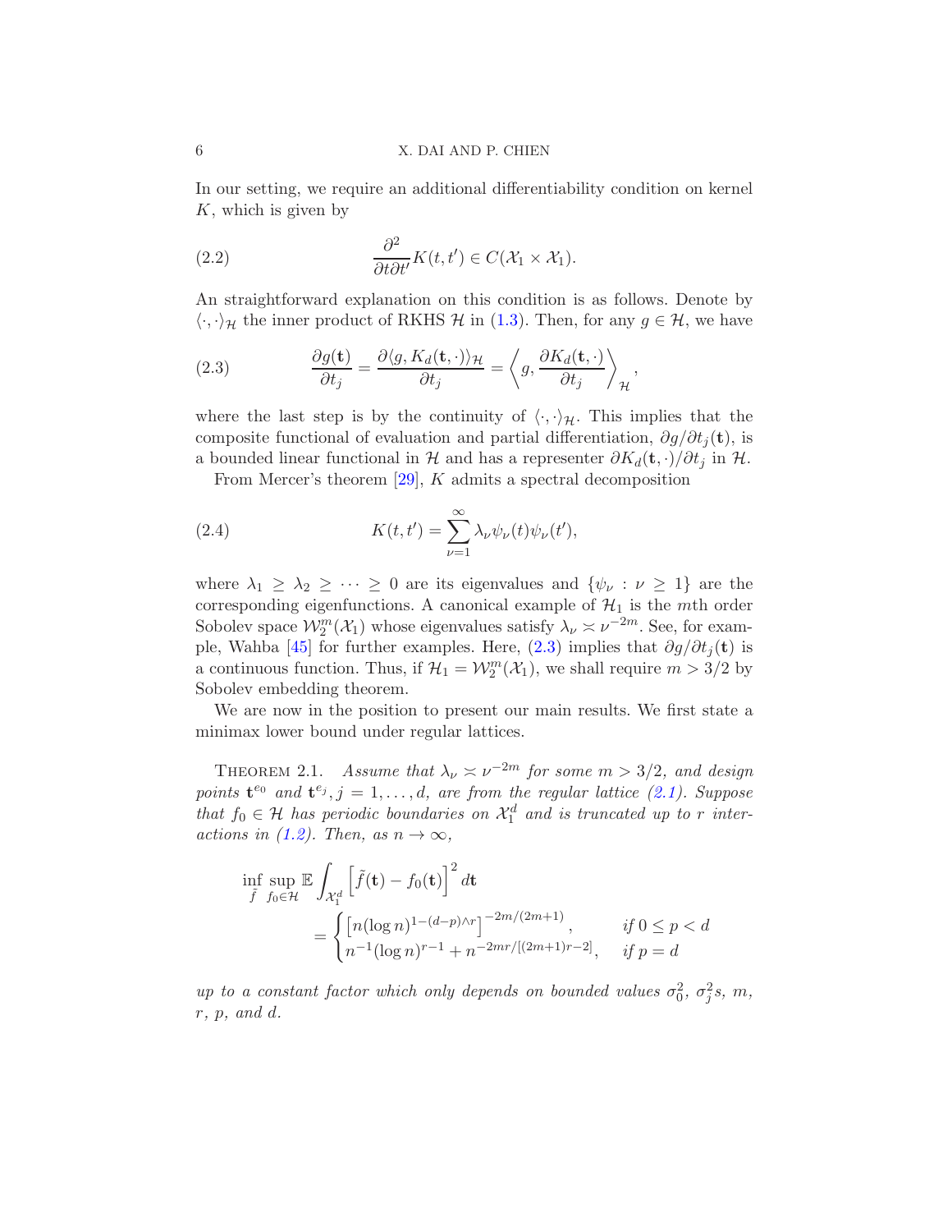In our setting, we require an additional differentiability condition on kernel $K$, which is given by

$$\frac{\partial^2}{\partial t \partial t'} K(t, t') \in C(\mathcal{X}_1 \times \mathcal{X}_1). \tag{2.2}$$

An straightforward explanation on this condition is as follows. Denote by $\langle \cdot, \cdot \rangle_{\mathcal{H}}$ the inner product of RKHS $\mathcal{H}$ in (1.3). Then, for any $g \in \mathcal{H}$, we have

$$\frac{\partial g(\mathbf{t})}{\partial t_j} = \frac{\partial \langle g, K_d(\mathbf{t}, \cdot) \rangle_{\mathcal{H}}}{\partial t_j} = \left\langle g, \frac{\partial K_d(\mathbf{t}, \cdot)}{\partial t_j} \right\rangle_{\mathcal{H}}, \tag{2.3}$$

where the last step is by the continuity of $\langle \cdot, \cdot \rangle_{\mathcal{H}}$. This implies that the composite functional of evaluation and partial differentiation, $\partial g / \partial t_j(\mathbf{t})$, is a bounded linear functional in $\mathcal{H}$ and has a representer $\partial K_d(\mathbf{t}, \cdot)/\partial t_j$ in $\mathcal{H}$.

From Mercer's theorem [29], $K$ admits a spectral decomposition

$$K(t, t') = \sum_{\nu=1}^{\infty} \lambda_\nu \psi_\nu(t) \psi_\nu(t'), \tag{2.4}$$

where $\lambda_1 \geq \lambda_2 \geq \cdots \geq 0$ are its eigenvalues and $\{\psi_\nu : \nu \geq 1\}$ are the corresponding eigenfunctions. A canonical example of $\mathcal{H}_1$ is the $m$th order Sobolev space $\mathcal{W}_2^m(\mathcal{X}_1)$ whose eigenvalues satisfy $\lambda_\nu \asymp \nu^{-2m}$. See, for example, Wahba [45] for further examples. Here, (2.3) implies that $\partial g / \partial t_j(\mathbf{t})$ is a continuous function. Thus, if $\mathcal{H}_1 = \mathcal{W}_2^m(\mathcal{X}_1)$, we shall require $m > 3/2$ by Sobolev embedding theorem.

We are now in the position to present our main results. We first state a minimax lower bound under regular lattices.

Theorem 2.1. *Assume that $\lambda_\nu \asymp \nu^{-2m}$ for some $m > 3/2$, and design points $\mathbf{t}^{e_0}$ and $\mathbf{t}^{e_j}, j = 1, \ldots, d$, are from the regular lattice (2.1). Suppose that $f_0 \in \mathcal{H}$ has periodic boundaries on $\mathcal{X}_1^d$ and is truncated up to $r$ interactions in (1.2). Then, as $n \to \infty$,*

$$\inf_{\tilde{f}} \sup_{f_0 \in \mathcal{H}} \mathbb{E} \int_{\mathcal{X}_1^d} \left[ \tilde{f}(\mathbf{t}) - f_0(\mathbf{t}) \right]^2 d\mathbf{t} = \begin{cases} \left[ n (\log n)^{1-(d-p) \wedge r} \right]^{-2m/(2m+1)}, & \text{if } 0 \leq p < d \\ n^{-1} (\log n)^{r-1} + n^{-2mr/[(2m+1)r-2]}, & \text{if } p = d \end{cases}$$

*up to a constant factor which only depends on bounded values $\sigma_0^2$, $\sigma_j^2$s, $m$, $r$, $p$, and $d$.*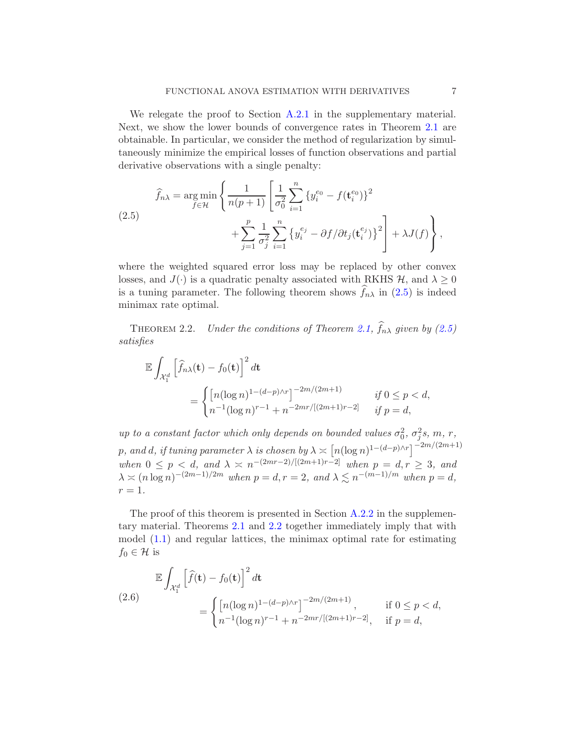We relegate the proof to Section A.2.1 in the supplementary material. Next, we show the lower bounds of convergence rates in Theorem 2.1 are obtainable. In particular, we consider the method of regularization by simultaneously minimize the empirical losses of function observations and partial derivative observations with a single penalty:

$$
\begin{aligned}
\widehat{f}_{n\lambda} = \underset{f\in\mathcal{H}}{\arg\min} \Bigg\{ \frac{1}{n(p+1)} \Bigg[ \frac{1}{\sigma_0^2} \sum_{i=1}^{n} \{y_i^{e_0} - f(\mathbf{t}_i^{e_0})\}^2 \\
+ \sum_{j=1}^{p} \frac{1}{\sigma_j^2} \sum_{i=1}^{n} \left\{ y_i^{e_j} - \partial f/\partial t_j(\mathbf{t}_i^{e_j}) \right\}^2 \Bigg] + \lambda J(f) \Bigg\},
\end{aligned}
\tag{2.5}
$$

where the weighted squared error loss may be replaced by other convex losses, and $J(\cdot)$ is a quadratic penalty associated with RKHS $\mathcal{H}$, and $\lambda \geq 0$ is a tuning parameter. The following theorem shows $\widehat{f}_{n\lambda}$ in (2.5) is indeed minimax rate optimal.

THEOREM 2.2. *Under the conditions of Theorem 2.1, $\widehat{f}_{n\lambda}$ given by (2.5) satisfies*

$$
\mathbb{E}\int_{\mathcal{X}_1^d} \left[\widehat{f}_{n\lambda}(\mathbf{t}) - f_0(\mathbf{t})\right]^2 d\mathbf{t}
= \begin{cases} \left[n(\log n)^{1-(d-p)\wedge r}\right]^{-2m/(2m+1)} & \text{if } 0 \leq p < d, \\ n^{-1}(\log n)^{r-1} + n^{-2mr/[(2m+1)r-2]} & \text{if } p = d, \end{cases}
$$

*up to a constant factor which only depends on bounded values $\sigma_0^2$, $\sigma_j^2$s, $m$, $r$, $p$, and $d$, if tuning parameter $\lambda$ is chosen by $\lambda \asymp \left[n(\log n)^{1-(d-p)\wedge r}\right]^{-2m/(2m+1)}$ when $0 \leq p < d$, and $\lambda \asymp n^{-(2mr-2)/[(2m+1)r-2]}$ when $p = d, r \geq 3$, and $\lambda \asymp (n\log n)^{-(2m-1)/2m}$ when $p = d, r = 2$, and $\lambda \lesssim n^{-(m-1)/m}$ when $p = d$, $r = 1$.*

The proof of this theorem is presented in Section A.2.2 in the supplementary material. Theorems 2.1 and 2.2 together immediately imply that with model (1.1) and regular lattices, the minimax optimal rate for estimating $f_0 \in \mathcal{H}$ is

$$
\mathbb{E}\int_{\mathcal{X}_1^d} \left[\widehat{f}(\mathbf{t}) - f_0(\mathbf{t})\right]^2 d\mathbf{t}
= \begin{cases} \left[n(\log n)^{1-(d-p)\wedge r}\right]^{-2m/(2m+1)}, & \text{if } 0 \leq p < d, \\ n^{-1}(\log n)^{r-1} + n^{-2mr/[(2m+1)r-2]}, & \text{if } p = d, \end{cases}
\tag{2.6}
$$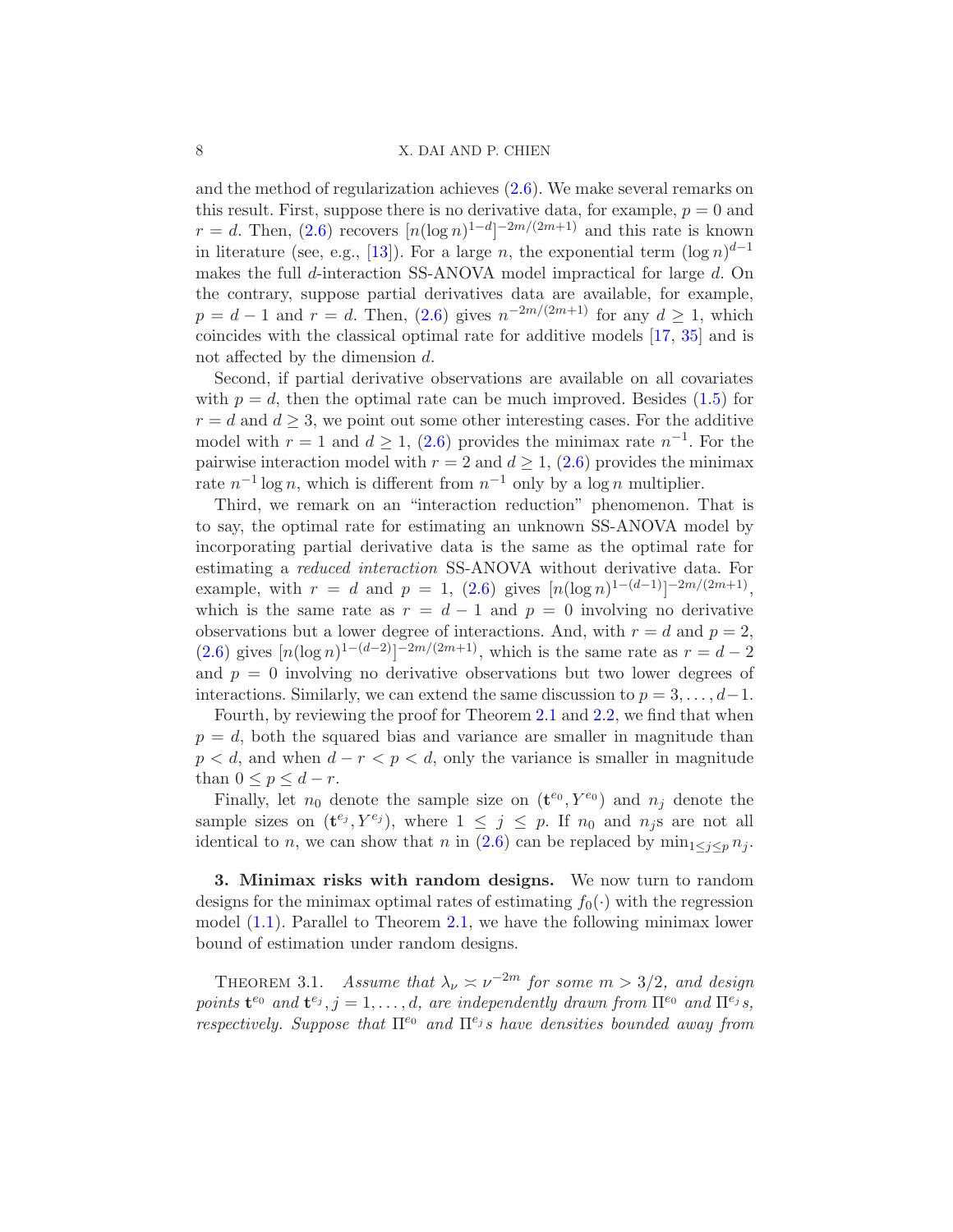and the method of regularization achieves (2.6). We make several remarks on this result. First, suppose there is no derivative data, for example, $p = 0$ and $r = d$. Then, (2.6) recovers $[n(\log n)^{1-d}]^{-2m/(2m+1)}$ and this rate is known in literature (see, e.g., [13]). For a large $n$, the exponential term $(\log n)^{d-1}$ makes the full $d$-interaction SS-ANOVA model impractical for large $d$. On the contrary, suppose partial derivatives data are available, for example, $p = d - 1$ and $r = d$. Then, (2.6) gives $n^{-2m/(2m+1)}$ for any $d \geq 1$, which coincides with the classical optimal rate for additive models [17, 35] and is not affected by the dimension $d$.

Second, if partial derivative observations are available on all covariates with $p = d$, then the optimal rate can be much improved. Besides (1.5) for $r = d$ and $d \geq 3$, we point out some other interesting cases. For the additive model with $r = 1$ and $d \geq 1$, (2.6) provides the minimax rate $n^{-1}$. For the pairwise interaction model with $r = 2$ and $d \geq 1$, (2.6) provides the minimax rate $n^{-1} \log n$, which is different from $n^{-1}$ only by a $\log n$ multiplier.

Third, we remark on an "interaction reduction" phenomenon. That is to say, the optimal rate for estimating an unknown SS-ANOVA model by incorporating partial derivative data is the same as the optimal rate for estimating a *reduced interaction* SS-ANOVA without derivative data. For example, with $r = d$ and $p = 1$, (2.6) gives $[n(\log n)^{1-(d-1)}]^{-2m/(2m+1)}$, which is the same rate as $r = d - 1$ and $p = 0$ involving no derivative observations but a lower degree of interactions. And, with $r = d$ and $p = 2$, (2.6) gives $[n(\log n)^{1-(d-2)}]^{-2m/(2m+1)}$, which is the same rate as $r = d - 2$ and $p = 0$ involving no derivative observations but two lower degrees of interactions. Similarly, we can extend the same discussion to $p = 3, \ldots, d-1$.

Fourth, by reviewing the proof for Theorem 2.1 and 2.2, we find that when $p = d$, both the squared bias and variance are smaller in magnitude than $p < d$, and when $d - r < p < d$, only the variance is smaller in magnitude than $0 \leq p \leq d - r$.

Finally, let $n_0$ denote the sample size on $(\mathbf{t}^{e_0}, Y^{e_0})$ and $n_j$ denote the sample sizes on $(\mathbf{t}^{e_j}, Y^{e_j})$, where $1 \leq j \leq p$. If $n_0$ and $n_j$s are not all identical to $n$, we can show that $n$ in (2.6) can be replaced by $\min_{1 \leq j \leq p} n_j$.

## 3. Minimax risks with random designs.

We now turn to random designs for the minimax optimal rates of estimating $f_0(\cdot)$ with the regression model (1.1). Parallel to Theorem 2.1, we have the following minimax lower bound of estimation under random designs.

THEOREM 3.1. *Assume that $\lambda_\nu \asymp \nu^{-2m}$ for some $m > 3/2$, and design points $\mathbf{t}^{e_0}$ and $\mathbf{t}^{e_j}, j = 1, \ldots, d$, are independently drawn from $\Pi^{e_0}$ and $\Pi^{e_j}$s, respectively. Suppose that $\Pi^{e_0}$ and $\Pi^{e_j}$s have densities bounded away from*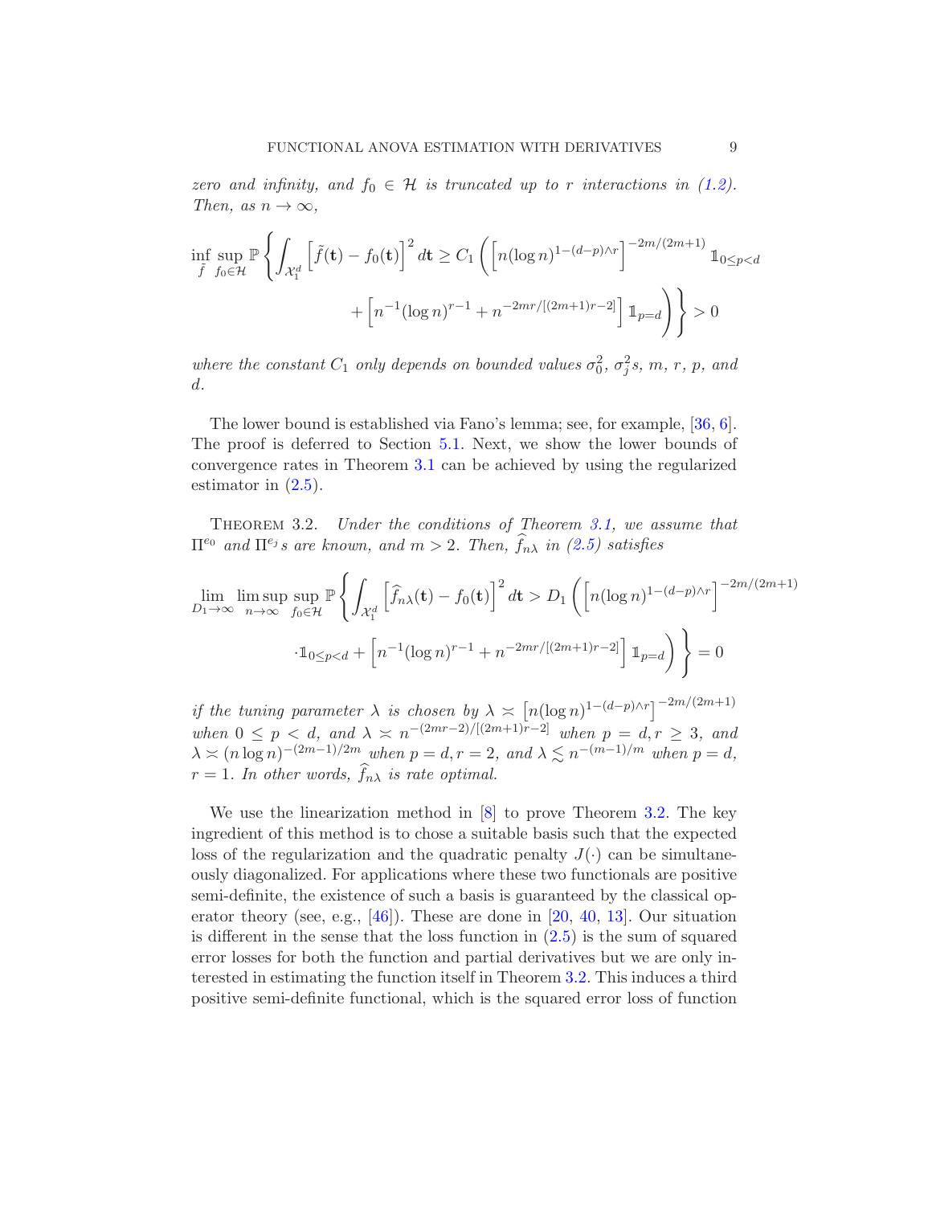*zero and infinity, and $f_0 \in \mathcal{H}$ is truncated up to $r$ interactions in (1.2). Then, as $n \to \infty$,*

$$
\inf_{\tilde{f}} \sup_{f_0 \in \mathcal{H}} \mathbb{P}\left\{ \int_{\mathcal{X}_1^d} \left[\tilde{f}(\mathbf{t}) - f_0(\mathbf{t})\right]^2 d\mathbf{t} \geq C_1 \left( \left[n(\log n)^{1-(d-p)\wedge r}\right]^{-2m/(2m+1)} \mathbb{1}_{0 \leq p < d} \right.\right.
$$
$$
\left.\left. + \left[n^{-1}(\log n)^{r-1} + n^{-2mr/[(2m+1)r-2]}\right] \mathbb{1}_{p=d} \right) \right\} > 0
$$

*where the constant $C_1$ only depends on bounded values $\sigma_0^2$, $\sigma_j^2$s, $m$, $r$, $p$, and $d$.*

The lower bound is established via Fano's lemma; see, for example, [36, 6]. The proof is deferred to Section 5.1. Next, we show the lower bounds of convergence rates in Theorem 3.1 can be achieved by using the regularized estimator in (2.5).

Theorem 3.2. *Under the conditions of Theorem 3.1, we assume that $\Pi^{e_0}$ and $\Pi^{e_j}$s are known, and $m > 2$. Then, $\widehat{f}_{n\lambda}$ in (2.5) satisfies*

$$
\lim_{D_1 \to \infty} \limsup_{n \to \infty} \sup_{f_0 \in \mathcal{H}} \mathbb{P}\left\{ \int_{\mathcal{X}_1^d} \left[\widehat{f}_{n\lambda}(\mathbf{t}) - f_0(\mathbf{t})\right]^2 d\mathbf{t} > D_1 \left( \left[n(\log n)^{1-(d-p)\wedge r}\right]^{-2m/(2m+1)} \right.\right.
$$
$$
\left.\left. \cdot \mathbb{1}_{0 \leq p < d} + \left[n^{-1}(\log n)^{r-1} + n^{-2mr/[(2m+1)r-2]}\right] \mathbb{1}_{p=d} \right) \right\} = 0
$$

*if the tuning parameter $\lambda$ is chosen by $\lambda \asymp \left[n(\log n)^{1-(d-p)\wedge r}\right]^{-2m/(2m+1)}$ when $0 \leq p < d$, and $\lambda \asymp n^{-(2mr-2)/[(2m+1)r-2]}$ when $p = d, r \geq 3$, and $\lambda \asymp (n \log n)^{-(2m-1)/2m}$ when $p = d, r = 2$, and $\lambda \lesssim n^{-(m-1)/m}$ when $p = d$, $r = 1$. In other words, $\widehat{f}_{n\lambda}$ is rate optimal.*

We use the linearization method in [8] to prove Theorem 3.2. The key ingredient of this method is to chose a suitable basis such that the expected loss of the regularization and the quadratic penalty $J(\cdot)$ can be simultaneously diagonalized. For applications where these two functionals are positive semi-definite, the existence of such a basis is guaranteed by the classical operator theory (see, e.g., [46]). These are done in [20, 40, 13]. Our situation is different in the sense that the loss function in (2.5) is the sum of squared error losses for both the function and partial derivatives but we are only interested in estimating the function itself in Theorem 3.2. This induces a third positive semi-definite functional, which is the squared error loss of function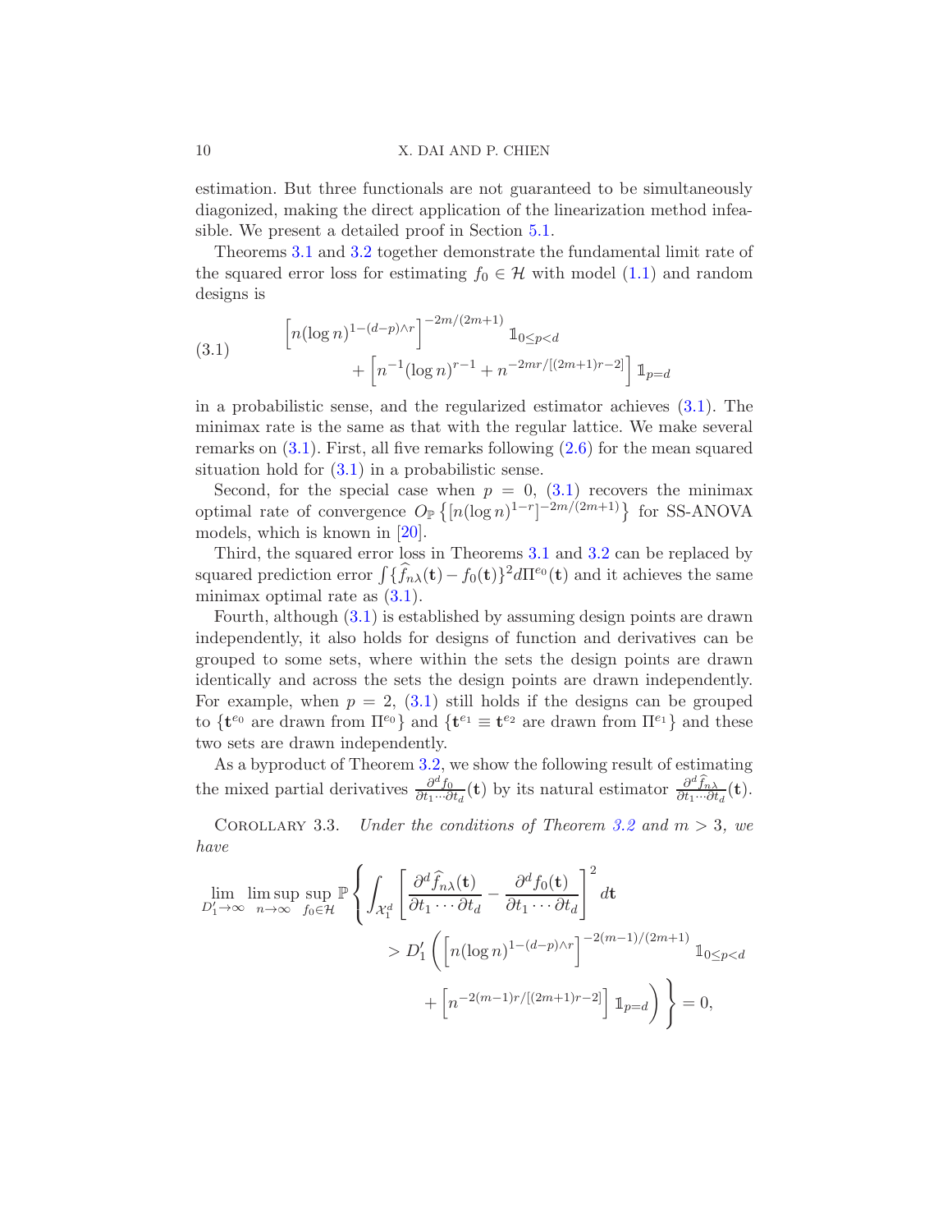estimation. But three functionals are not guaranteed to be simultaneously diagonized, making the direct application of the linearization method infeasible. We present a detailed proof in Section 5.1.

Theorems 3.1 and 3.2 together demonstrate the fundamental limit rate of the squared error loss for estimating $f_0 \in \mathcal{H}$ with model (1.1) and random designs is

$$
\begin{aligned}
& \left[n(\log n)^{1-(d-p)\wedge r}\right]^{-2m/(2m+1)} \mathbb{1}_{0\le p<d} \\
& \qquad + \left[n^{-1}(\log n)^{r-1} + n^{-2mr/[(2m+1)r-2]}\right] \mathbb{1}_{p=d}
\end{aligned}
\tag{3.1}
$$

in a probabilistic sense, and the regularized estimator achieves (3.1). The minimax rate is the same as that with the regular lattice. We make several remarks on (3.1). First, all five remarks following (2.6) for the mean squared situation hold for (3.1) in a probabilistic sense.

Second, for the special case when $p = 0$, (3.1) recovers the minimax optimal rate of convergence $O_{\mathbb{P}}\left\{[n(\log n)^{1-r}]^{-2m/(2m+1)}\right\}$ for SS-ANOVA models, which is known in [20].

Third, the squared error loss in Theorems 3.1 and 3.2 can be replaced by squared prediction error $\int\{\widehat{f}_{n\lambda}(\mathbf{t}) - f_0(\mathbf{t})\}^2 d\Pi^{e_0}(\mathbf{t})$ and it achieves the same minimax optimal rate as (3.1).

Fourth, although (3.1) is established by assuming design points are drawn independently, it also holds for designs of function and derivatives can be grouped to some sets, where within the sets the design points are drawn identically and across the sets the design points are drawn independently. For example, when $p = 2$, (3.1) still holds if the designs can be grouped to $\{\mathbf{t}^{e_0}$ are drawn from $\Pi^{e_0}\}$ and $\{\mathbf{t}^{e_1} \equiv \mathbf{t}^{e_2}$ are drawn from $\Pi^{e_1}\}$ and these two sets are drawn independently.

As a byproduct of Theorem 3.2, we show the following result of estimating the mixed partial derivatives $\frac{\partial^d f_0}{\partial t_1 \cdots \partial t_d}(\mathbf{t})$ by its natural estimator $\frac{\partial^d \widehat{f}_{n\lambda}}{\partial t_1 \cdots \partial t_d}(\mathbf{t})$.

Corollary 3.3. *Under the conditions of Theorem 3.2 and $m > 3$, we have*

$$
\begin{aligned}
\lim_{D_1' \to \infty} \limsup_{n\to\infty} \sup_{f_0 \in \mathcal{H}} \mathbb{P}\Bigg\{ & \int_{\mathcal{X}_1^d} \left[\frac{\partial^d \widehat{f}_{n\lambda}(\mathbf{t})}{\partial t_1 \cdots \partial t_d} - \frac{\partial^d f_0(\mathbf{t})}{\partial t_1 \cdots \partial t_d}\right]^2 d\mathbf{t} \\
& > D_1' \left( \left[n(\log n)^{1-(d-p)\wedge r}\right]^{-2(m-1)/(2m+1)} \mathbb{1}_{0\le p<d} \right. \\
& \qquad \left. + \left[n^{-2(m-1)r/[(2m+1)r-2]}\right] \mathbb{1}_{p=d} \right) \Bigg\} = 0,
\end{aligned}
$$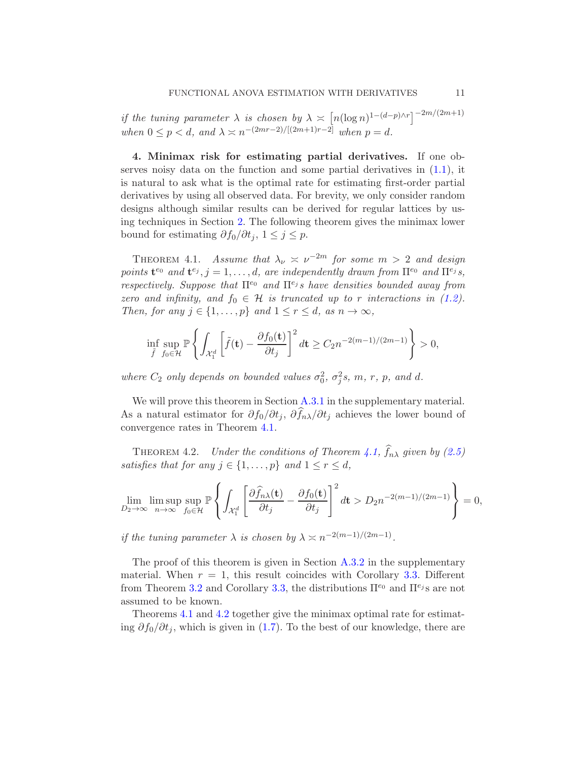*if the tuning parameter* $\lambda$ *is chosen by* $\lambda \asymp \left[n(\log n)^{1-(d-p)\wedge r}\right]^{-2m/(2m+1)}$ *when* $0 \le p < d$*, and* $\lambda \asymp n^{-(2mr-2)/[(2m+1)r-2]}$ *when* $p = d$.

**4. Minimax risk for estimating partial derivatives.** If one observes noisy data on the function and some partial derivatives in (1.1), it is natural to ask what is the optimal rate for estimating first-order partial derivatives by using all observed data. For brevity, we only consider random designs although similar results can be derived for regular lattices by using techniques in Section 2. The following theorem gives the minimax lower bound for estimating $\partial f_0/\partial t_j$, $1 \le j \le p$.

THEOREM 4.1. *Assume that* $\lambda_\nu \asymp \nu^{-2m}$ *for some* $m > 2$ *and design points* $\mathbf{t}^{e_0}$ *and* $\mathbf{t}^{e_j}, j = 1, \ldots, d$*, are independently drawn from* $\Pi^{e_0}$ *and* $\Pi^{e_j}$*s, respectively. Suppose that* $\Pi^{e_0}$ *and* $\Pi^{e_j}$*s have densities bounded away from zero and infinity, and* $f_0 \in \mathcal{H}$ *is truncated up to* $r$ *interactions in (1.2). Then, for any* $j \in \{1, \ldots, p\}$ *and* $1 \le r \le d$*, as* $n \to \infty$,

$$\inf_{\tilde{f}} \sup_{f_0 \in \mathcal{H}} \mathbb{P}\left\{ \int_{\mathcal{X}_1^d} \left[\tilde{f}(\mathbf{t}) - \frac{\partial f_0(\mathbf{t})}{\partial t_j}\right]^2 d\mathbf{t} \ge C_2 n^{-2(m-1)/(2m-1)} \right\} > 0,$$

*where* $C_2$ *only depends on bounded values* $\sigma_0^2$*,* $\sigma_j^2$*s,* $m$*,* $r$*,* $p$*, and* $d$.

We will prove this theorem in Section A.3.1 in the supplementary material. As a natural estimator for $\partial f_0/\partial t_j$, $\partial \widehat{f}_{n\lambda}/\partial t_j$ achieves the lower bound of convergence rates in Theorem 4.1.

THEOREM 4.2. *Under the conditions of Theorem 4.1,* $\widehat{f}_{n\lambda}$ *given by (2.5) satisfies that for any* $j \in \{1, \ldots, p\}$ *and* $1 \le r \le d$,

$$\lim_{D_2 \to \infty} \limsup_{n \to \infty} \sup_{f_0 \in \mathcal{H}} \mathbb{P}\left\{ \int_{\mathcal{X}_1^d} \left[\frac{\partial \widehat{f}_{n\lambda}(\mathbf{t})}{\partial t_j} - \frac{\partial f_0(\mathbf{t})}{\partial t_j}\right]^2 d\mathbf{t} > D_2 n^{-2(m-1)/(2m-1)} \right\} = 0,$$

*if the tuning parameter* $\lambda$ *is chosen by* $\lambda \asymp n^{-2(m-1)/(2m-1)}$.

The proof of this theorem is given in Section A.3.2 in the supplementary material. When $r = 1$, this result coincides with Corollary 3.3. Different from Theorem 3.2 and Corollary 3.3, the distributions $\Pi^{e_0}$ and $\Pi^{e_j}$s are not assumed to be known.

Theorems 4.1 and 4.2 together give the minimax optimal rate for estimating $\partial f_0/\partial t_j$, which is given in (1.7). To the best of our knowledge, there are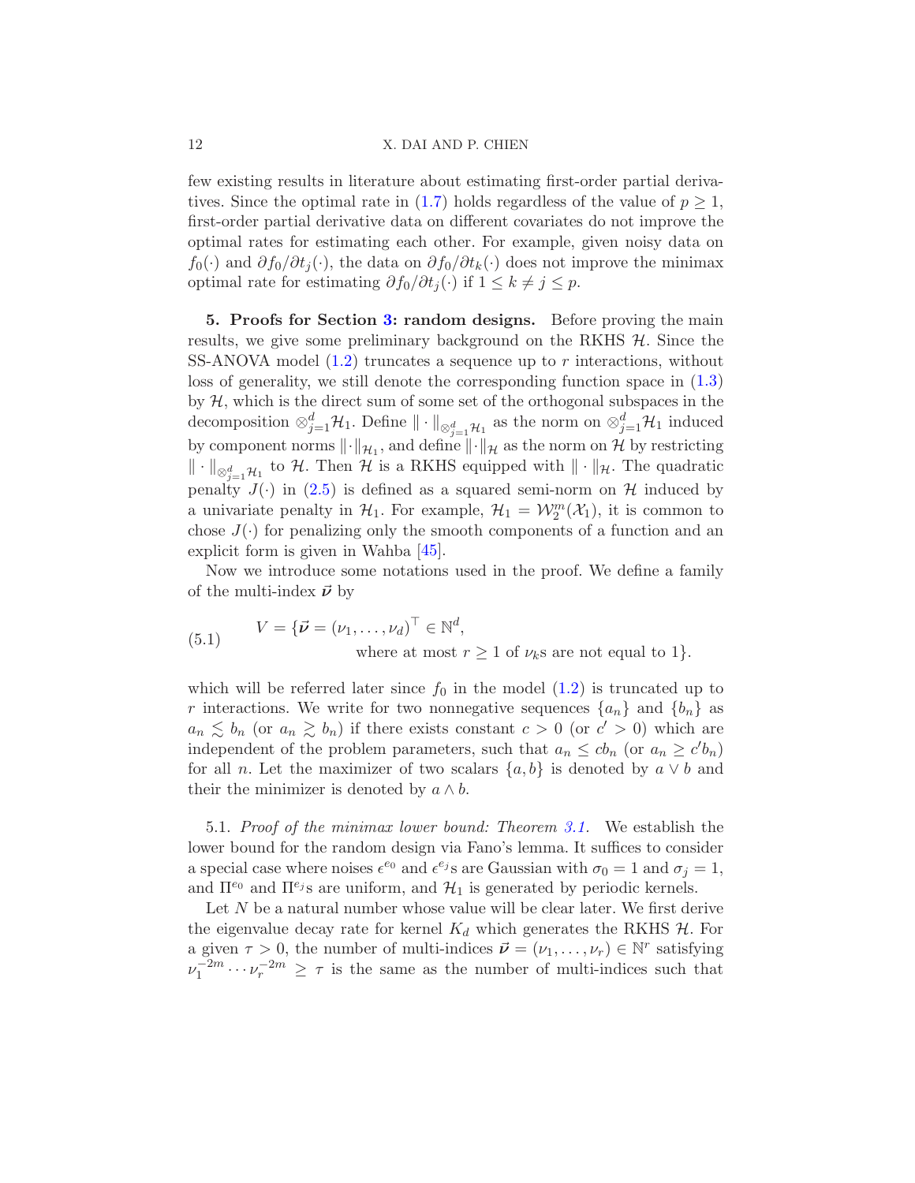few existing results in literature about estimating first-order partial derivatives. Since the optimal rate in (1.7) holds regardless of the value of $p \geq 1$, first-order partial derivative data on different covariates do not improve the optimal rates for estimating each other. For example, given noisy data on $f_0(\cdot)$ and $\partial f_0/\partial t_j(\cdot)$, the data on $\partial f_0/\partial t_k(\cdot)$ does not improve the minimax optimal rate for estimating $\partial f_0/\partial t_j(\cdot)$ if $1 \leq k \neq j \leq p$.

## 5. Proofs for Section 3: random designs.

Before proving the main results, we give some preliminary background on the RKHS $\mathcal{H}$. Since the SS-ANOVA model (1.2) truncates a sequence up to $r$ interactions, without loss of generality, we still denote the corresponding function space in (1.3) by $\mathcal{H}$, which is the direct sum of some set of the orthogonal subspaces in the decomposition $\otimes_{j=1}^d \mathcal{H}_1$. Define $\|\cdot\|_{\otimes_{j=1}^d \mathcal{H}_1}$ as the norm on $\otimes_{j=1}^d \mathcal{H}_1$ induced by component norms $\|\cdot\|_{\mathcal{H}_1}$, and define $\|\cdot\|_{\mathcal{H}}$ as the norm on $\mathcal{H}$ by restricting $\|\cdot\|_{\otimes_{j=1}^d \mathcal{H}_1}$ to $\mathcal{H}$. Then $\mathcal{H}$ is a RKHS equipped with $\|\cdot\|_{\mathcal{H}}$. The quadratic penalty $J(\cdot)$ in (2.5) is defined as a squared semi-norm on $\mathcal{H}$ induced by a univariate penalty in $\mathcal{H}_1$. For example, $\mathcal{H}_1 = \mathcal{W}_2^m(\mathcal{X}_1)$, it is common to chose $J(\cdot)$ for penalizing only the smooth components of a function and an explicit form is given in Wahba [45].

Now we introduce some notations used in the proof. We define a family of the multi-index $\vec{\boldsymbol{\nu}}$ by

$$V = \{\vec{\boldsymbol{\nu}} = (\nu_1, \dots, \nu_d)^\top \in \mathbb{N}^d, \text{ where at most } r \geq 1 \text{ of } \nu_k\text{s are not equal to } 1\}. \tag{5.1}$$

which will be referred later since $f_0$ in the model (1.2) is truncated up to $r$ interactions. We write for two nonnegative sequences $\{a_n\}$ and $\{b_n\}$ as $a_n \lesssim b_n$ (or $a_n \gtrsim b_n$) if there exists constant $c > 0$ (or $c' > 0$) which are independent of the problem parameters, such that $a_n \leq c b_n$ (or $a_n \geq c' b_n$) for all $n$. Let the maximizer of two scalars $\{a, b\}$ is denoted by $a \vee b$ and their the minimizer is denoted by $a \wedge b$.

### 5.1. *Proof of the minimax lower bound: Theorem 3.1.*

We establish the lower bound for the random design via Fano's lemma. It suffices to consider a special case where noises $\epsilon^{e_0}$ and $\epsilon^{e_j}$s are Gaussian with $\sigma_0 = 1$ and $\sigma_j = 1$, and $\Pi^{e_0}$ and $\Pi^{e_j}$s are uniform, and $\mathcal{H}_1$ is generated by periodic kernels.

Let $N$ be a natural number whose value will be clear later. We first derive the eigenvalue decay rate for kernel $K_d$ which generates the RKHS $\mathcal{H}$. For a given $\tau > 0$, the number of multi-indices $\vec{\boldsymbol{\nu}} = (\nu_1, \dots, \nu_r) \in \mathbb{N}^r$ satisfying $\nu_1^{-2m} \cdots \nu_r^{-2m} \geq \tau$ is the same as the number of multi-indices such that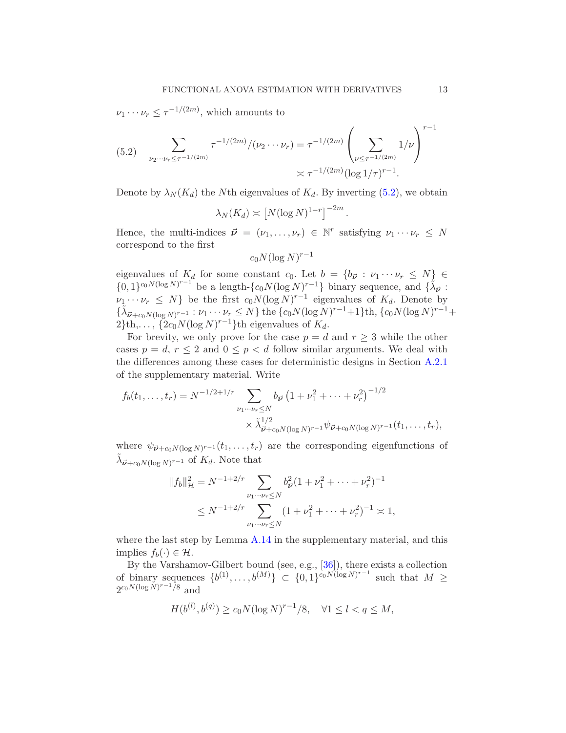$\nu_1 \cdots \nu_r \le \tau^{-1/(2m)}$, which amounts to

$$
\sum_{\nu_2 \cdots \nu_r \le \tau^{-1/(2m)}} \tau^{-1/(2m)}/(\nu_2 \cdots \nu_r) = \tau^{-1/(2m)} \left( \sum_{\nu \le \tau^{-1/(2m)}} 1/\nu \right)^{r-1} \asymp \tau^{-1/(2m)} (\log 1/\tau)^{r-1}. \tag{5.2}
$$

Denote by $\lambda_N(K_d)$ the $N$th eigenvalues of $K_d$. By inverting (5.2), we obtain

$$
\lambda_N(K_d) \asymp \left[ N (\log N)^{1-r} \right]^{-2m}.
$$

Hence, the multi-indices $\vec{\boldsymbol{\nu}} = (\nu_1, \ldots, \nu_r) \in \mathbb{N}^r$ satisfying $\nu_1 \cdots \nu_r \le N$ correspond to the first

$$
c_0 N (\log N)^{r-1}
$$

eigenvalues of $K_d$ for some constant $c_0$. Let $b = \{ b_{\vec{\boldsymbol{\nu}}} : \nu_1 \cdots \nu_r \le N \} \in \{0,1\}^{c_0 N (\log N)^{r-1}}$ be a length-$\{c_0 N (\log N)^{r-1}\}$ binary sequence, and $\{\tilde{\lambda}_{\vec{\boldsymbol{\nu}}} : \nu_1 \cdots \nu_r \le N\}$ be the first $c_0 N (\log N)^{r-1}$ eigenvalues of $K_d$. Denote by $\{\tilde{\lambda}_{\vec{\boldsymbol{\nu}}+c_0 N (\log N)^{r-1}} : \nu_1 \cdots \nu_r \le N\}$ the $\{c_0 N (\log N)^{r-1}+1\}$th, $\{c_0 N (\log N)^{r-1}+2\}$th,$\ldots$, $\{2 c_0 N (\log N)^{r-1}\}$th eigenvalues of $K_d$.

For brevity, we only prove for the case $p = d$ and $r \ge 3$ while the other cases $p = d$, $r \le 2$ and $0 \le p < d$ follow similar arguments. We deal with the differences among these cases for deterministic designs in Section A.2.1 of the supplementary material. Write

$$
f_b(t_1, \ldots, t_r) = N^{-1/2+1/r} \sum_{\nu_1 \cdots \nu_r \le N} b_{\vec{\boldsymbol{\nu}}} \left(1 + \nu_1^2 + \cdots + \nu_r^2\right)^{-1/2} \times \tilde{\lambda}^{1/2}_{\vec{\boldsymbol{\nu}}+c_0 N (\log N)^{r-1}} \psi_{\vec{\boldsymbol{\nu}}+c_0 N (\log N)^{r-1}}(t_1, \ldots, t_r),
$$

where $\psi_{\vec{\boldsymbol{\nu}}+c_0 N (\log N)^{r-1}}(t_1, \ldots, t_r)$ are the corresponding eigenfunctions of $\tilde{\lambda}_{\vec{\boldsymbol{\nu}}+c_0 N (\log N)^{r-1}}$ of $K_d$. Note that

$$
\begin{aligned}
\|f_b\|^2_{\mathcal{H}} &= N^{-1+2/r} \sum_{\nu_1 \cdots \nu_r \le N} b^2_{\vec{\boldsymbol{\nu}}} (1 + \nu_1^2 + \cdots + \nu_r^2)^{-1} \\
&\le N^{-1+2/r} \sum_{\nu_1 \cdots \nu_r \le N} (1 + \nu_1^2 + \cdots + \nu_r^2)^{-1} \asymp 1,
\end{aligned}
$$

where the last step by Lemma A.14 in the supplementary material, and this implies $f_b(\cdot) \in \mathcal{H}$.

By the Varshamov-Gilbert bound (see, e.g., [36]), there exists a collection of binary sequences $\{b^{(1)}, \ldots, b^{(M)}\} \subset \{0,1\}^{c_0 N (\log N)^{r-1}}$ such that $M \ge 2^{c_0 N (\log N)^{r-1}/8}$ and

$$
H(b^{(l)}, b^{(q)}) \ge c_0 N (\log N)^{r-1}/8, \quad \forall 1 \le l < q \le M,
$$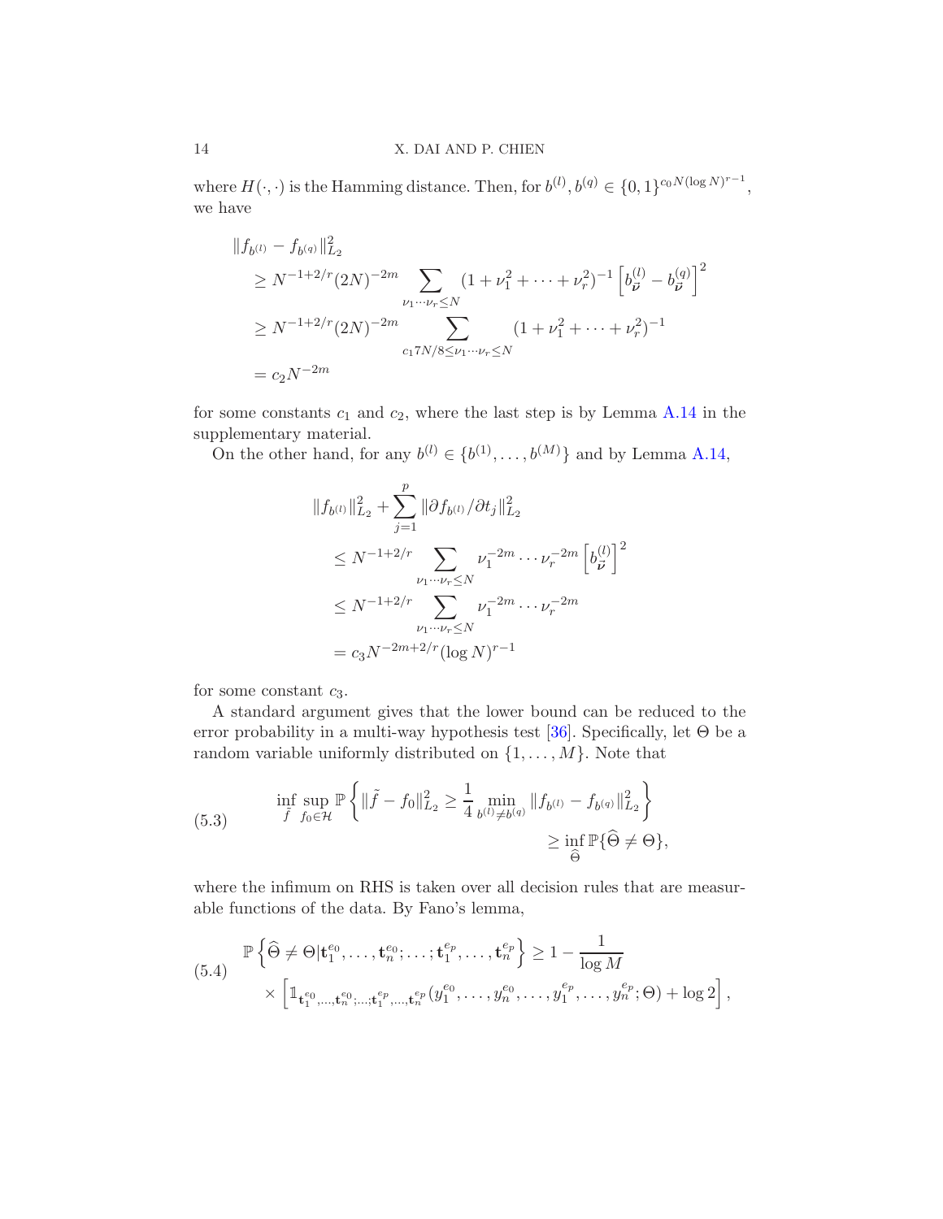where $H(\cdot,\cdot)$ is the Hamming distance. Then, for $b^{(l)}, b^{(q)} \in \{0,1\}^{c_0 N(\log N)^{r-1}}$, we have

$$
\begin{aligned}
&\|f_{b^{(l)}} - f_{b^{(q)}}\|_{L_2}^2 \\
&\quad \geq N^{-1+2/r}(2N)^{-2m} \sum_{\nu_1\cdots\nu_r \leq N} (1+\nu_1^2+\cdots+\nu_r^2)^{-1}\left[b_{\boldsymbol{\nu}}^{(l)} - b_{\boldsymbol{\nu}}^{(q)}\right]^2 \\
&\quad \geq N^{-1+2/r}(2N)^{-2m} \sum_{c_1 7N/8 \leq \nu_1\cdots\nu_r \leq N} (1+\nu_1^2+\cdots+\nu_r^2)^{-1} \\
&\quad = c_2 N^{-2m}
\end{aligned}
$$

for some constants $c_1$ and $c_2$, where the last step is by Lemma A.14 in the supplementary material.

On the other hand, for any $b^{(l)} \in \{b^{(1)},\ldots,b^{(M)}\}$ and by Lemma A.14,

$$
\begin{aligned}
&\|f_{b^{(l)}}\|_{L_2}^2 + \sum_{j=1}^{p} \|\partial f_{b^{(l)}}/\partial t_j\|_{L_2}^2 \\
&\quad \leq N^{-1+2/r} \sum_{\nu_1\cdots\nu_r \leq N} \nu_1^{-2m}\cdots\nu_r^{-2m}\left[b_{\boldsymbol{\nu}}^{(l)}\right]^2 \\
&\quad \leq N^{-1+2/r} \sum_{\nu_1\cdots\nu_r \leq N} \nu_1^{-2m}\cdots\nu_r^{-2m} \\
&\quad = c_3 N^{-2m+2/r}(\log N)^{r-1}
\end{aligned}
$$

for some constant $c_3$.

A standard argument gives that the lower bound can be reduced to the error probability in a multi-way hypothesis test [36]. Specifically, let $\Theta$ be a random variable uniformly distributed on $\{1,\ldots,M\}$. Note that

$$
\inf_{\tilde f}\sup_{f_0\in\mathcal{H}} \mathbb{P}\left\{\|\tilde f - f_0\|_{L_2}^2 \geq \frac{1}{4}\min_{b^{(l)}\neq b^{(q)}} \|f_{b^{(l)}} - f_{b^{(q)}}\|_{L_2}^2\right\} \geq \inf_{\widehat\Theta}\mathbb{P}\{\widehat\Theta \neq \Theta\}, \tag{5.3}
$$

where the infimum on RHS is taken over all decision rules that are measurable functions of the data. By Fano's lemma,

$$
\begin{aligned}
\mathbb{P}\left\{\widehat\Theta \neq \Theta | \mathbf{t}_1^{e_0},\ldots,\mathbf{t}_n^{e_0};\ldots;\mathbf{t}_1^{e_p},\ldots,\mathbf{t}_n^{e_p}\right\} \geq 1 - \frac{1}{\log M} \\
\times\left[\mathbb{1}_{\mathbf{t}_1^{e_0},\ldots,\mathbf{t}_n^{e_0};\ldots;\mathbf{t}_1^{e_p},\ldots,\mathbf{t}_n^{e_p}}(y_1^{e_0},\ldots,y_n^{e_0},\ldots,y_1^{e_p},\ldots,y_n^{e_p};\Theta) + \log 2\right],
\end{aligned} \tag{5.4}
$$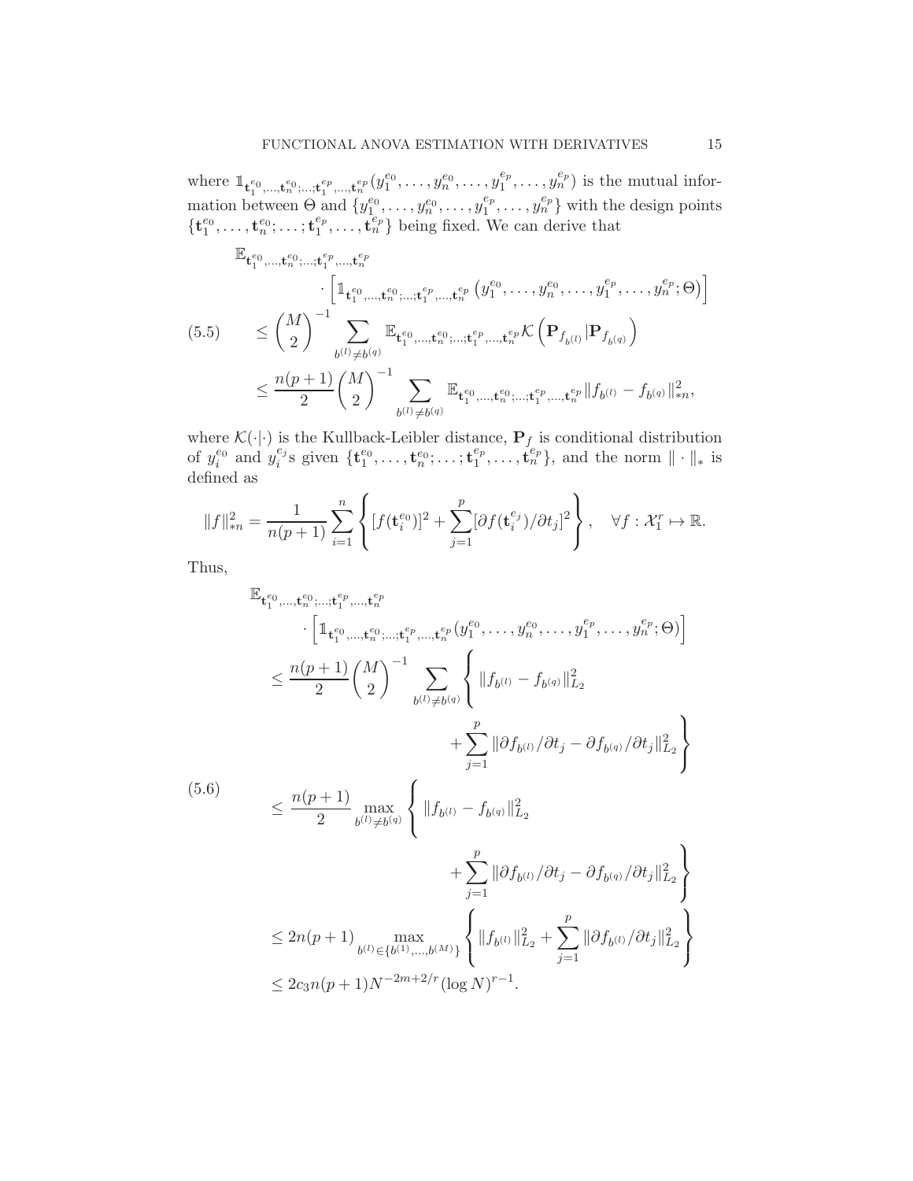where $\mathbb{1}_{\mathbf{t}_1^{e_0},\ldots,\mathbf{t}_n^{e_0};\ldots;\mathbf{t}_1^{e_p},\ldots,\mathbf{t}_n^{e_p}}(y_1^{e_0},\ldots,y_n^{e_0},\ldots,y_1^{e_p},\ldots,y_n^{e_p})$ is the mutual information between $\Theta$ and $\{y_1^{e_0},\ldots,y_n^{e_0},\ldots,y_1^{e_p},\ldots,y_n^{e_p}\}$ with the design points $\{\mathbf{t}_1^{e_0},\ldots,\mathbf{t}_n^{e_0};\ldots;\mathbf{t}_1^{e_p},\ldots,\mathbf{t}_n^{e_p}\}$ being fixed. We can derive that

$$
\begin{aligned}
&\mathbb{E}_{\mathbf{t}_1^{e_0},\ldots,\mathbf{t}_n^{e_0};\ldots;\mathbf{t}_1^{e_p},\ldots,\mathbf{t}_n^{e_p}} \\
&\qquad \cdot \left[\mathbb{1}_{\mathbf{t}_1^{e_0},\ldots,\mathbf{t}_n^{e_0};\ldots;\mathbf{t}_1^{e_p},\ldots,\mathbf{t}_n^{e_p}}\left(y_1^{e_0},\ldots,y_n^{e_0},\ldots,y_1^{e_p},\ldots,y_n^{e_p};\Theta\right)\right] \\
&\quad \le \binom{M}{2}^{-1} \sum_{b^{(l)}\neq b^{(q)}} \mathbb{E}_{\mathbf{t}_1^{e_0},\ldots,\mathbf{t}_n^{e_0};\ldots;\mathbf{t}_1^{e_p},\ldots,\mathbf{t}_n^{e_p}} \mathcal{K}\left(\mathbf{P}_{f_{b^{(l)}}}|\mathbf{P}_{f_{b^{(q)}}}\right) \\
&\quad \le \frac{n(p+1)}{2}\binom{M}{2}^{-1} \sum_{b^{(l)}\neq b^{(q)}} \mathbb{E}_{\mathbf{t}_1^{e_0},\ldots,\mathbf{t}_n^{e_0};\ldots;\mathbf{t}_1^{e_p},\ldots,\mathbf{t}_n^{e_p}} \|f_{b^{(l)}} - f_{b^{(q)}}\|_{*n}^2,
\end{aligned} \tag{5.5}
$$

where $\mathcal{K}(\cdot|\cdot)$ is the Kullback-Leibler distance, $\mathbf{P}_f$ is conditional distribution of $y_i^{e_0}$ and $y_i^{e_j}$s given $\{\mathbf{t}_1^{e_0},\ldots,\mathbf{t}_n^{e_0};\ldots;\mathbf{t}_1^{e_p},\ldots,\mathbf{t}_n^{e_p}\}$, and the norm $\|\cdot\|_*$ is defined as

$$
\|f\|_{*n}^2 = \frac{1}{n(p+1)} \sum_{i=1}^n \left\{[f(\mathbf{t}_i^{e_0})]^2 + \sum_{j=1}^p [\partial f(\mathbf{t}_i^{e_j})/\partial t_j]^2\right\}, \quad \forall f : \mathcal{X}_1^r \mapsto \mathbb{R}.
$$

Thus,

$$
\begin{aligned}
&\mathbb{E}_{\mathbf{t}_1^{e_0},\ldots,\mathbf{t}_n^{e_0};\ldots;\mathbf{t}_1^{e_p},\ldots,\mathbf{t}_n^{e_p}} \\
&\qquad \cdot \left[\mathbb{1}_{\mathbf{t}_1^{e_0},\ldots,\mathbf{t}_n^{e_0};\ldots;\mathbf{t}_1^{e_p},\ldots,\mathbf{t}_n^{e_p}}(y_1^{e_0},\ldots,y_n^{e_0},\ldots,y_1^{e_p},\ldots,y_n^{e_p};\Theta)\right] \\
&\quad \le \frac{n(p+1)}{2}\binom{M}{2}^{-1} \sum_{b^{(l)}\neq b^{(q)}} \left\{ \|f_{b^{(l)}} - f_{b^{(q)}}\|_{L_2}^2 + \sum_{j=1}^p \|\partial f_{b^{(l)}}/\partial t_j - \partial f_{b^{(q)}}/\partial t_j\|_{L_2}^2 \right\} \\
&\quad \le \frac{n(p+1)}{2} \max_{b^{(l)}\neq b^{(q)}} \left\{ \|f_{b^{(l)}} - f_{b^{(q)}}\|_{L_2}^2 + \sum_{j=1}^p \|\partial f_{b^{(l)}}/\partial t_j - \partial f_{b^{(q)}}/\partial t_j\|_{L_2}^2 \right\} \\
&\quad \le 2n(p+1) \max_{b^{(l)}\in\{b^{(1)},\ldots,b^{(M)}\}} \left\{ \|f_{b^{(l)}}\|_{L_2}^2 + \sum_{j=1}^p \|\partial f_{b^{(l)}}/\partial t_j\|_{L_2}^2 \right\} \\
&\quad \le 2c_3 n(p+1) N^{-2m+2/r} (\log N)^{r-1}.
\end{aligned} \tag{5.6}
$$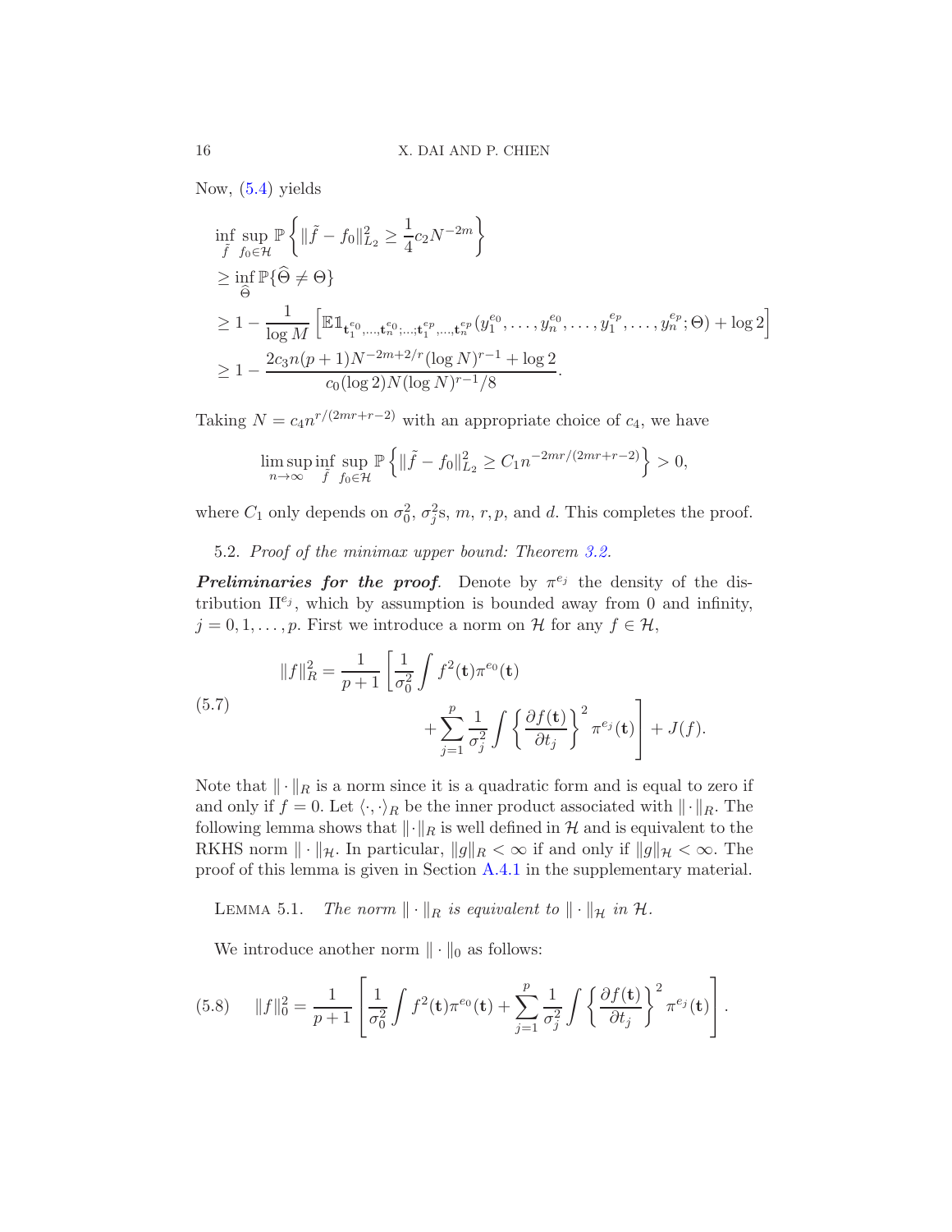Now, (5.4) yields

$$
\begin{aligned}
&\inf_{\tilde{f}} \sup_{f_0 \in \mathcal{H}} \mathbb{P}\left\{ \|\tilde{f} - f_0\|_{L_2}^2 \geq \frac{1}{4} c_2 N^{-2m} \right\} \\
&\geq \inf_{\widehat{\Theta}} \mathbb{P}\{\widehat{\Theta} \neq \Theta\} \\
&\geq 1 - \frac{1}{\log M}\left[ \mathbb{E} \mathbb{1}_{\mathbf{t}_1^{e_0},\ldots,\mathbf{t}_n^{e_0};\ldots;\mathbf{t}_1^{e_p},\ldots,\mathbf{t}_n^{e_p}}(y_1^{e_0},\ldots,y_n^{e_0},\ldots,y_1^{e_p},\ldots,y_n^{e_p};\Theta) + \log 2 \right] \\
&\geq 1 - \frac{2c_3 n(p+1) N^{-2m+2/r} (\log N)^{r-1} + \log 2}{c_0 (\log 2) N (\log N)^{r-1}/8}.
\end{aligned}
$$

Taking $N = c_4 n^{r/(2mr+r-2)}$ with an appropriate choice of $c_4$, we have

$$
\limsup_{n\to\infty} \inf_{\tilde{f}} \sup_{f_0 \in \mathcal{H}} \mathbb{P}\left\{ \|\tilde{f} - f_0\|_{L_2}^2 \geq C_1 n^{-2mr/(2mr+r-2)} \right\} > 0,
$$

where $C_1$ only depends on $\sigma_0^2$, $\sigma_j^2$s, $m$, $r, p$, and $d$. This completes the proof.

### 5.2. *Proof of the minimax upper bound: Theorem 3.2.*

***Preliminaries for the proof*.** Denote by $\pi^{e_j}$ the density of the distribution $\Pi^{e_j}$, which by assumption is bounded away from 0 and infinity, $j = 0, 1, \ldots, p$. First we introduce a norm on $\mathcal{H}$ for any $f \in \mathcal{H}$,

$$
\|f\|_R^2 = \frac{1}{p+1}\left[ \frac{1}{\sigma_0^2} \int f^2(\mathbf{t}) \pi^{e_0}(\mathbf{t}) + \sum_{j=1}^p \frac{1}{\sigma_j^2} \int \left\{ \frac{\partial f(\mathbf{t})}{\partial t_j} \right\}^2 \pi^{e_j}(\mathbf{t}) \right] + J(f). \tag{5.7}
$$

Note that $\|\cdot\|_R$ is a norm since it is a quadratic form and is equal to zero if and only if $f = 0$. Let $\langle \cdot, \cdot \rangle_R$ be the inner product associated with $\|\cdot\|_R$. The following lemma shows that $\|\cdot\|_R$ is well defined in $\mathcal{H}$ and is equivalent to the RKHS norm $\|\cdot\|_{\mathcal{H}}$. In particular, $\|g\|_R < \infty$ if and only if $\|g\|_{\mathcal{H}} < \infty$. The proof of this lemma is given in Section A.4.1 in the supplementary material.

LEMMA 5.1. *The norm $\|\cdot\|_R$ is equivalent to $\|\cdot\|_{\mathcal{H}}$ in $\mathcal{H}$.*

We introduce another norm $\|\cdot\|_0$ as follows:

$$
\|f\|_0^2 = \frac{1}{p+1}\left[ \frac{1}{\sigma_0^2} \int f^2(\mathbf{t}) \pi^{e_0}(\mathbf{t}) + \sum_{j=1}^p \frac{1}{\sigma_j^2} \int \left\{ \frac{\partial f(\mathbf{t})}{\partial t_j} \right\}^2 \pi^{e_j}(\mathbf{t}) \right]. \tag{5.8}
$$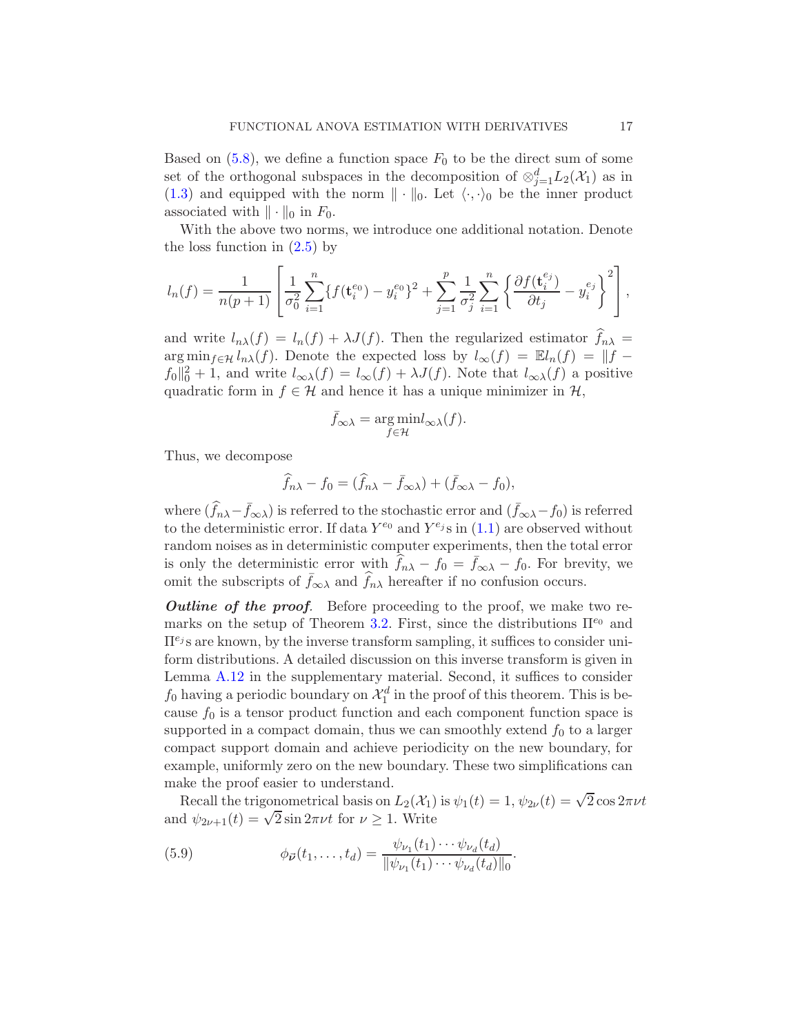Based on (5.8), we define a function space $F_0$ to be the direct sum of some set of the orthogonal subspaces in the decomposition of $\otimes_{j=1}^{d} L_2(\mathcal{X}_1)$ as in (1.3) and equipped with the norm $\|\cdot\|_0$. Let $\langle\cdot,\cdot\rangle_0$ be the inner product associated with $\|\cdot\|_0$ in $F_0$.

With the above two norms, we introduce one additional notation. Denote the loss function in (2.5) by

$$
l_n(f) = \frac{1}{n(p+1)} \left[ \frac{1}{\sigma_0^2} \sum_{i=1}^{n} \{f(\mathbf{t}_i^{e_0}) - y_i^{e_0}\}^2 + \sum_{j=1}^{p} \frac{1}{\sigma_j^2} \sum_{i=1}^{n} \left\{ \frac{\partial f(\mathbf{t}_i^{e_j})}{\partial t_j} - y_i^{e_j} \right\}^2 \right],
$$

and write $l_{n\lambda}(f) = l_n(f) + \lambda J(f)$. Then the regularized estimator $\widehat{f}_{n\lambda} = \arg\min_{f\in\mathcal{H}} l_{n\lambda}(f)$. Denote the expected loss by $l_\infty(f) = \mathbb{E} l_n(f) = \|f - f_0\|_0^2 + 1$, and write $l_{\infty\lambda}(f) = l_\infty(f) + \lambda J(f)$. Note that $l_{\infty\lambda}(f)$ a positive quadratic form in $f \in \mathcal{H}$ and hence it has a unique minimizer in $\mathcal{H}$,

$$
\bar{f}_{\infty\lambda} = \underset{f\in\mathcal{H}}{\arg\min}\, l_{\infty\lambda}(f).
$$

Thus, we decompose

$$
\widehat{f}_{n\lambda} - f_0 = (\widehat{f}_{n\lambda} - \bar{f}_{\infty\lambda}) + (\bar{f}_{\infty\lambda} - f_0),
$$

where $(\widehat{f}_{n\lambda} - \bar{f}_{\infty\lambda})$ is referred to the stochastic error and $(\bar{f}_{\infty\lambda} - f_0)$ is referred to the deterministic error. If data $Y^{e_0}$ and $Y^{e_j}$s in (1.1) are observed without random noises as in deterministic computer experiments, then the total error is only the deterministic error with $\widehat{f}_{n\lambda} - f_0 = \bar{f}_{\infty\lambda} - f_0$. For brevity, we omit the subscripts of $\bar{f}_{\infty\lambda}$ and $\widehat{f}_{n\lambda}$ hereafter if no confusion occurs.

***Outline of the proof.*** Before proceeding to the proof, we make two remarks on the setup of Theorem 3.2. First, since the distributions $\Pi^{e_0}$ and $\Pi^{e_j}$s are known, by the inverse transform sampling, it suffices to consider uniform distributions. A detailed discussion on this inverse transform is given in Lemma A.12 in the supplementary material. Second, it suffices to consider $f_0$ having a periodic boundary on $\mathcal{X}_1^d$ in the proof of this theorem. This is because $f_0$ is a tensor product function and each component function space is supported in a compact domain, thus we can smoothly extend $f_0$ to a larger compact support domain and achieve periodicity on the new boundary, for example, uniformly zero on the new boundary. These two simplifications can make the proof easier to understand.

Recall the trigonometrical basis on $L_2(\mathcal{X}_1)$ is $\psi_1(t) = 1$, $\psi_{2\nu}(t) = \sqrt{2}\cos 2\pi\nu t$ and $\psi_{2\nu+1}(t) = \sqrt{2}\sin 2\pi\nu t$ for $\nu \geq 1$. Write

$$
\phi_{\boldsymbol{\nu}}(t_1,\ldots,t_d) = \frac{\psi_{\nu_1}(t_1)\cdots\psi_{\nu_d}(t_d)}{\|\psi_{\nu_1}(t_1)\cdots\psi_{\nu_d}(t_d)\|_0}. \tag{5.9}
$$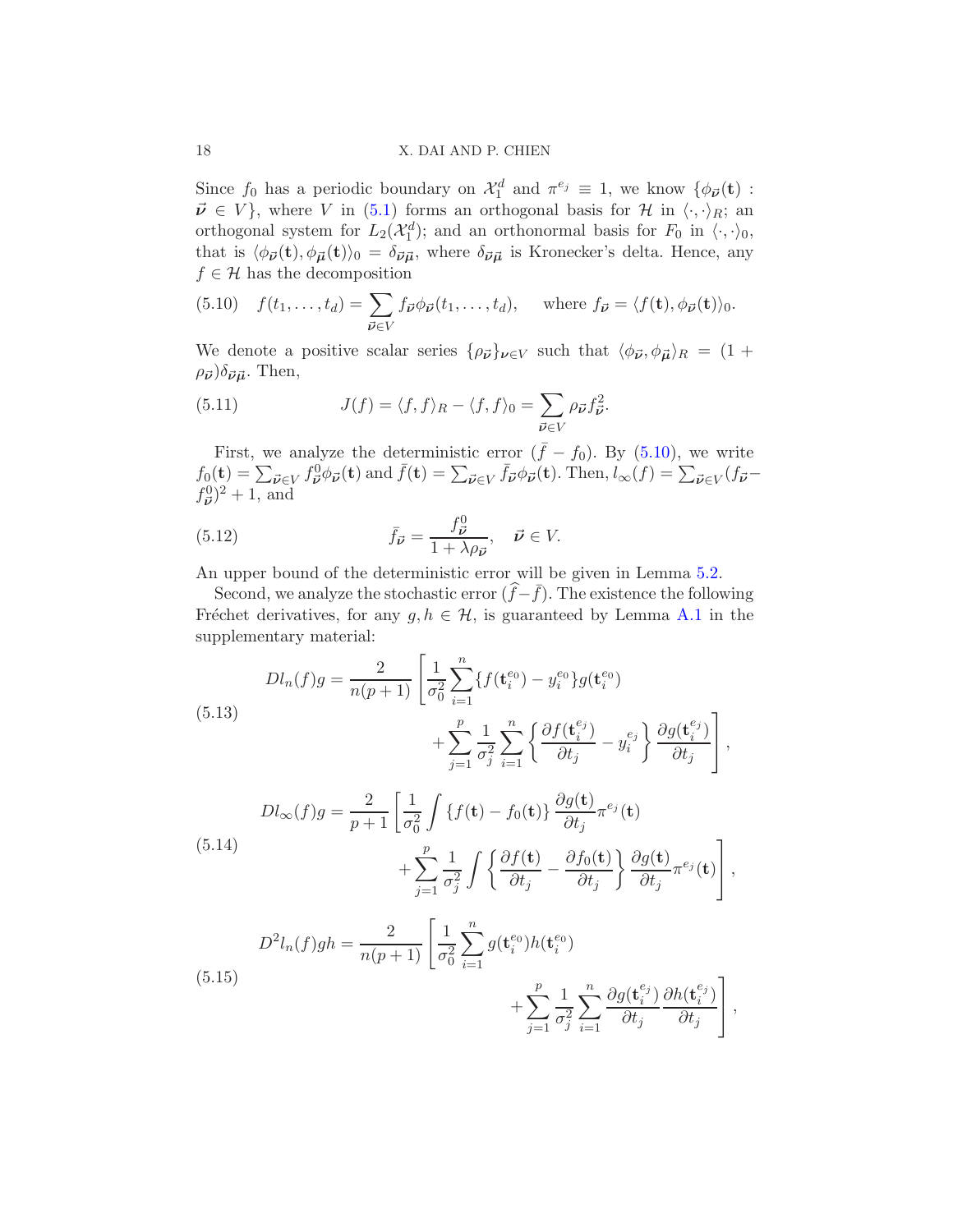Since $f_0$ has a periodic boundary on $\mathcal{X}_1^d$ and $\pi^{e_j} \equiv 1$, we know $\{\phi_{\vec{\boldsymbol{\nu}}}(\mathbf{t}) : \vec{\boldsymbol{\nu}} \in V\}$, where $V$ in (5.1) forms an orthogonal basis for $\mathcal{H}$ in $\langle\cdot,\cdot\rangle_R$; an orthogonal system for $L_2(\mathcal{X}_1^d)$; and an orthonormal basis for $F_0$ in $\langle\cdot,\cdot\rangle_0$, that is $\langle\phi_{\vec{\boldsymbol{\nu}}}(\mathbf{t}), \phi_{\vec{\boldsymbol{\mu}}}(\mathbf{t})\rangle_0 = \delta_{\vec{\boldsymbol{\nu}}\vec{\boldsymbol{\mu}}}$, where $\delta_{\vec{\boldsymbol{\nu}}\vec{\boldsymbol{\mu}}}$ is Kronecker's delta. Hence, any $f \in \mathcal{H}$ has the decomposition

$$
f(t_1, \ldots, t_d) = \sum_{\vec{\boldsymbol{\nu}} \in V} f_{\vec{\boldsymbol{\nu}}} \phi_{\vec{\boldsymbol{\nu}}}(t_1, \ldots, t_d), \quad \text{ where } f_{\vec{\boldsymbol{\nu}}} = \langle f(\mathbf{t}), \phi_{\vec{\boldsymbol{\nu}}}(\mathbf{t})\rangle_0. \tag{5.10}
$$

We denote a positive scalar series $\{\rho_{\vec{\boldsymbol{\nu}}}\}_{\boldsymbol{\nu} \in V}$ such that $\langle\phi_{\vec{\boldsymbol{\nu}}}, \phi_{\vec{\boldsymbol{\mu}}}\rangle_R = (1 + \rho_{\vec{\boldsymbol{\nu}}})\delta_{\vec{\boldsymbol{\nu}}\vec{\boldsymbol{\mu}}}$. Then,

$$
J(f) = \langle f, f\rangle_R - \langle f, f\rangle_0 = \sum_{\vec{\boldsymbol{\nu}} \in V} \rho_{\vec{\boldsymbol{\nu}}} f_{\vec{\boldsymbol{\nu}}}^2. \tag{5.11}
$$

First, we analyze the deterministic error $(\bar{f} - f_0)$. By (5.10), we write $f_0(\mathbf{t}) = \sum_{\vec{\boldsymbol{\nu}} \in V} f_{\vec{\boldsymbol{\nu}}}^0 \phi_{\vec{\boldsymbol{\nu}}}(\mathbf{t})$ and $\bar{f}(\mathbf{t}) = \sum_{\vec{\boldsymbol{\nu}} \in V} \bar{f}_{\vec{\boldsymbol{\nu}}} \phi_{\vec{\boldsymbol{\nu}}}(\mathbf{t})$. Then, $l_\infty(f) = \sum_{\vec{\boldsymbol{\nu}} \in V}(f_{\vec{\boldsymbol{\nu}}} - f_{\vec{\boldsymbol{\nu}}}^0)^2 + 1$, and

$$
\bar{f}_{\vec{\boldsymbol{\nu}}} = \frac{f_{\vec{\boldsymbol{\nu}}}^0}{1 + \lambda\rho_{\vec{\boldsymbol{\nu}}}}, \quad \vec{\boldsymbol{\nu}} \in V. \tag{5.12}
$$

An upper bound of the deterministic error will be given in Lemma 5.2.

Second, we analyze the stochastic error $(\widehat{f} - \bar{f})$. The existence the following Fréchet derivatives, for any $g, h \in \mathcal{H}$, is guaranteed by Lemma A.1 in the supplementary material:

$$
\begin{aligned}
Dl_n(f)g = \frac{2}{n(p+1)} \Bigg[ & \frac{1}{\sigma_0^2} \sum_{i=1}^n \{f(\mathbf{t}_i^{e_0}) - y_i^{e_0}\} g(\mathbf{t}_i^{e_0}) \\
& + \sum_{j=1}^p \frac{1}{\sigma_j^2} \sum_{i=1}^n \left\{ \frac{\partial f(\mathbf{t}_i^{e_j})}{\partial t_j} - y_i^{e_j} \right\} \frac{\partial g(\mathbf{t}_i^{e_j})}{\partial t_j} \Bigg],
\end{aligned} \tag{5.13}
$$

$$
\begin{aligned}
Dl_\infty(f)g = \frac{2}{p+1} \Bigg[ & \frac{1}{\sigma_0^2} \int \{f(\mathbf{t}) - f_0(\mathbf{t})\} \frac{\partial g(\mathbf{t})}{\partial t_j} \pi^{e_j}(\mathbf{t}) \\
& + \sum_{j=1}^p \frac{1}{\sigma_j^2} \int \left\{ \frac{\partial f(\mathbf{t})}{\partial t_j} - \frac{\partial f_0(\mathbf{t})}{\partial t_j} \right\} \frac{\partial g(\mathbf{t})}{\partial t_j} \pi^{e_j}(\mathbf{t}) \Bigg],
\end{aligned} \tag{5.14}
$$

$$
\begin{aligned}
D^2 l_n(f)gh = \frac{2}{n(p+1)} \Bigg[ & \frac{1}{\sigma_0^2} \sum_{i=1}^n g(\mathbf{t}_i^{e_0}) h(\mathbf{t}_i^{e_0}) \\
& + \sum_{j=1}^p \frac{1}{\sigma_j^2} \sum_{i=1}^n \frac{\partial g(\mathbf{t}_i^{e_j})}{\partial t_j} \frac{\partial h(\mathbf{t}_i^{e_j})}{\partial t_j} \Bigg],
\end{aligned} \tag{5.15}
$$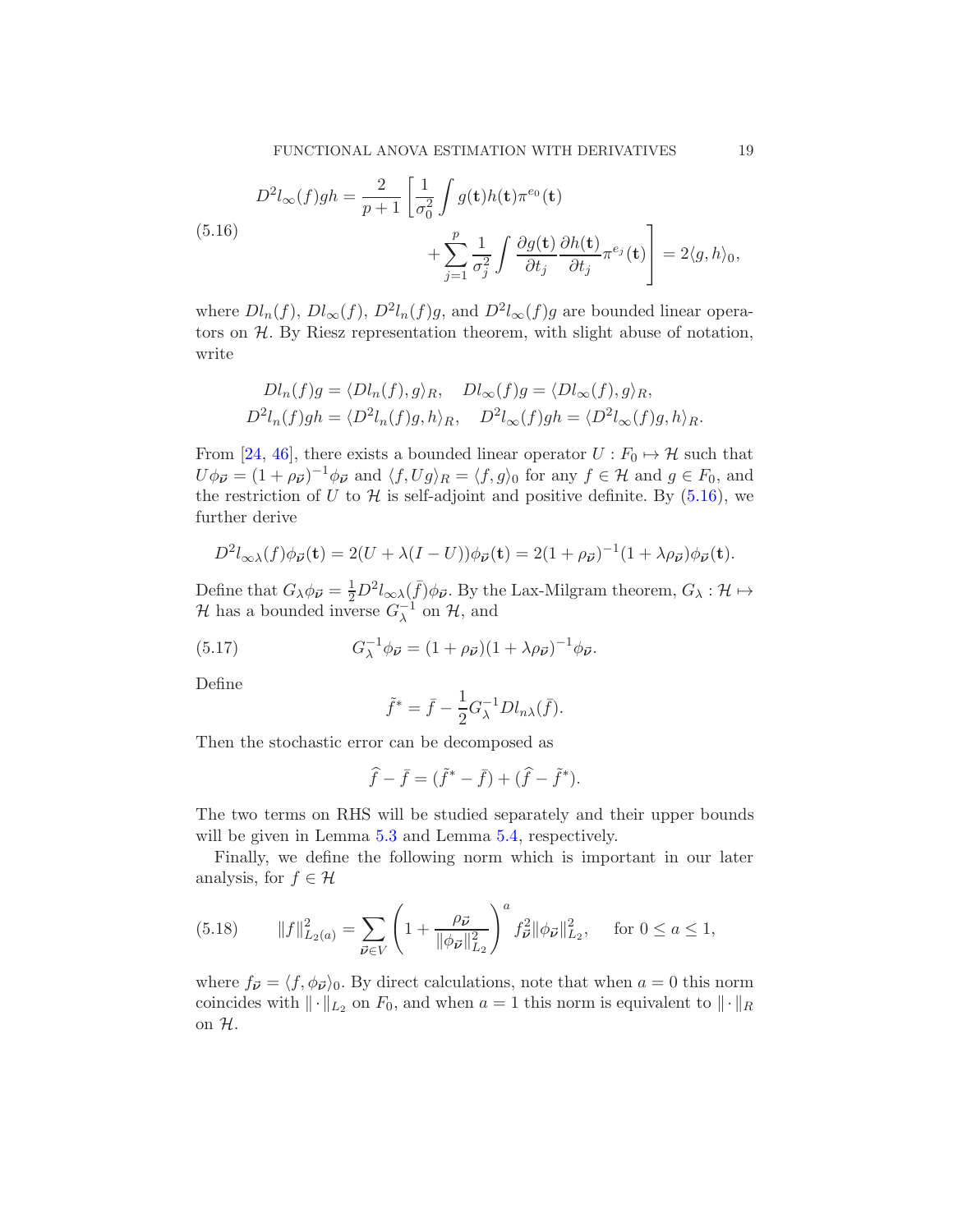$$
D^2 l_\infty(f) gh = \frac{2}{p+1}\left[\frac{1}{\sigma_0^2}\int g(\mathbf{t})h(\mathbf{t})\pi^{e_0}(\mathbf{t}) + \sum_{j=1}^{p}\frac{1}{\sigma_j^2}\int \frac{\partial g(\mathbf{t})}{\partial t_j}\frac{\partial h(\mathbf{t})}{\partial t_j}\pi^{e_j}(\mathbf{t})\right] = 2\langle g, h\rangle_0, \tag{5.16}
$$

where $Dl_n(f)$, $Dl_\infty(f)$, $D^2l_n(f)g$, and $D^2l_\infty(f)g$ are bounded linear operators on $\mathcal{H}$. By Riesz representation theorem, with slight abuse of notation, write

$$
Dl_n(f)g = \langle Dl_n(f), g\rangle_R, \quad Dl_\infty(f)g = \langle Dl_\infty(f), g\rangle_R,
$$
$$
D^2l_n(f)gh = \langle D^2l_n(f)g, h\rangle_R, \quad D^2l_\infty(f)gh = \langle D^2l_\infty(f)g, h\rangle_R.
$$

From [24, 46], there exists a bounded linear operator $U : F_0 \mapsto \mathcal{H}$ such that $U\phi_{\vec{\nu}} = (1+\rho_{\vec{\nu}})^{-1}\phi_{\vec{\nu}}$ and $\langle f, Ug\rangle_R = \langle f, g\rangle_0$ for any $f \in \mathcal{H}$ and $g \in F_0$, and the restriction of $U$ to $\mathcal{H}$ is self-adjoint and positive definite. By (5.16), we further derive

$$
D^2l_{\infty\lambda}(f)\phi_{\vec{\nu}}(\mathbf{t}) = 2(U + \lambda(I-U))\phi_{\vec{\nu}}(\mathbf{t}) = 2(1+\rho_{\vec{\nu}})^{-1}(1+\lambda\rho_{\vec{\nu}})\phi_{\vec{\nu}}(\mathbf{t}).
$$

Define that $G_\lambda \phi_{\vec{\nu}} = \frac{1}{2}D^2l_{\infty\lambda}(\bar{f})\phi_{\vec{\nu}}$. By the Lax-Milgram theorem, $G_\lambda : \mathcal{H} \mapsto \mathcal{H}$ has a bounded inverse $G_\lambda^{-1}$ on $\mathcal{H}$, and

$$
G_\lambda^{-1}\phi_{\vec{\nu}} = (1+\rho_{\vec{\nu}})(1+\lambda\rho_{\vec{\nu}})^{-1}\phi_{\vec{\nu}}. \tag{5.17}
$$

Define

$$
\tilde{f}^* = \bar{f} - \frac{1}{2}G_\lambda^{-1}Dl_{n\lambda}(\bar{f}).
$$

Then the stochastic error can be decomposed as

$$
\widehat{f} - \bar{f} = (\tilde{f}^* - \bar{f}) + (\widehat{f} - \tilde{f}^*).
$$

The two terms on RHS will be studied separately and their upper bounds will be given in Lemma 5.3 and Lemma 5.4, respectively.

Finally, we define the following norm which is important in our later analysis, for $f \in \mathcal{H}$

$$
\|f\|_{L_2(a)}^2 = \sum_{\vec{\nu}\in V}\left(1 + \frac{\rho_{\vec{\nu}}}{\|\phi_{\vec{\nu}}\|_{L_2}^2}\right)^a f_{\vec{\nu}}^2 \|\phi_{\vec{\nu}}\|_{L_2}^2, \quad \text{for } 0 \le a \le 1, \tag{5.18}
$$

where $f_{\vec{\nu}} = \langle f, \phi_{\vec{\nu}}\rangle_0$. By direct calculations, note that when $a = 0$ this norm coincides with $\|\cdot\|_{L_2}$ on $F_0$, and when $a = 1$ this norm is equivalent to $\|\cdot\|_R$ on $\mathcal{H}$.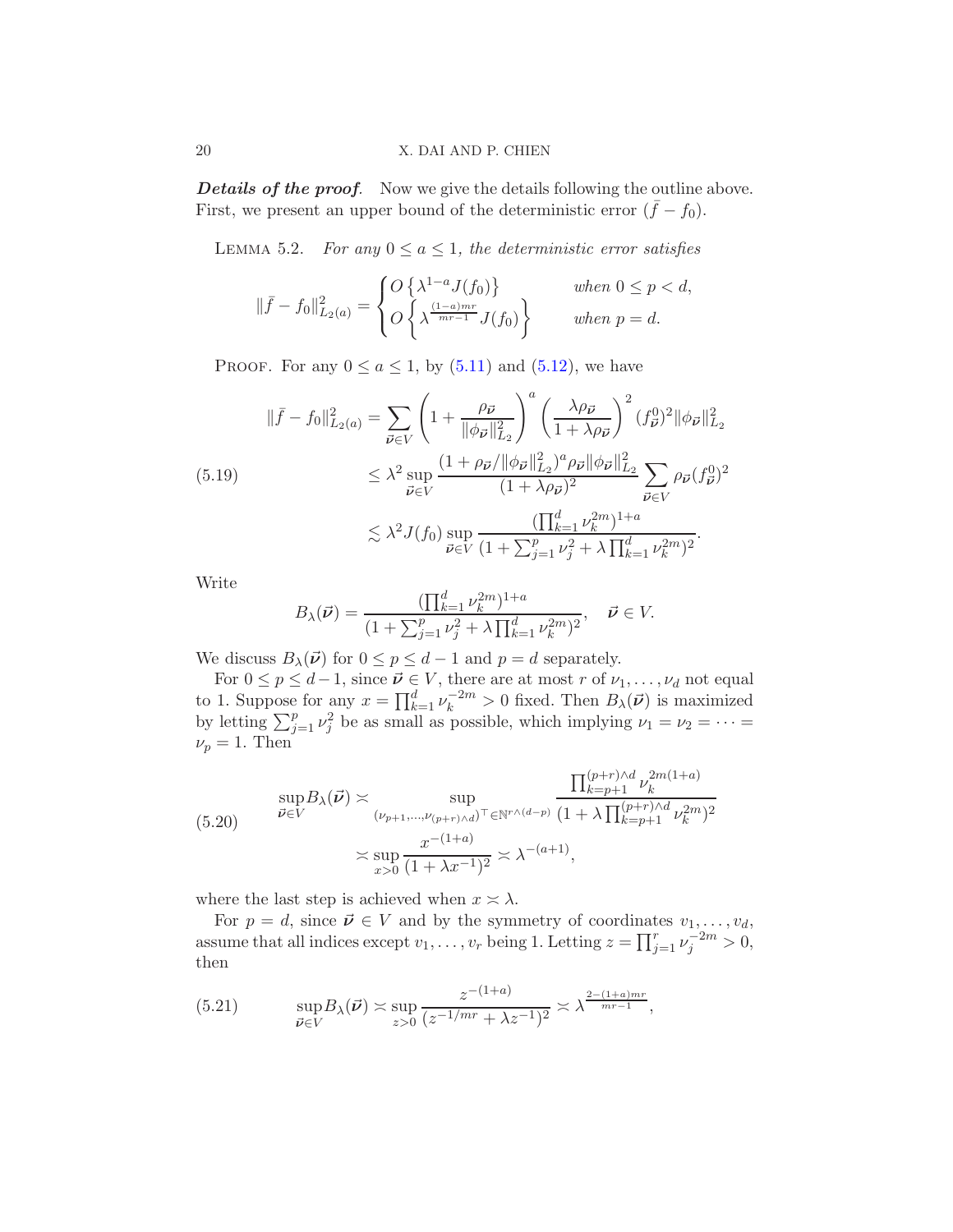***Details of the proof.*** Now we give the details following the outline above. First, we present an upper bound of the deterministic error $(\bar{f} - f_0)$.

LEMMA 5.2. *For any $0 \leq a \leq 1$, the deterministic error satisfies*

$$
\|\bar{f} - f_0\|_{L_2(a)}^2 = \begin{cases} O\left\{\lambda^{1-a} J(f_0)\right\} & \text{when } 0 \leq p < d, \\ O\left\{\lambda^{\frac{(1-a)mr}{mr-1}} J(f_0)\right\} & \text{when } p = d. \end{cases}
$$

PROOF. For any $0 \leq a \leq 1$, by (5.11) and (5.12), we have

$$
\begin{aligned}
\|\bar{f} - f_0\|_{L_2(a)}^2 &= \sum_{\vec{\nu} \in V} \left(1 + \frac{\rho_{\vec{\nu}}}{\|\phi_{\vec{\nu}}\|_{L_2}^2}\right)^a \left(\frac{\lambda \rho_{\vec{\nu}}}{1 + \lambda \rho_{\vec{\nu}}}\right)^2 (f_{\vec{\nu}}^0)^2 \|\phi_{\vec{\nu}}\|_{L_2}^2 \\
&\leq \lambda^2 \sup_{\vec{\nu} \in V} \frac{(1 + \rho_{\vec{\nu}}/\|\phi_{\vec{\nu}}\|_{L_2}^2)^a \rho_{\vec{\nu}} \|\phi_{\vec{\nu}}\|_{L_2}^2}{(1 + \lambda \rho_{\vec{\nu}})^2} \sum_{\vec{\nu} \in V} \rho_{\vec{\nu}} (f_{\vec{\nu}}^0)^2 \\
&\lesssim \lambda^2 J(f_0) \sup_{\vec{\nu} \in V} \frac{(\prod_{k=1}^d \nu_k^{2m})^{1+a}}{(1 + \sum_{j=1}^p \nu_j^2 + \lambda \prod_{k=1}^d \nu_k^{2m})^2}.
\end{aligned} \tag{5.19}
$$

Write

$$
B_\lambda(\vec{\nu}) = \frac{(\prod_{k=1}^d \nu_k^{2m})^{1+a}}{(1 + \sum_{j=1}^p \nu_j^2 + \lambda \prod_{k=1}^d \nu_k^{2m})^2}, \quad \vec{\nu} \in V.
$$

We discuss $B_\lambda(\vec{\nu})$ for $0 \leq p \leq d-1$ and $p = d$ separately.

For $0 \leq p \leq d-1$, since $\vec{\nu} \in V$, there are at most $r$ of $\nu_1, \ldots, \nu_d$ not equal to 1. Suppose for any $x = \prod_{k=1}^d \nu_k^{-2m} > 0$ fixed. Then $B_\lambda(\vec{\nu})$ is maximized by letting $\sum_{j=1}^p \nu_j^2$ be as small as possible, which implying $\nu_1 = \nu_2 = \cdots = \nu_p = 1$. Then

$$
\begin{aligned}
\sup_{\vec{\nu} \in V} B_\lambda(\vec{\nu}) &\asymp \sup_{(\nu_{p+1}, \ldots, \nu_{(p+r)\wedge d})^\top \in \mathbb{N}^{r \wedge (d-p)}} \frac{\prod_{k=p+1}^{(p+r)\wedge d} \nu_k^{2m(1+a)}}{(1 + \lambda \prod_{k=p+1}^{(p+r)\wedge d} \nu_k^{2m})^2} \\
&\asymp \sup_{x > 0} \frac{x^{-(1+a)}}{(1 + \lambda x^{-1})^2} \asymp \lambda^{-(a+1)},
\end{aligned} \tag{5.20}
$$

where the last step is achieved when $x \asymp \lambda$.

For $p = d$, since $\vec{\nu} \in V$ and by the symmetry of coordinates $v_1, \ldots, v_d$, assume that all indices except $v_1, \ldots, v_r$ being 1. Letting $z = \prod_{j=1}^r \nu_j^{-2m} > 0$, then

$$
\sup_{\vec{\nu} \in V} B_\lambda(\vec{\nu}) \asymp \sup_{z > 0} \frac{z^{-(1+a)}}{(z^{-1/mr} + \lambda z^{-1})^2} \asymp \lambda^{\frac{2-(1+a)mr}{mr-1}}, \tag{5.21}
$$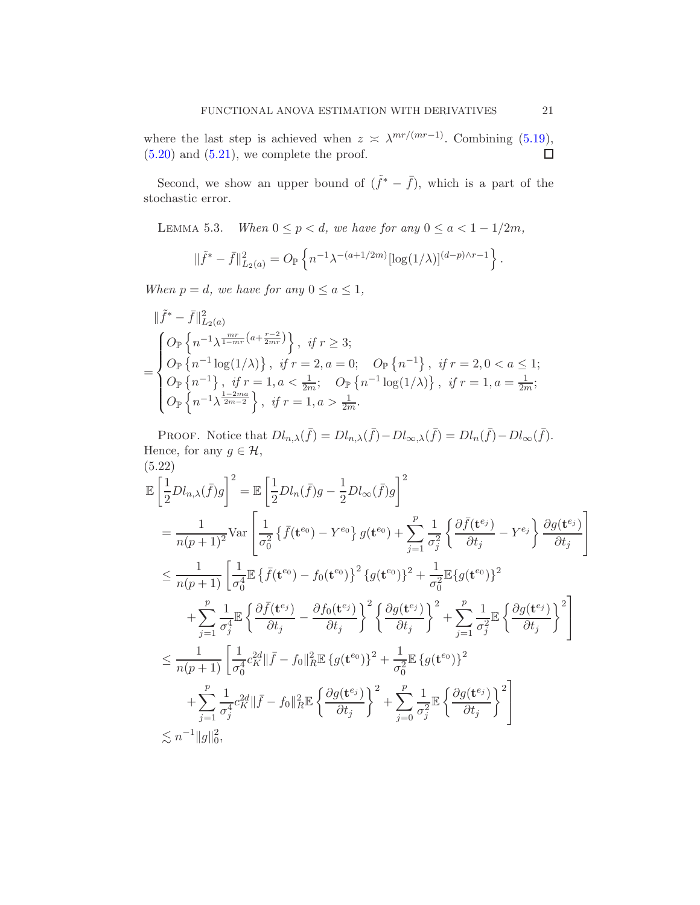where the last step is achieved when $z \asymp \lambda^{mr/(mr-1)}$. Combining (5.19), (5.20) and (5.21), we complete the proof. $\square$

Second, we show an upper bound of $(\tilde{f}^* - \bar{f})$, which is a part of the stochastic error.

LEMMA 5.3. *When $0 \le p < d$, we have for any $0 \le a < 1 - 1/2m$,*

$$\|\tilde{f}^* - \bar{f}\|^2_{L_2(a)} = O_{\mathbb{P}}\left\{n^{-1}\lambda^{-(a+1/2m)}[\log(1/\lambda)]^{(d-p)\wedge r-1}\right\}.$$

*When $p = d$, we have for any $0 \le a \le 1$,*

$$\|\tilde{f}^* - \bar{f}\|^2_{L_2(a)}$$
$$= \begin{cases} O_{\mathbb{P}}\left\{n^{-1}\lambda^{\frac{mr}{1-mr}\left(a+\frac{r-2}{2mr}\right)}\right\}, \ \text{if } r \ge 3; \\ O_{\mathbb{P}}\left\{n^{-1}\log(1/\lambda)\right\}, \ \text{if } r = 2, a = 0; \quad O_{\mathbb{P}}\left\{n^{-1}\right\}, \ \text{if } r = 2, 0 < a \le 1; \\ O_{\mathbb{P}}\left\{n^{-1}\right\}, \ \text{if } r = 1, a < \frac{1}{2m}; \quad O_{\mathbb{P}}\left\{n^{-1}\log(1/\lambda)\right\}, \ \text{if } r = 1, a = \frac{1}{2m}; \\ O_{\mathbb{P}}\left\{n^{-1}\lambda^{\frac{1-2ma}{2m-2}}\right\}, \ \text{if } r = 1, a > \frac{1}{2m}. \end{cases}$$

PROOF. Notice that $Dl_{n,\lambda}(\bar{f}) = Dl_{n,\lambda}(\bar{f}) - Dl_{\infty,\lambda}(\bar{f}) = Dl_n(\bar{f}) - Dl_\infty(\bar{f})$. Hence, for any $g \in \mathcal{H}$,

(5.22)
$$\begin{aligned}
&\mathbb{E}\left[\frac{1}{2}Dl_{n,\lambda}(\bar{f})g\right]^2 = \mathbb{E}\left[\frac{1}{2}Dl_n(\bar{f})g - \frac{1}{2}Dl_\infty(\bar{f})g\right]^2 \\
&= \frac{1}{n(p+1)^2}\text{Var}\left[\frac{1}{\sigma_0^2}\left\{\bar{f}(\mathbf{t}^{e_0}) - Y^{e_0}\right\}g(\mathbf{t}^{e_0}) + \sum_{j=1}^p \frac{1}{\sigma_j^2}\left\{\frac{\partial \bar{f}(\mathbf{t}^{e_j})}{\partial t_j} - Y^{e_j}\right\}\frac{\partial g(\mathbf{t}^{e_j})}{\partial t_j}\right] \\
&\le \frac{1}{n(p+1)}\left[\frac{1}{\sigma_0^4}\mathbb{E}\left\{\bar{f}(\mathbf{t}^{e_0}) - f_0(\mathbf{t}^{e_0})\right\}^2\{g(\mathbf{t}^{e_0})\}^2 + \frac{1}{\sigma_0^2}\mathbb{E}\{g(\mathbf{t}^{e_0})\}^2\right. \\
&\quad \left. + \sum_{j=1}^p \frac{1}{\sigma_j^4}\mathbb{E}\left\{\frac{\partial \bar{f}(\mathbf{t}^{e_j})}{\partial t_j} - \frac{\partial f_0(\mathbf{t}^{e_j})}{\partial t_j}\right\}^2\left\{\frac{\partial g(\mathbf{t}^{e_j})}{\partial t_j}\right\}^2 + \sum_{j=1}^p \frac{1}{\sigma_j^2}\mathbb{E}\left\{\frac{\partial g(\mathbf{t}^{e_j})}{\partial t_j}\right\}^2\right] \\
&\le \frac{1}{n(p+1)}\left[\frac{1}{\sigma_0^4}c_K^{2d}\|\bar{f} - f_0\|_R^2\mathbb{E}\left\{g(\mathbf{t}^{e_0})\right\}^2 + \frac{1}{\sigma_0^2}\mathbb{E}\left\{g(\mathbf{t}^{e_0})\right\}^2\right. \\
&\quad \left. + \sum_{j=1}^p \frac{1}{\sigma_j^4}c_K^{2d}\|\bar{f} - f_0\|_R^2\mathbb{E}\left\{\frac{\partial g(\mathbf{t}^{e_j})}{\partial t_j}\right\}^2 + \sum_{j=0}^p \frac{1}{\sigma_j^2}\mathbb{E}\left\{\frac{\partial g(\mathbf{t}^{e_j})}{\partial t_j}\right\}^2\right] \\
&\lesssim n^{-1}\|g\|_0^2,
\end{aligned}$$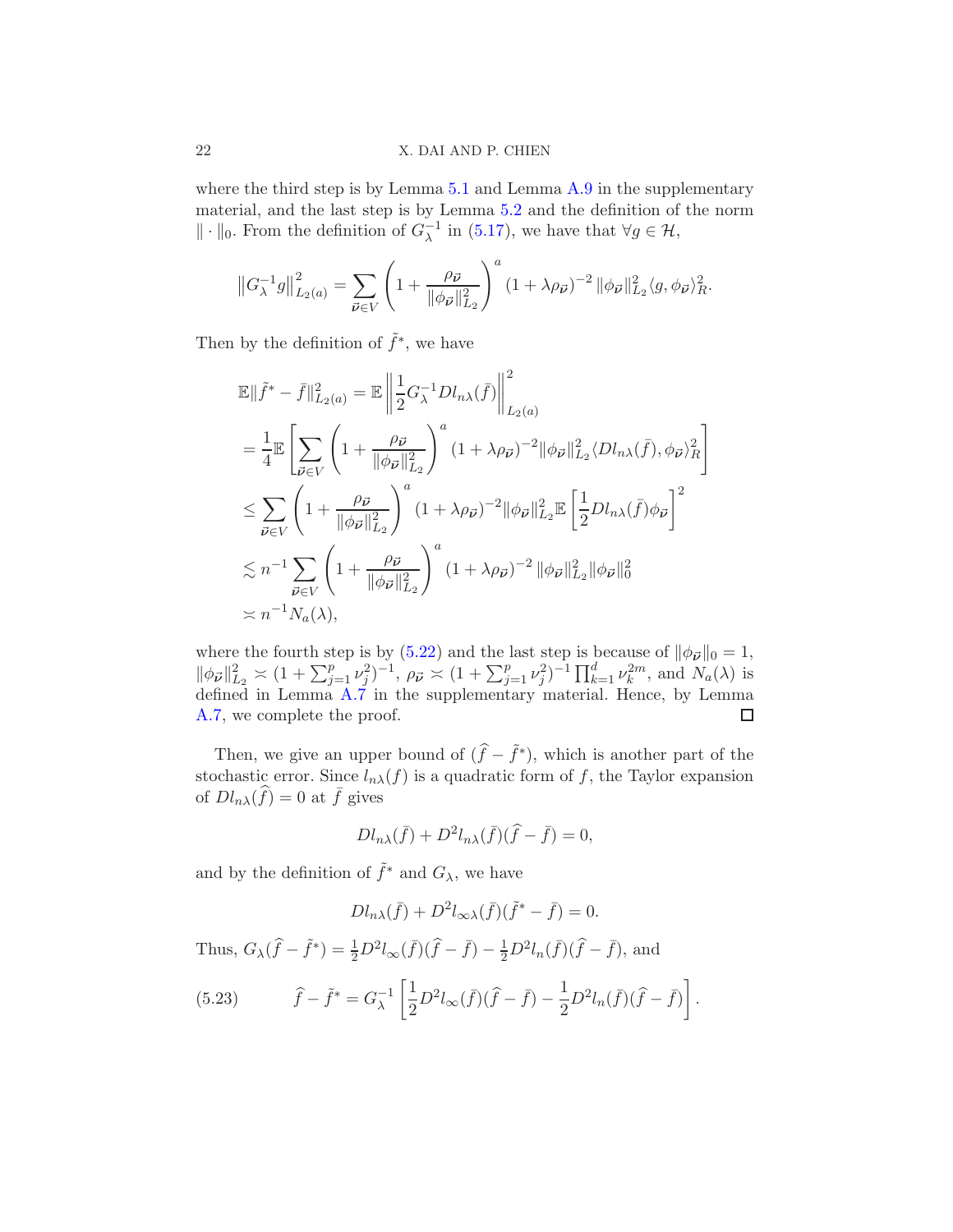where the third step is by Lemma 5.1 and Lemma A.9 in the supplementary material, and the last step is by Lemma 5.2 and the definition of the norm $\|\cdot\|_0$. From the definition of $G_\lambda^{-1}$ in (5.17), we have that $\forall g \in \mathcal{H}$,

$$\left\|G_\lambda^{-1} g\right\|_{L_2(a)}^2 = \sum_{\vec{\boldsymbol{\nu}} \in V} \left(1 + \frac{\rho_{\vec{\boldsymbol{\nu}}}}{\|\phi_{\vec{\boldsymbol{\nu}}}\|_{L_2}^2}\right)^a (1 + \lambda\rho_{\vec{\boldsymbol{\nu}}})^{-2} \|\phi_{\vec{\boldsymbol{\nu}}}\|_{L_2}^2 \langle g, \phi_{\vec{\boldsymbol{\nu}}}\rangle_R^2.$$

Then by the definition of $\tilde{f}^*$, we have

$$\begin{aligned}
\mathbb{E}\|\tilde{f}^* - \bar{f}\|_{L_2(a)}^2 &= \mathbb{E}\left\|\frac{1}{2}G_\lambda^{-1} Dl_{n\lambda}(\bar{f})\right\|_{L_2(a)}^2 \\
&= \frac{1}{4}\mathbb{E}\left[\sum_{\vec{\boldsymbol{\nu}} \in V} \left(1 + \frac{\rho_{\vec{\boldsymbol{\nu}}}}{\|\phi_{\vec{\boldsymbol{\nu}}}\|_{L_2}^2}\right)^a (1 + \lambda\rho_{\vec{\boldsymbol{\nu}}})^{-2} \|\phi_{\vec{\boldsymbol{\nu}}}\|_{L_2}^2 \langle Dl_{n\lambda}(\bar{f}), \phi_{\vec{\boldsymbol{\nu}}}\rangle_R^2\right] \\
&\leq \sum_{\vec{\boldsymbol{\nu}} \in V} \left(1 + \frac{\rho_{\vec{\boldsymbol{\nu}}}}{\|\phi_{\vec{\boldsymbol{\nu}}}\|_{L_2}^2}\right)^a (1 + \lambda\rho_{\vec{\boldsymbol{\nu}}})^{-2} \|\phi_{\vec{\boldsymbol{\nu}}}\|_{L_2}^2 \mathbb{E}\left[\frac{1}{2}Dl_{n\lambda}(\bar{f})\phi_{\vec{\boldsymbol{\nu}}}\right]^2 \\
&\lesssim n^{-1} \sum_{\vec{\boldsymbol{\nu}} \in V} \left(1 + \frac{\rho_{\vec{\boldsymbol{\nu}}}}{\|\phi_{\vec{\boldsymbol{\nu}}}\|_{L_2}^2}\right)^a (1 + \lambda\rho_{\vec{\boldsymbol{\nu}}})^{-2} \|\phi_{\vec{\boldsymbol{\nu}}}\|_{L_2}^2 \|\phi_{\vec{\boldsymbol{\nu}}}\|_0^2 \\
&\asymp n^{-1} N_a(\lambda),
\end{aligned}$$

where the fourth step is by (5.22) and the last step is because of $\|\phi_{\vec{\boldsymbol{\nu}}}\|_0 = 1$, $\|\phi_{\vec{\boldsymbol{\nu}}}\|_{L_2}^2 \asymp (1 + \sum_{j=1}^p \nu_j^2)^{-1}$, $\rho_{\vec{\boldsymbol{\nu}}} \asymp (1 + \sum_{j=1}^p \nu_j^2)^{-1} \prod_{k=1}^d \nu_k^{2m}$, and $N_a(\lambda)$ is defined in Lemma A.7 in the supplementary material. Hence, by Lemma A.7, we complete the proof. □

Then, we give an upper bound of $(\widehat{f} - \tilde{f}^*)$, which is another part of the stochastic error. Since $l_{n\lambda}(f)$ is a quadratic form of $f$, the Taylor expansion of $Dl_{n\lambda}(\widehat{f}) = 0$ at $\bar{f}$ gives

$$Dl_{n\lambda}(\bar{f}) + D^2 l_{n\lambda}(\bar{f})(\widehat{f} - \bar{f}) = 0,$$

and by the definition of $\tilde{f}^*$ and $G_\lambda$, we have

$$Dl_{n\lambda}(\bar{f}) + D^2 l_{\infty\lambda}(\bar{f})(\tilde{f}^* - \bar{f}) = 0.$$

Thus, $G_\lambda(\widehat{f} - \tilde{f}^*) = \frac{1}{2}D^2 l_\infty(\bar{f})(\widehat{f} - \bar{f}) - \frac{1}{2}D^2 l_n(\bar{f})(\widehat{f} - \bar{f})$, and

$$\widehat{f} - \tilde{f}^* = G_\lambda^{-1}\left[\frac{1}{2}D^2 l_\infty(\bar{f})(\widehat{f} - \bar{f}) - \frac{1}{2}D^2 l_n(\bar{f})(\widehat{f} - \bar{f})\right]. \tag{5.23}$$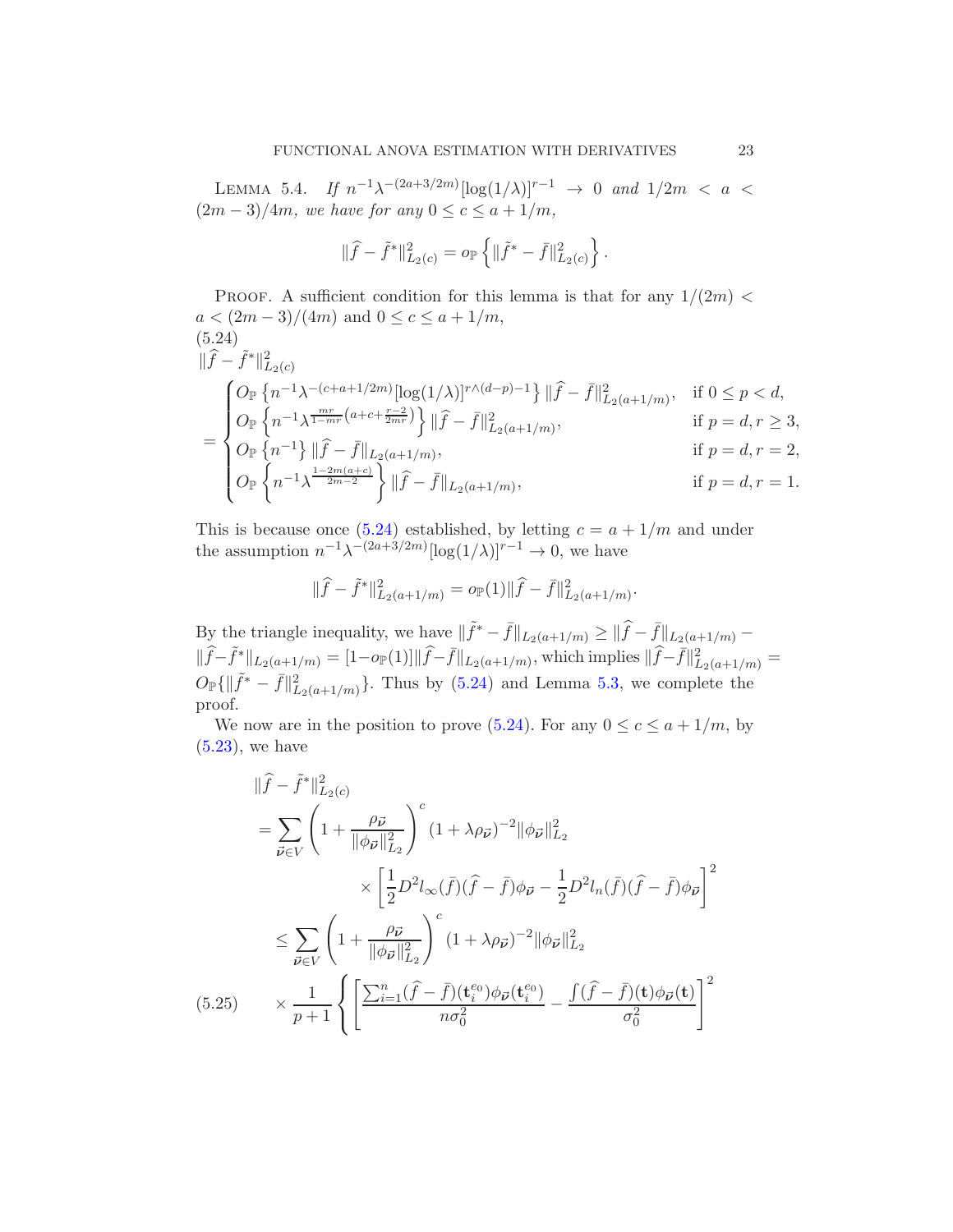LEMMA 5.4. *If $n^{-1}\lambda^{-(2a+3/2m)}[\log(1/\lambda)]^{r-1} \to 0$ and $1/2m < a < (2m-3)/4m$, we have for any $0 \le c \le a + 1/m$,*

$$\|\widehat{f} - \tilde{f}^*\|^2_{L_2(c)} = o_{\mathbb{P}}\left\{\|\tilde{f}^* - \bar{f}\|^2_{L_2(c)}\right\}.$$

PROOF. A sufficient condition for this lemma is that for any $1/(2m) < a < (2m-3)/(4m)$ and $0 \le c \le a + 1/m$,

$$
\|\widehat{f} - \tilde{f}^*\|^2_{L_2(c)}
= \begin{cases}
O_{\mathbb{P}}\left\{n^{-1}\lambda^{-(c+a+1/2m)}[\log(1/\lambda)]^{r\wedge(d-p)-1}\right\}\|\widehat{f} - \bar{f}\|^2_{L_2(a+1/m)}, & \text{if } 0 \le p < d,\\
O_{\mathbb{P}}\left\{n^{-1}\lambda^{\frac{mr}{1-mr}\left(a+c+\frac{r-2}{2mr}\right)}\right\}\|\widehat{f} - \bar{f}\|^2_{L_2(a+1/m)}, & \text{if } p = d, r \ge 3,\\
O_{\mathbb{P}}\left\{n^{-1}\right\}\|\widehat{f} - \bar{f}\|_{L_2(a+1/m)}, & \text{if } p = d, r = 2,\\
O_{\mathbb{P}}\left\{n^{-1}\lambda^{\frac{1-2m(a+c)}{2m-2}}\right\}\|\widehat{f} - \bar{f}\|_{L_2(a+1/m)}, & \text{if } p = d, r = 1.
\end{cases}
\tag{5.24}
$$

This is because once (5.24) established, by letting $c = a + 1/m$ and under the assumption $n^{-1}\lambda^{-(2a+3/2m)}[\log(1/\lambda)]^{r-1} \to 0$, we have

$$\|\widehat{f} - \tilde{f}^*\|^2_{L_2(a+1/m)} = o_{\mathbb{P}}(1)\|\widehat{f} - \bar{f}\|^2_{L_2(a+1/m)}.$$

By the triangle inequality, we have $\|\tilde{f}^* - \bar{f}\|_{L_2(a+1/m)} \ge \|\widehat{f} - \bar{f}\|_{L_2(a+1/m)} - \|\widehat{f} - \tilde{f}^*\|_{L_2(a+1/m)} = [1 - o_{\mathbb{P}}(1)]\|\widehat{f} - \bar{f}\|_{L_2(a+1/m)}$, which implies $\|\widehat{f} - \bar{f}\|^2_{L_2(a+1/m)} = O_{\mathbb{P}}\{\|\tilde{f}^* - \bar{f}\|^2_{L_2(a+1/m)}\}$. Thus by (5.24) and Lemma 5.3, we complete the proof.

We now are in the position to prove (5.24). For any $0 \le c \le a + 1/m$, by (5.23), we have

$$
\begin{aligned}
&\|\widehat{f} - \tilde{f}^*\|^2_{L_2(c)}\\
&= \sum_{\vec{\nu}\in V}\left(1 + \frac{\rho_{\vec{\nu}}}{\|\phi_{\vec{\nu}}\|^2_{L_2}}\right)^c (1 + \lambda\rho_{\vec{\nu}})^{-2}\|\phi_{\vec{\nu}}\|^2_{L_2}\\
&\qquad\qquad \times \left[\frac{1}{2}D^2 l_\infty(\bar{f})(\widehat{f} - \bar{f})\phi_{\vec{\nu}} - \frac{1}{2}D^2 l_n(\bar{f})(\widehat{f} - \bar{f})\phi_{\vec{\nu}}\right]^2\\
&\le \sum_{\vec{\nu}\in V}\left(1 + \frac{\rho_{\vec{\nu}}}{\|\phi_{\vec{\nu}}\|^2_{L_2}}\right)^c (1 + \lambda\rho_{\vec{\nu}})^{-2}\|\phi_{\vec{\nu}}\|^2_{L_2}\\
&\quad \times \frac{1}{p+1}\left\{\left[\frac{\sum_{i=1}^n(\widehat{f} - \bar{f})(\mathbf{t}_i^{e_0})\phi_{\vec{\nu}}(\mathbf{t}_i^{e_0})}{n\sigma_0^2} - \frac{\int(\widehat{f} - \bar{f})(\mathbf{t})\phi_{\vec{\nu}}(\mathbf{t})}{\sigma_0^2}\right]^2\right.
\end{aligned}
\tag{5.25}
$$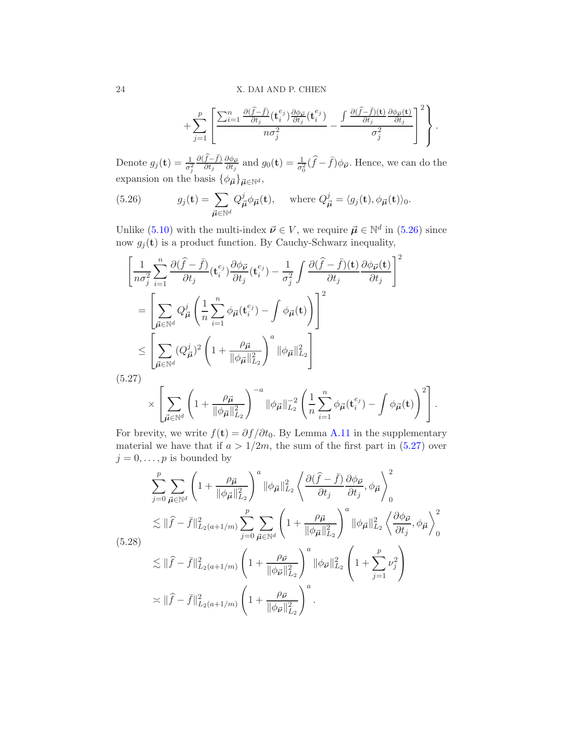$$
+\sum_{j=1}^{p}\left[\frac{\sum_{i=1}^{n}\frac{\partial(\widehat{f}-\bar{f})}{\partial t_j}(\mathbf{t}_i^{e_j})\frac{\partial\phi_{\vec{\boldsymbol{\nu}}}}{\partial t_j}(\mathbf{t}_i^{e_j})}{n\sigma_j^2}-\frac{\int\frac{\partial(\widehat{f}-\bar{f})(\mathbf{t})}{\partial t_j}\frac{\partial\phi_{\vec{\boldsymbol{\nu}}}(\mathbf{t})}{\partial t_j}}{\sigma_j^2}\right]^2\Bigg\}.
$$

Denote $g_j(\mathbf{t})=\frac{1}{\sigma_j^2}\frac{\partial(\widehat{f}-\bar{f})}{\partial t_j}\frac{\partial\phi_{\vec{\boldsymbol{\nu}}}}{\partial t_j}$ and $g_0(\mathbf{t})=\frac{1}{\sigma_0^2}(\widehat{f}-\bar{f})\phi_{\vec{\boldsymbol{\nu}}}$. Hence, we can do the expansion on the basis $\{\phi_{\vec{\boldsymbol{\mu}}}\}_{\vec{\boldsymbol{\mu}}\in\mathbb{N}^d}$,

$$
g_j(\mathbf{t})=\sum_{\vec{\boldsymbol{\mu}}\in\mathbb{N}^d}Q^j_{\vec{\boldsymbol{\mu}}}\phi_{\vec{\boldsymbol{\mu}}}(\mathbf{t}),\quad\text{where } Q^j_{\vec{\boldsymbol{\mu}}}=\langle g_j(\mathbf{t}),\phi_{\vec{\boldsymbol{\mu}}}(\mathbf{t})\rangle_0. \tag{5.26}
$$

Unlike (5.10) with the multi-index $\vec{\boldsymbol{\nu}}\in V$, we require $\vec{\boldsymbol{\mu}}\in\mathbb{N}^d$ in (5.26) since now $g_j(\mathbf{t})$ is a product function. By Cauchy-Schwarz inequality,

$$
\begin{aligned}
&\left[\frac{1}{n\sigma_j^2}\sum_{i=1}^{n}\frac{\partial(\widehat{f}-\bar{f})}{\partial t_j}(\mathbf{t}_i^{e_j})\frac{\partial\phi_{\vec{\boldsymbol{\nu}}}}{\partial t_j}(\mathbf{t}_i^{e_j})-\frac{1}{\sigma_j^2}\int\frac{\partial(\widehat{f}-\bar{f})(\mathbf{t})}{\partial t_j}\frac{\partial\phi_{\vec{\boldsymbol{\nu}}}(\mathbf{t})}{\partial t_j}\right]^2\\
&=\left[\sum_{\vec{\boldsymbol{\mu}}\in\mathbb{N}^d}Q^j_{\vec{\boldsymbol{\mu}}}\left(\frac{1}{n}\sum_{i=1}^{n}\phi_{\vec{\boldsymbol{\mu}}}(\mathbf{t}_i^{e_j})-\int\phi_{\vec{\boldsymbol{\mu}}}(\mathbf{t})\right)\right]^2\\
&\le\left[\sum_{\vec{\boldsymbol{\mu}}\in\mathbb{N}^d}(Q^j_{\vec{\boldsymbol{\mu}}})^2\left(1+\frac{\rho_{\vec{\boldsymbol{\mu}}}}{\|\phi_{\vec{\boldsymbol{\mu}}}\|^2_{L_2}}\right)^a\|\phi_{\vec{\boldsymbol{\mu}}}\|^2_{L_2}\right]\\
&\quad\times\left[\sum_{\vec{\boldsymbol{\mu}}\in\mathbb{N}^d}\left(1+\frac{\rho_{\vec{\boldsymbol{\mu}}}}{\|\phi_{\vec{\boldsymbol{\mu}}}\|^2_{L_2}}\right)^{-a}\|\phi_{\vec{\boldsymbol{\mu}}}\|^{-2}_{L_2}\left(\frac{1}{n}\sum_{i=1}^{n}\phi_{\vec{\boldsymbol{\mu}}}(\mathbf{t}_i^{e_j})-\int\phi_{\vec{\boldsymbol{\mu}}}(\mathbf{t})\right)^2\right].
\end{aligned} \tag{5.27}
$$

For brevity, we write $f(\mathbf{t})=\partial f/\partial t_0$. By Lemma A.11 in the supplementary material we have that if $a>1/2m$, the sum of the first part in (5.27) over $j=0,\ldots,p$ is bounded by

$$
\begin{aligned}
&\sum_{j=0}^{p}\sum_{\vec{\boldsymbol{\mu}}\in\mathbb{N}^d}\left(1+\frac{\rho_{\vec{\boldsymbol{\mu}}}}{\|\phi_{\vec{\boldsymbol{\mu}}}\|^2_{L_2}}\right)^a\|\phi_{\vec{\boldsymbol{\mu}}}\|^2_{L_2}\left\langle\frac{\partial(\widehat{f}-\bar{f})}{\partial t_j}\frac{\partial\phi_{\vec{\boldsymbol{\nu}}}}{\partial t_j},\phi_{\vec{\boldsymbol{\mu}}}\right\rangle_0^2\\
&\lesssim\|\widehat{f}-\bar{f}\|^2_{L_2(a+1/m)}\sum_{j=0}^{p}\sum_{\vec{\boldsymbol{\mu}}\in\mathbb{N}^d}\left(1+\frac{\rho_{\vec{\boldsymbol{\mu}}}}{\|\phi_{\vec{\boldsymbol{\mu}}}\|^2_{L_2}}\right)^a\|\phi_{\vec{\boldsymbol{\mu}}}\|^2_{L_2}\left\langle\frac{\partial\phi_{\vec{\boldsymbol{\nu}}}}{\partial t_j},\phi_{\vec{\boldsymbol{\mu}}}\right\rangle_0^2\\
&\lesssim\|\widehat{f}-\bar{f}\|^2_{L_2(a+1/m)}\left(1+\frac{\rho_{\vec{\boldsymbol{\nu}}}}{\|\phi_{\vec{\boldsymbol{\nu}}}\|^2_{L_2}}\right)^a\|\phi_{\vec{\boldsymbol{\nu}}}\|^2_{L_2}\left(1+\sum_{j=1}^{p}\nu_j^2\right)\\
&\asymp\|\widehat{f}-\bar{f}\|^2_{L_2(a+1/m)}\left(1+\frac{\rho_{\vec{\boldsymbol{\nu}}}}{\|\phi_{\vec{\boldsymbol{\nu}}}\|^2_{L_2}}\right)^a.
\end{aligned} \tag{5.28}
$$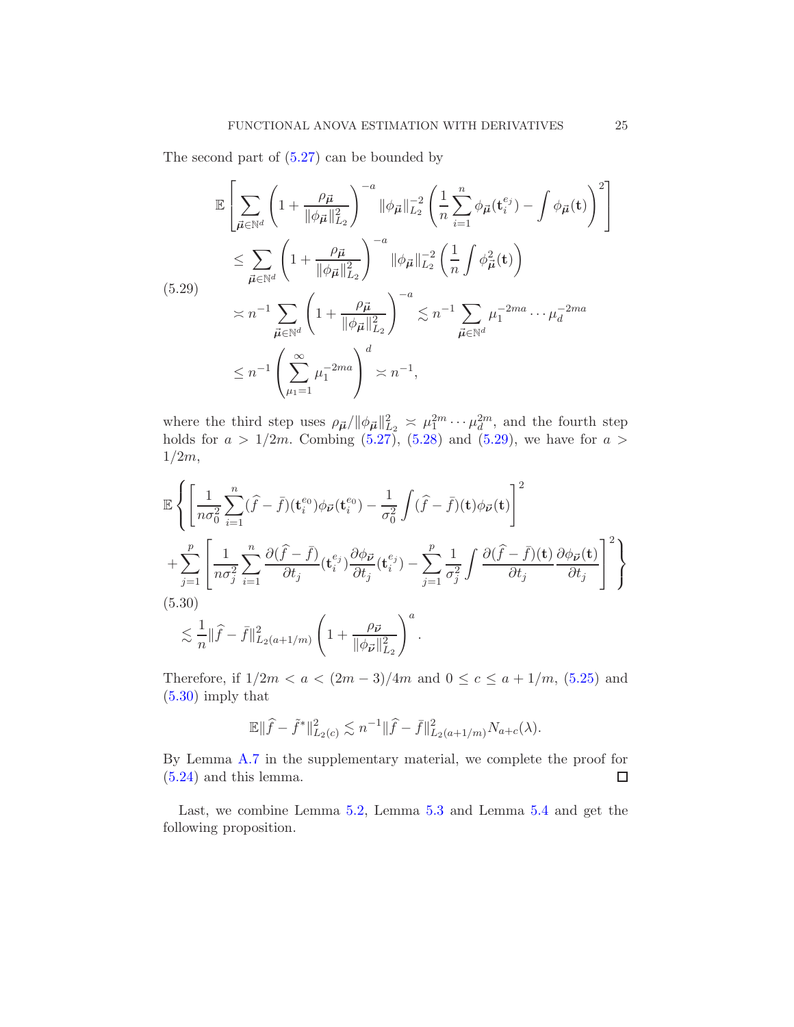The second part of (5.27) can be bounded by

$$
\begin{aligned}
&\mathbb{E}\left[\sum_{\vec{\mu}\in\mathbb{N}^d}\left(1+\frac{\rho_{\vec{\mu}}}{\|\phi_{\vec{\mu}}\|_{L_2}^2}\right)^{-a}\|\phi_{\vec{\mu}}\|_{L_2}^{-2}\left(\frac{1}{n}\sum_{i=1}^n\phi_{\vec{\mu}}(\mathbf{t}_i^{e_j})-\int\phi_{\vec{\mu}}(\mathbf{t})\right)^2\right]\\
&\quad\le\sum_{\vec{\mu}\in\mathbb{N}^d}\left(1+\frac{\rho_{\vec{\mu}}}{\|\phi_{\vec{\mu}}\|_{L_2}^2}\right)^{-a}\|\phi_{\vec{\mu}}\|_{L_2}^{-2}\left(\frac{1}{n}\int\phi_{\vec{\mu}}^2(\mathbf{t})\right)\\
&\quad\asymp n^{-1}\sum_{\vec{\mu}\in\mathbb{N}^d}\left(1+\frac{\rho_{\vec{\mu}}}{\|\phi_{\vec{\mu}}\|_{L_2}^2}\right)^{-a}\lesssim n^{-1}\sum_{\vec{\mu}\in\mathbb{N}^d}\mu_1^{-2ma}\cdots\mu_d^{-2ma}\\
&\quad\le n^{-1}\left(\sum_{\mu_1=1}^{\infty}\mu_1^{-2ma}\right)^d\asymp n^{-1},
\end{aligned}
\tag{5.29}
$$

where the third step uses $\rho_{\vec{\mu}}/\|\phi_{\vec{\mu}}\|_{L_2}^2\asymp\mu_1^{2m}\cdots\mu_d^{2m}$, and the fourth step holds for $a>1/2m$. Combing (5.27), (5.28) and (5.29), we have for $a>1/2m$,

$$
\begin{aligned}
&\mathbb{E}\Bigg\{\left[\frac{1}{n\sigma_0^2}\sum_{i=1}^n(\widehat{f}-\bar{f})(\mathbf{t}_i^{e_0})\phi_{\vec{\nu}}(\mathbf{t}_i^{e_0})-\frac{1}{\sigma_0^2}\int(\widehat{f}-\bar{f})(\mathbf{t})\phi_{\vec{\nu}}(\mathbf{t})\right]^2\\
&+\sum_{j=1}^p\left[\frac{1}{n\sigma_j^2}\sum_{i=1}^n\frac{\partial(\widehat{f}-\bar{f})}{\partial t_j}(\mathbf{t}_i^{e_j})\frac{\partial\phi_{\vec{\nu}}}{\partial t_j}(\mathbf{t}_i^{e_j})-\sum_{j=1}^p\frac{1}{\sigma_j^2}\int\frac{\partial(\widehat{f}-\bar{f})(\mathbf{t})}{\partial t_j}\frac{\partial\phi_{\vec{\nu}}(\mathbf{t})}{\partial t_j}\right]^2\Bigg\}\\
&\lesssim\frac{1}{n}\|\widehat{f}-\bar{f}\|_{L_2(a+1/m)}^2\left(1+\frac{\rho_{\vec{\nu}}}{\|\phi_{\vec{\nu}}\|_{L_2}^2}\right)^a.
\end{aligned}
\tag{5.30}
$$

Therefore, if $1/2m<a<(2m-3)/4m$ and $0\le c\le a+1/m$, (5.25) and (5.30) imply that

$$
\mathbb{E}\|\widehat{f}-\tilde{f}^*\|_{L_2(c)}^2\lesssim n^{-1}\|\widehat{f}-\bar{f}\|_{L_2(a+1/m)}^2N_{a+c}(\lambda).
$$

By Lemma A.7 in the supplementary material, we complete the proof for (5.24) and this lemma. $\square$

Last, we combine Lemma 5.2, Lemma 5.3 and Lemma 5.4 and get the following proposition.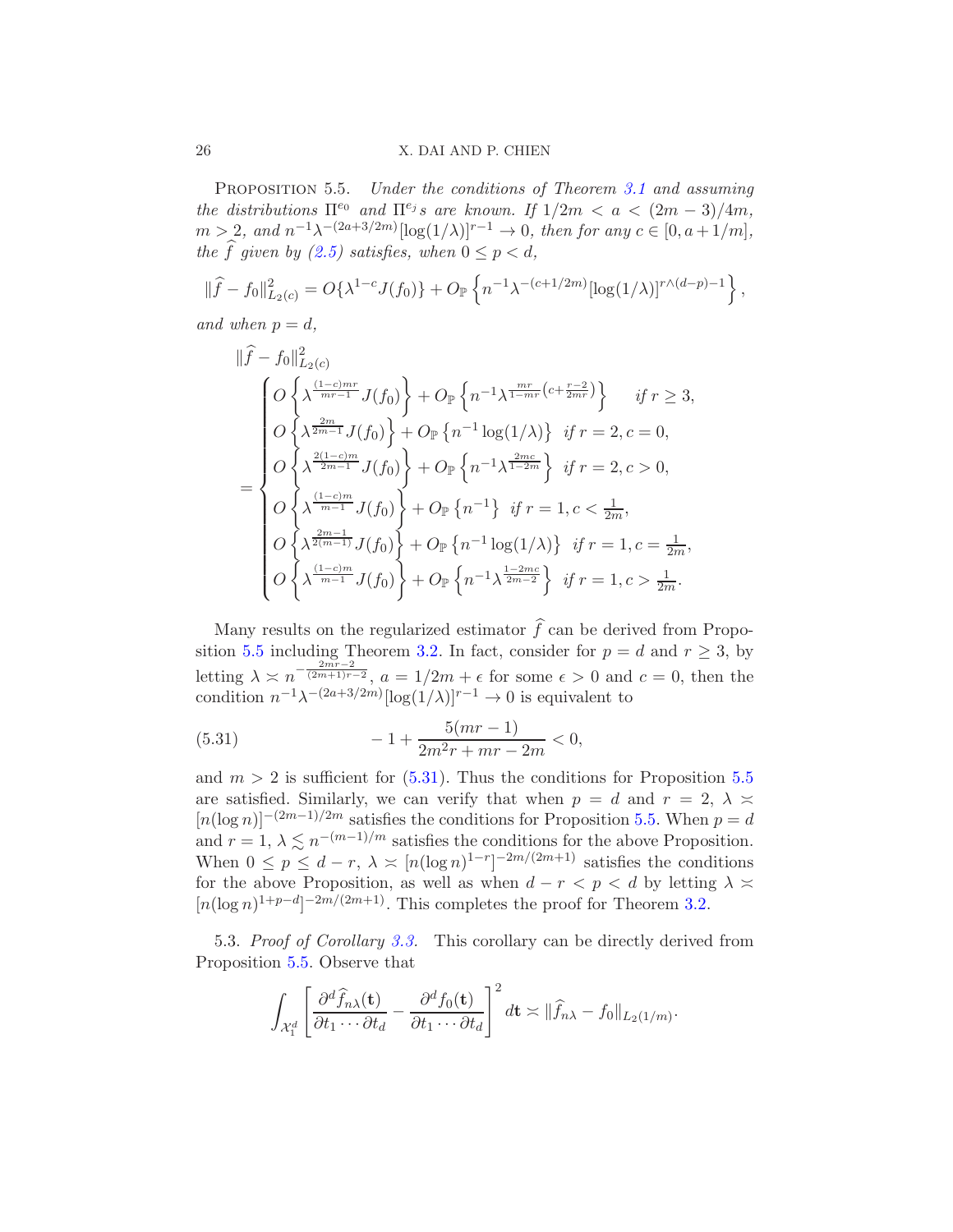Proposition 5.5. *Under the conditions of Theorem 3.1 and assuming the distributions $\Pi^{e_0}$ and $\Pi^{e_j}$s are known. If $1/2m < a < (2m-3)/4m$, $m > 2$, and $n^{-1}\lambda^{-(2a+3/2m)}[\log(1/\lambda)]^{r-1} \to 0$, then for any $c \in [0, a+1/m]$, the $\widehat{f}$ given by (2.5) satisfies, when $0 \le p < d$,*

$$\|\widehat{f} - f_0\|^2_{L_2(c)} = O\{\lambda^{1-c}J(f_0)\} + O_{\mathbb{P}}\left\{n^{-1}\lambda^{-(c+1/2m)}[\log(1/\lambda)]^{r\wedge(d-p)-1}\right\},$$

*and when $p = d$,*

$$\|\widehat{f} - f_0\|^2_{L_2(c)}$$
$$= \begin{cases} O\left\{\lambda^{\frac{(1-c)mr}{mr-1}}J(f_0)\right\} + O_{\mathbb{P}}\left\{n^{-1}\lambda^{\frac{mr}{1-mr}\left(c+\frac{r-2}{2mr}\right)}\right\} & \text{if } r \ge 3, \\ O\left\{\lambda^{\frac{2m}{2m-1}}J(f_0)\right\} + O_{\mathbb{P}}\left\{n^{-1}\log(1/\lambda)\right\} & \text{if } r = 2, c = 0, \\ O\left\{\lambda^{\frac{2(1-c)m}{2m-1}}J(f_0)\right\} + O_{\mathbb{P}}\left\{n^{-1}\lambda^{\frac{2mc}{1-2m}}\right\} & \text{if } r = 2, c > 0, \\ O\left\{\lambda^{\frac{(1-c)m}{m-1}}J(f_0)\right\} + O_{\mathbb{P}}\left\{n^{-1}\right\} & \text{if } r = 1, c < \frac{1}{2m}, \\ O\left\{\lambda^{\frac{2m-1}{2(m-1)}}J(f_0)\right\} + O_{\mathbb{P}}\left\{n^{-1}\log(1/\lambda)\right\} & \text{if } r = 1, c = \frac{1}{2m}, \\ O\left\{\lambda^{\frac{(1-c)m}{m-1}}J(f_0)\right\} + O_{\mathbb{P}}\left\{n^{-1}\lambda^{\frac{1-2mc}{2m-2}}\right\} & \text{if } r = 1, c > \frac{1}{2m}. \end{cases}$$

Many results on the regularized estimator $\widehat{f}$ can be derived from Proposition 5.5 including Theorem 3.2. In fact, consider for $p = d$ and $r \ge 3$, by letting $\lambda \asymp n^{-\frac{2mr-2}{(2m+1)r-2}}$, $a = 1/2m + \epsilon$ for some $\epsilon > 0$ and $c = 0$, then the condition $n^{-1}\lambda^{-(2a+3/2m)}[\log(1/\lambda)]^{r-1} \to 0$ is equivalent to

$$-1 + \frac{5(mr-1)}{2m^2r + mr - 2m} < 0, \tag{5.31}$$

and $m > 2$ is sufficient for (5.31). Thus the conditions for Proposition 5.5 are satisfied. Similarly, we can verify that when $p = d$ and $r = 2$, $\lambda \asymp [n(\log n)]^{-(2m-1)/2m}$ satisfies the conditions for Proposition 5.5. When $p = d$ and $r = 1$, $\lambda \lesssim n^{-(m-1)/m}$ satisfies the conditions for the above Proposition. When $0 \le p \le d-r$, $\lambda \asymp [n(\log n)^{1-r}]^{-2m/(2m+1)}$ satisfies the conditions for the above Proposition, as well as when $d - r < p < d$ by letting $\lambda \asymp [n(\log n)^{1+p-d}]^{-2m/(2m+1)}$. This completes the proof for Theorem 3.2.

5.3. *Proof of Corollary 3.3.* This corollary can be directly derived from Proposition 5.5. Observe that

$$\int_{\mathcal{X}_1^d}\left[\frac{\partial^d \widehat{f}_{n\lambda}(\mathbf{t})}{\partial t_1 \cdots \partial t_d} - \frac{\partial^d f_0(\mathbf{t})}{\partial t_1 \cdots \partial t_d}\right]^2 d\mathbf{t} \asymp \|\widehat{f}_{n\lambda} - f_0\|_{L_2(1/m)}.$$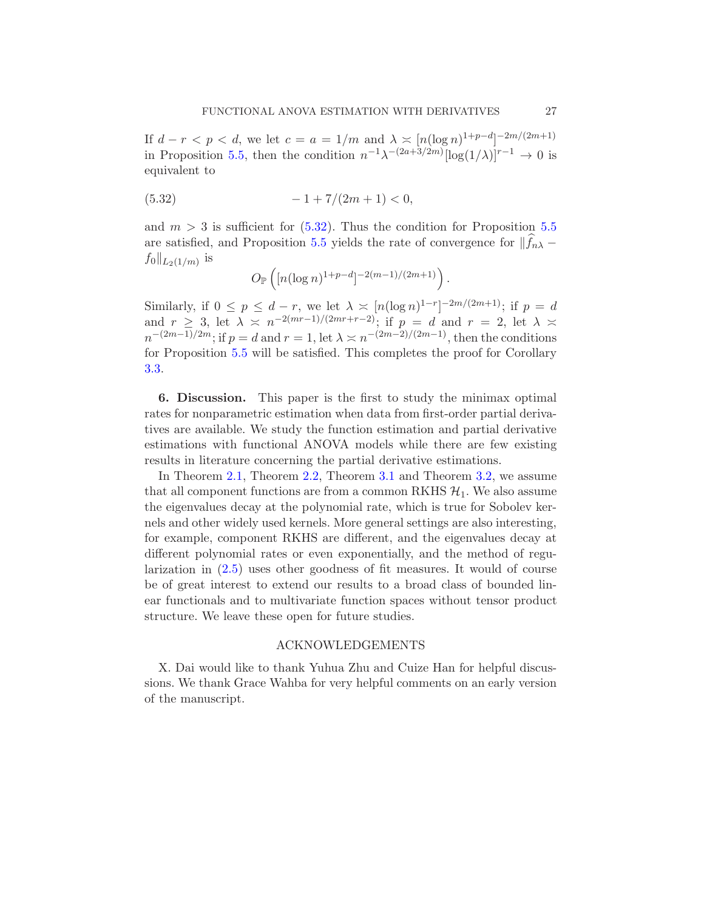If $d-r<p<d$, we let $c=a=1/m$ and $\lambda \asymp [n(\log n)^{1+p-d}]^{-2m/(2m+1)}$ in Proposition 5.5, then the condition $n^{-1}\lambda^{-(2a+3/2m)}[\log(1/\lambda)]^{r-1} \to 0$ is equivalent to

$$
-1+7/(2m+1)<0, \tag{5.32}
$$

and $m>3$ is sufficient for (5.32). Thus the condition for Proposition 5.5 are satisfied, and Proposition 5.5 yields the rate of convergence for $\|\widehat{f}_{n\lambda}-f_0\|_{L_2(1/m)}$ is

$$
O_{\mathbb{P}}\left([n(\log n)^{1+p-d}]^{-2(m-1)/(2m+1)}\right).
$$

Similarly, if $0 \le p \le d-r$, we let $\lambda \asymp [n(\log n)^{1-r}]^{-2m/(2m+1)}$; if $p=d$ and $r \ge 3$, let $\lambda \asymp n^{-2(mr-1)/(2mr+r-2)}$; if $p=d$ and $r=2$, let $\lambda \asymp n^{-(2m-1)/2m}$; if $p=d$ and $r=1$, let $\lambda \asymp n^{-(2m-2)/(2m-1)}$, then the conditions for Proposition 5.5 will be satisfied. This completes the proof for Corollary 3.3.

## 6. Discussion.

This paper is the first to study the minimax optimal rates for nonparametric estimation when data from first-order partial derivatives are available. We study the function estimation and partial derivative estimations with functional ANOVA models while there are few existing results in literature concerning the partial derivative estimations.

In Theorem 2.1, Theorem 2.2, Theorem 3.1 and Theorem 3.2, we assume that all component functions are from a common RKHS $\mathcal{H}_1$. We also assume the eigenvalues decay at the polynomial rate, which is true for Sobolev kernels and other widely used kernels. More general settings are also interesting, for example, component RKHS are different, and the eigenvalues decay at different polynomial rates or even exponentially, and the method of regularization in (2.5) uses other goodness of fit measures. It would of course be of great interest to extend our results to a broad class of bounded linear functionals and to multivariate function spaces without tensor product structure. We leave these open for future studies.

## ACKNOWLEDGEMENTS

X. Dai would like to thank Yuhua Zhu and Cuize Han for helpful discussions. We thank Grace Wahba for very helpful comments on an early version of the manuscript.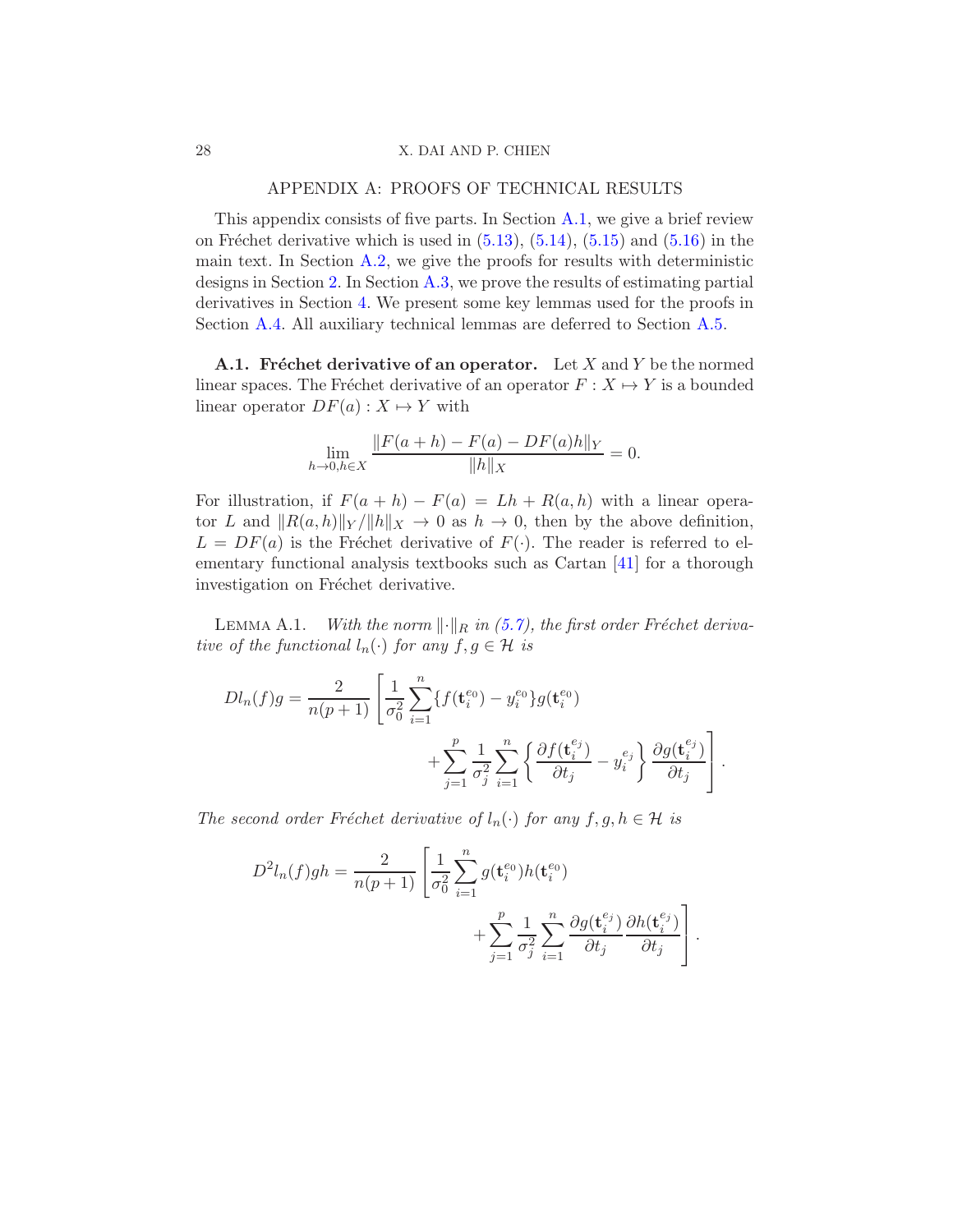## APPENDIX A: PROOFS OF TECHNICAL RESULTS

This appendix consists of five parts. In Section A.1, we give a brief review on Fréchet derivative which is used in (5.13), (5.14), (5.15) and (5.16) in the main text. In Section A.2, we give the proofs for results with deterministic designs in Section 2. In Section A.3, we prove the results of estimating partial derivatives in Section 4. We present some key lemmas used for the proofs in Section A.4. All auxiliary technical lemmas are deferred to Section A.5.

**A.1. Fréchet derivative of an operator.** Let $X$ and $Y$ be the normed linear spaces. The Fréchet derivative of an operator $F : X \mapsto Y$ is a bounded linear operator $DF(a) : X \mapsto Y$ with

$$\lim_{h \to 0, h \in X} \frac{\|F(a+h) - F(a) - DF(a)h\|_Y}{\|h\|_X} = 0.$$

For illustration, if $F(a+h) - F(a) = Lh + R(a,h)$ with a linear operator $L$ and $\|R(a,h)\|_Y / \|h\|_X \to 0$ as $h \to 0$, then by the above definition, $L = DF(a)$ is the Fréchet derivative of $F(\cdot)$. The reader is referred to elementary functional analysis textbooks such as Cartan [41] for a thorough investigation on Fréchet derivative.

LEMMA A.1. *With the norm $\|\cdot\|_R$ in (5.7), the first order Fréchet derivative of the functional $l_n(\cdot)$ for any $f, g \in \mathcal{H}$ is*

$$Dl_n(f)g = \frac{2}{n(p+1)} \left[ \frac{1}{\sigma_0^2} \sum_{i=1}^n \{f(\mathbf{t}_i^{e_0}) - y_i^{e_0}\} g(\mathbf{t}_i^{e_0}) + \sum_{j=1}^p \frac{1}{\sigma_j^2} \sum_{i=1}^n \left\{ \frac{\partial f(\mathbf{t}_i^{e_j})}{\partial t_j} - y_i^{e_j} \right\} \frac{\partial g(\mathbf{t}_i^{e_j})}{\partial t_j} \right].$$

*The second order Fréchet derivative of $l_n(\cdot)$ for any $f, g, h \in \mathcal{H}$ is*

$$D^2 l_n(f)gh = \frac{2}{n(p+1)} \left[ \frac{1}{\sigma_0^2} \sum_{i=1}^n g(\mathbf{t}_i^{e_0}) h(\mathbf{t}_i^{e_0}) + \sum_{j=1}^p \frac{1}{\sigma_j^2} \sum_{i=1}^n \frac{\partial g(\mathbf{t}_i^{e_j})}{\partial t_j} \frac{\partial h(\mathbf{t}_i^{e_j})}{\partial t_j} \right].$$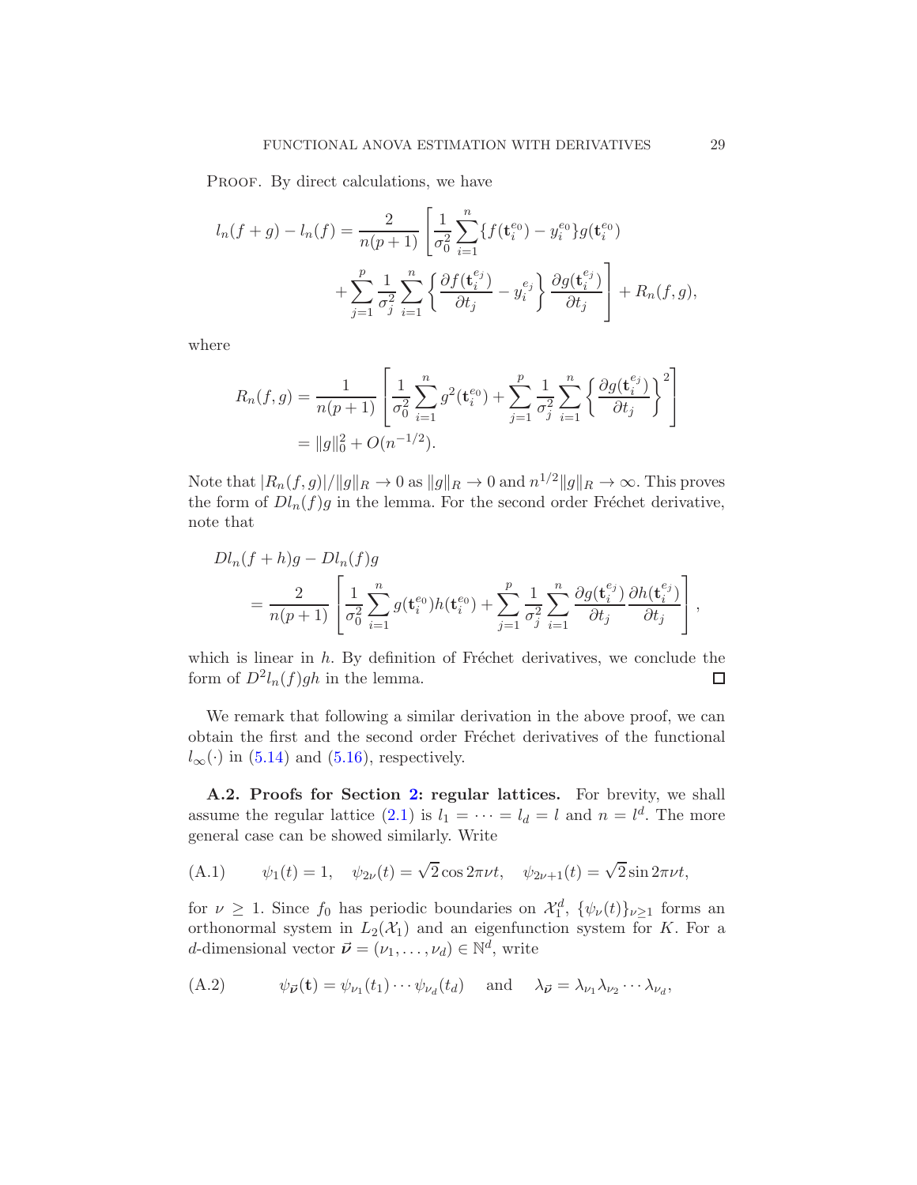Proof. By direct calculations, we have

$$
\begin{aligned}
l_n(f+g) - l_n(f) = \frac{2}{n(p+1)} \Bigg[ & \frac{1}{\sigma_0^2} \sum_{i=1}^n \{f(\mathbf{t}_i^{e_0}) - y_i^{e_0}\} g(\mathbf{t}_i^{e_0}) \\
& + \sum_{j=1}^p \frac{1}{\sigma_j^2} \sum_{i=1}^n \left\{ \frac{\partial f(\mathbf{t}_i^{e_j})}{\partial t_j} - y_i^{e_j} \right\} \frac{\partial g(\mathbf{t}_i^{e_j})}{\partial t_j} \Bigg] + R_n(f,g),
\end{aligned}
$$

where

$$
\begin{aligned}
R_n(f,g) &= \frac{1}{n(p+1)} \left[ \frac{1}{\sigma_0^2} \sum_{i=1}^n g^2(\mathbf{t}_i^{e_0}) + \sum_{j=1}^p \frac{1}{\sigma_j^2} \sum_{i=1}^n \left\{ \frac{\partial g(\mathbf{t}_i^{e_j})}{\partial t_j} \right\}^2 \right] \\
&= \|g\|_0^2 + O(n^{-1/2}).
\end{aligned}
$$

Note that $|R_n(f,g)|/\|g\|_R \to 0$ as $\|g\|_R \to 0$ and $n^{1/2}\|g\|_R \to \infty$. This proves the form of $Dl_n(f)g$ in the lemma. For the second order Fréchet derivative, note that

$$
\begin{aligned}
& Dl_n(f+h)g - Dl_n(f)g \\
& \quad = \frac{2}{n(p+1)} \left[ \frac{1}{\sigma_0^2} \sum_{i=1}^n g(\mathbf{t}_i^{e_0}) h(\mathbf{t}_i^{e_0}) + \sum_{j=1}^p \frac{1}{\sigma_j^2} \sum_{i=1}^n \frac{\partial g(\mathbf{t}_i^{e_j})}{\partial t_j} \frac{\partial h(\mathbf{t}_i^{e_j})}{\partial t_j} \right],
\end{aligned}
$$

which is linear in $h$. By definition of Fréchet derivatives, we conclude the form of $D^2 l_n(f)gh$ in the lemma. ☐

We remark that following a similar derivation in the above proof, we can obtain the first and the second order Fréchet derivatives of the functional $l_\infty(\cdot)$ in (5.14) and (5.16), respectively.

**A.2. Proofs for Section 2: regular lattices.** For brevity, we shall assume the regular lattice (2.1) is $l_1 = \cdots = l_d = l$ and $n = l^d$. The more general case can be showed similarly. Write

$$
\psi_1(t) = 1, \quad \psi_{2\nu}(t) = \sqrt{2}\cos 2\pi\nu t, \quad \psi_{2\nu+1}(t) = \sqrt{2}\sin 2\pi\nu t, \tag{A.1}
$$

for $\nu \geq 1$. Since $f_0$ has periodic boundaries on $\mathcal{X}_1^d$, $\{\psi_\nu(t)\}_{\nu \geq 1}$ forms an orthonormal system in $L_2(\mathcal{X}_1)$ and an eigenfunction system for $K$. For a $d$-dimensional vector $\vec{\boldsymbol{\nu}} = (\nu_1, \ldots, \nu_d) \in \mathbb{N}^d$, write

$$
\psi_{\vec{\boldsymbol{\nu}}}(\mathbf{t}) = \psi_{\nu_1}(t_1) \cdots \psi_{\nu_d}(t_d) \quad \text{and} \quad \lambda_{\vec{\boldsymbol{\nu}}} = \lambda_{\nu_1}\lambda_{\nu_2} \cdots \lambda_{\nu_d}, \tag{A.2}
$$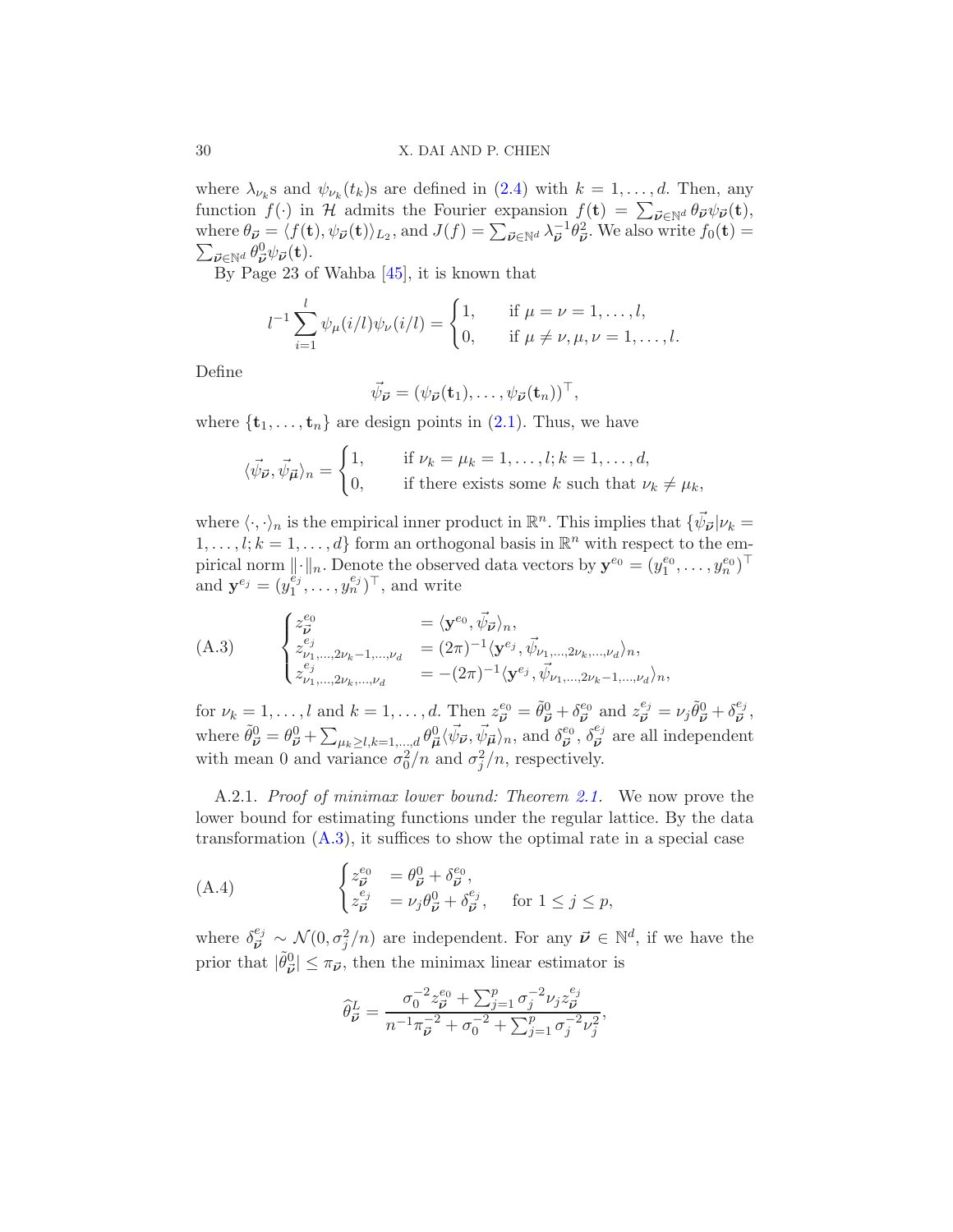where $\lambda_{\nu_k}$s and $\psi_{\nu_k}(t_k)$s are defined in (2.4) with $k = 1, \dots, d$. Then, any function $f(\cdot)$ in $\mathcal{H}$ admits the Fourier expansion $f(\mathbf{t}) = \sum_{\vec{\boldsymbol{\nu}} \in \mathbb{N}^d} \theta_{\vec{\boldsymbol{\nu}}} \psi_{\vec{\boldsymbol{\nu}}}(\mathbf{t})$, where $\theta_{\vec{\boldsymbol{\nu}}} = \langle f(\mathbf{t}), \psi_{\vec{\boldsymbol{\nu}}}(\mathbf{t}) \rangle_{L_2}$, and $J(f) = \sum_{\vec{\boldsymbol{\nu}} \in \mathbb{N}^d} \lambda_{\vec{\boldsymbol{\nu}}}^{-1} \theta_{\vec{\boldsymbol{\nu}}}^2$. We also write $f_0(\mathbf{t}) = \sum_{\vec{\boldsymbol{\nu}} \in \mathbb{N}^d} \theta^0_{\vec{\boldsymbol{\nu}}} \psi_{\vec{\boldsymbol{\nu}}}(\mathbf{t})$.

By Page 23 of Wahba [45], it is known that

$$
l^{-1} \sum_{i=1}^{l} \psi_\mu(i/l) \psi_\nu(i/l) = \begin{cases} 1, & \text{if } \mu = \nu = 1, \dots, l, \\ 0, & \text{if } \mu \neq \nu, \mu, \nu = 1, \dots, l. \end{cases}
$$

Define

$$
\vec{\psi}_{\vec{\boldsymbol{\nu}}} = (\psi_{\vec{\boldsymbol{\nu}}}(\mathbf{t}_1), \dots, \psi_{\vec{\boldsymbol{\nu}}}(\mathbf{t}_n))^\top,
$$

where $\{\mathbf{t}_1, \dots, \mathbf{t}_n\}$ are design points in (2.1). Thus, we have

$$
\langle \vec{\psi}_{\vec{\boldsymbol{\nu}}}, \vec{\psi}_{\vec{\boldsymbol{\mu}}} \rangle_n = \begin{cases} 1, & \text{if } \nu_k = \mu_k = 1, \dots, l; k = 1, \dots, d, \\ 0, & \text{if there exists some } k \text{ such that } \nu_k \neq \mu_k, \end{cases}
$$

where $\langle \cdot, \cdot \rangle_n$ is the empirical inner product in $\mathbb{R}^n$. This implies that $\{\vec{\psi}_{\vec{\boldsymbol{\nu}}} | \nu_k = 1, \dots, l; k = 1, \dots, d\}$ form an orthogonal basis in $\mathbb{R}^n$ with respect to the empirical norm $\|\cdot\|_n$. Denote the observed data vectors by $\mathbf{y}^{e_0} = (y_1^{e_0}, \dots, y_n^{e_0})^\top$ and $\mathbf{y}^{e_j} = (y_1^{e_j}, \dots, y_n^{e_j})^\top$, and write

$$
\text{(A.3)} \qquad \begin{cases} z^{e_0}_{\vec{\boldsymbol{\nu}}} & = \langle \mathbf{y}^{e_0}, \vec{\psi}_{\vec{\boldsymbol{\nu}}} \rangle_n, \\ z^{e_j}_{\nu_1, \dots, 2\nu_k - 1, \dots, \nu_d} & = (2\pi)^{-1} \langle \mathbf{y}^{e_j}, \vec{\psi}_{\nu_1, \dots, 2\nu_k, \dots, \nu_d} \rangle_n, \\ z^{e_j}_{\nu_1, \dots, 2\nu_k, \dots, \nu_d} & = -(2\pi)^{-1} \langle \mathbf{y}^{e_j}, \vec{\psi}_{\nu_1, \dots, 2\nu_k - 1, \dots, \nu_d} \rangle_n, \end{cases}
$$

for $\nu_k = 1, \dots, l$ and $k = 1, \dots, d$. Then $z^{e_0}_{\vec{\boldsymbol{\nu}}} = \tilde{\theta}^0_{\vec{\boldsymbol{\nu}}} + \delta^{e_0}_{\vec{\boldsymbol{\nu}}}$ and $z^{e_j}_{\vec{\boldsymbol{\nu}}} = \nu_j \tilde{\theta}^0_{\vec{\boldsymbol{\nu}}} + \delta^{e_j}_{\vec{\boldsymbol{\nu}}}$, where $\tilde{\theta}^0_{\vec{\boldsymbol{\nu}}} = \theta^0_{\vec{\boldsymbol{\nu}}} + \sum_{\mu_k \geq l, k=1, \dots, d} \theta^0_{\vec{\boldsymbol{\mu}}} \langle \vec{\psi}_{\vec{\boldsymbol{\nu}}}, \vec{\psi}_{\vec{\boldsymbol{\mu}}} \rangle_n$, and $\delta^{e_0}_{\vec{\boldsymbol{\nu}}}$, $\delta^{e_j}_{\vec{\boldsymbol{\nu}}}$ are all independent with mean 0 and variance $\sigma_0^2/n$ and $\sigma_j^2/n$, respectively.

A.2.1. *Proof of minimax lower bound: Theorem 2.1.* We now prove the lower bound for estimating functions under the regular lattice. By the data transformation (A.3), it suffices to show the optimal rate in a special case

$$
\text{(A.4)} \qquad \begin{cases} z^{e_0}_{\vec{\boldsymbol{\nu}}} & = \theta^0_{\vec{\boldsymbol{\nu}}} + \delta^{e_0}_{\vec{\boldsymbol{\nu}}}, \\ z^{e_j}_{\vec{\boldsymbol{\nu}}} & = \nu_j \theta^0_{\vec{\boldsymbol{\nu}}} + \delta^{e_j}_{\vec{\boldsymbol{\nu}}}, \quad \text{for } 1 \leq j \leq p, \end{cases}
$$

where $\delta^{e_j}_{\vec{\boldsymbol{\nu}}} \sim \mathcal{N}(0, \sigma_j^2/n)$ are independent. For any $\vec{\boldsymbol{\nu}} \in \mathbb{N}^d$, if we have the prior that $|\tilde{\theta}^0_{\vec{\boldsymbol{\nu}}}| \leq \pi_{\vec{\boldsymbol{\nu}}}$, then the minimax linear estimator is

$$
\hat{\theta}^L_{\vec{\boldsymbol{\nu}}} = \frac{\sigma_0^{-2} z^{e_0}_{\vec{\boldsymbol{\nu}}} + \sum_{j=1}^{p} \sigma_j^{-2} \nu_j z^{e_j}_{\vec{\boldsymbol{\nu}}}}{n^{-1} \pi_{\vec{\boldsymbol{\nu}}}^{-2} + \sigma_0^{-2} + \sum_{j=1}^{p} \sigma_j^{-2} \nu_j^2},
$$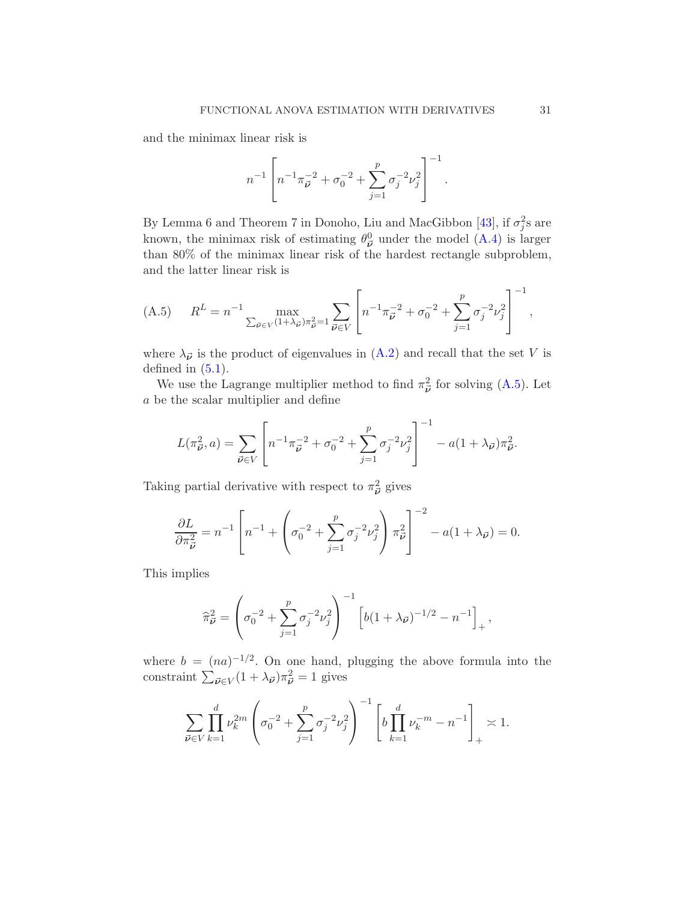and the minimax linear risk is

$$n^{-1}\left[n^{-1}\pi_{\vec{\nu}}^{-2}+\sigma_0^{-2}+\sum_{j=1}^{p}\sigma_j^{-2}\nu_j^2\right]^{-1}.$$

By Lemma 6 and Theorem 7 in Donoho, Liu and MacGibbon [43], if $\sigma_j^2$s are known, the minimax risk of estimating $\theta_{\vec{\nu}}^0$ under the model (A.4) is larger than 80% of the minimax linear risk of the hardest rectangle subproblem, and the latter linear risk is

$$R^L = n^{-1}\max_{\sum_{\vec{\nu}\in V}(1+\lambda_{\vec{\nu}})\pi_{\vec{\nu}}^2=1}\sum_{\vec{\nu}\in V}\left[n^{-1}\pi_{\vec{\nu}}^{-2}+\sigma_0^{-2}+\sum_{j=1}^{p}\sigma_j^{-2}\nu_j^2\right]^{-1}, \tag{A.5}$$

where $\lambda_{\vec{\nu}}$ is the product of eigenvalues in (A.2) and recall that the set $V$ is defined in (5.1).

We use the Lagrange multiplier method to find $\pi_{\vec{\nu}}^2$ for solving (A.5). Let $a$ be the scalar multiplier and define

$$L(\pi_{\vec{\nu}}^2,a)=\sum_{\vec{\nu}\in V}\left[n^{-1}\pi_{\vec{\nu}}^{-2}+\sigma_0^{-2}+\sum_{j=1}^{p}\sigma_j^{-2}\nu_j^2\right]^{-1}-a(1+\lambda_{\vec{\nu}})\pi_{\vec{\nu}}^2.$$

Taking partial derivative with respect to $\pi_{\vec{\nu}}^2$ gives

$$\frac{\partial L}{\partial \pi_{\vec{\nu}}^2}=n^{-1}\left[n^{-1}+\left(\sigma_0^{-2}+\sum_{j=1}^{p}\sigma_j^{-2}\nu_j^2\right)\pi_{\vec{\nu}}^2\right]^{-2}-a(1+\lambda_{\vec{\nu}})=0.$$

This implies

$$\widehat{\pi}_{\vec{\nu}}^2=\left(\sigma_0^{-2}+\sum_{j=1}^{p}\sigma_j^{-2}\nu_j^2\right)^{-1}\left[b(1+\lambda_{\vec{\nu}})^{-1/2}-n^{-1}\right]_+,$$

where $b=(na)^{-1/2}$. On one hand, plugging the above formula into the constraint $\sum_{\vec{\nu}\in V}(1+\lambda_{\vec{\nu}})\pi_{\vec{\nu}}^2=1$ gives

$$\sum_{\vec{\nu}\in V}\prod_{k=1}^{d}\nu_k^{2m}\left(\sigma_0^{-2}+\sum_{j=1}^{p}\sigma_j^{-2}\nu_j^2\right)^{-1}\left[b\prod_{k=1}^{d}\nu_k^{-m}-n^{-1}\right]_+\asymp 1.$$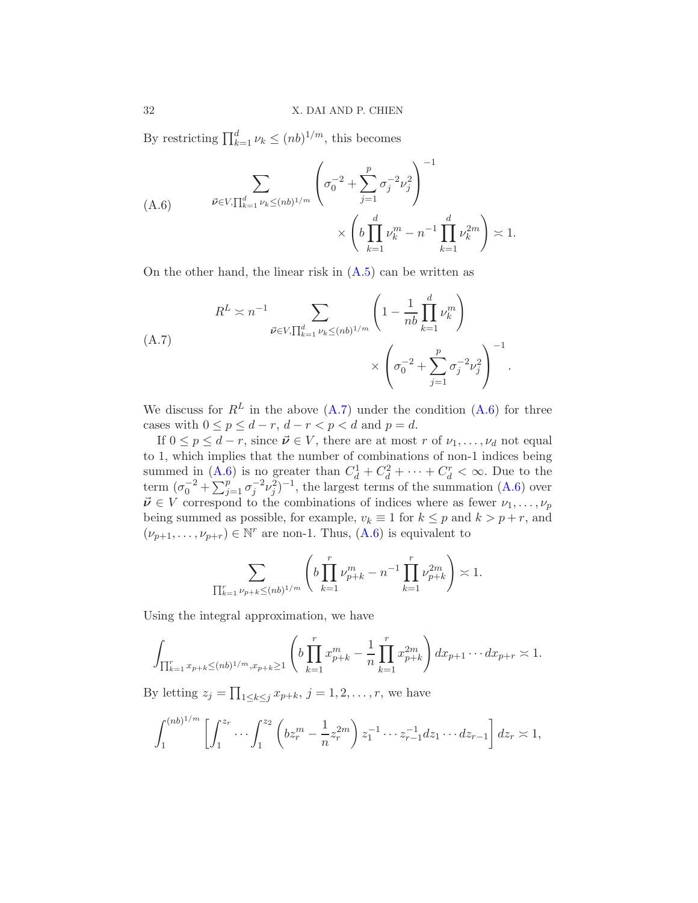By restricting $\prod_{k=1}^{d} \nu_k \le (nb)^{1/m}$, this becomes

$$
\sum_{\vec{\boldsymbol{\nu}} \in V, \prod_{k=1}^{d} \nu_k \le (nb)^{1/m}} \left( \sigma_0^{-2} + \sum_{j=1}^{p} \sigma_j^{-2} \nu_j^2 \right)^{-1} \times \left( b \prod_{k=1}^{d} \nu_k^m - n^{-1} \prod_{k=1}^{d} \nu_k^{2m} \right) \asymp 1. \tag{A.6}
$$

On the other hand, the linear risk in (A.5) can be written as

$$
R^L \asymp n^{-1} \sum_{\vec{\boldsymbol{\nu}} \in V, \prod_{k=1}^{d} \nu_k \le (nb)^{1/m}} \left( 1 - \frac{1}{nb} \prod_{k=1}^{d} \nu_k^m \right) \times \left( \sigma_0^{-2} + \sum_{j=1}^{p} \sigma_j^{-2} \nu_j^2 \right)^{-1}. \tag{A.7}
$$

We discuss for $R^L$ in the above (A.7) under the condition (A.6) for three cases with $0 \le p \le d-r$, $d-r < p < d$ and $p = d$.

If $0 \le p \le d-r$, since $\vec{\boldsymbol{\nu}} \in V$, there are at most $r$ of $\nu_1, \ldots, \nu_d$ not equal to 1, which implies that the number of combinations of non-1 indices being summed in (A.6) is no greater than $C_d^1 + C_d^2 + \cdots + C_d^r < \infty$. Due to the term $(\sigma_0^{-2} + \sum_{j=1}^{p} \sigma_j^{-2} \nu_j^2)^{-1}$, the largest terms of the summation (A.6) over $\vec{\boldsymbol{\nu}} \in V$ correspond to the combinations of indices where as fewer $\nu_1, \ldots, \nu_p$ being summed as possible, for example, $v_k \equiv 1$ for $k \le p$ and $k > p+r$, and $(\nu_{p+1}, \ldots, \nu_{p+r}) \in \mathbb{N}^r$ are non-1. Thus, (A.6) is equivalent to

$$
\sum_{\prod_{k=1}^{r} \nu_{p+k} \le (nb)^{1/m}} \left( b \prod_{k=1}^{r} \nu_{p+k}^m - n^{-1} \prod_{k=1}^{r} \nu_{p+k}^{2m} \right) \asymp 1.
$$

Using the integral approximation, we have

$$
\int_{\prod_{k=1}^{r} x_{p+k} \le (nb)^{1/m}, x_{p+k} \ge 1} \left( b \prod_{k=1}^{r} x_{p+k}^m - \frac{1}{n} \prod_{k=1}^{r} x_{p+k}^{2m} \right) dx_{p+1} \cdots dx_{p+r} \asymp 1.
$$

By letting $z_j = \prod_{1 \le k \le j} x_{p+k}$, $j = 1, 2, \ldots, r$, we have

$$
\int_{1}^{(nb)^{1/m}} \left[ \int_{1}^{z_r} \cdots \int_{1}^{z_2} \left( b z_r^m - \frac{1}{n} z_r^{2m} \right) z_1^{-1} \cdots z_{r-1}^{-1} dz_1 \cdots dz_{r-1} \right] dz_r \asymp 1,
$$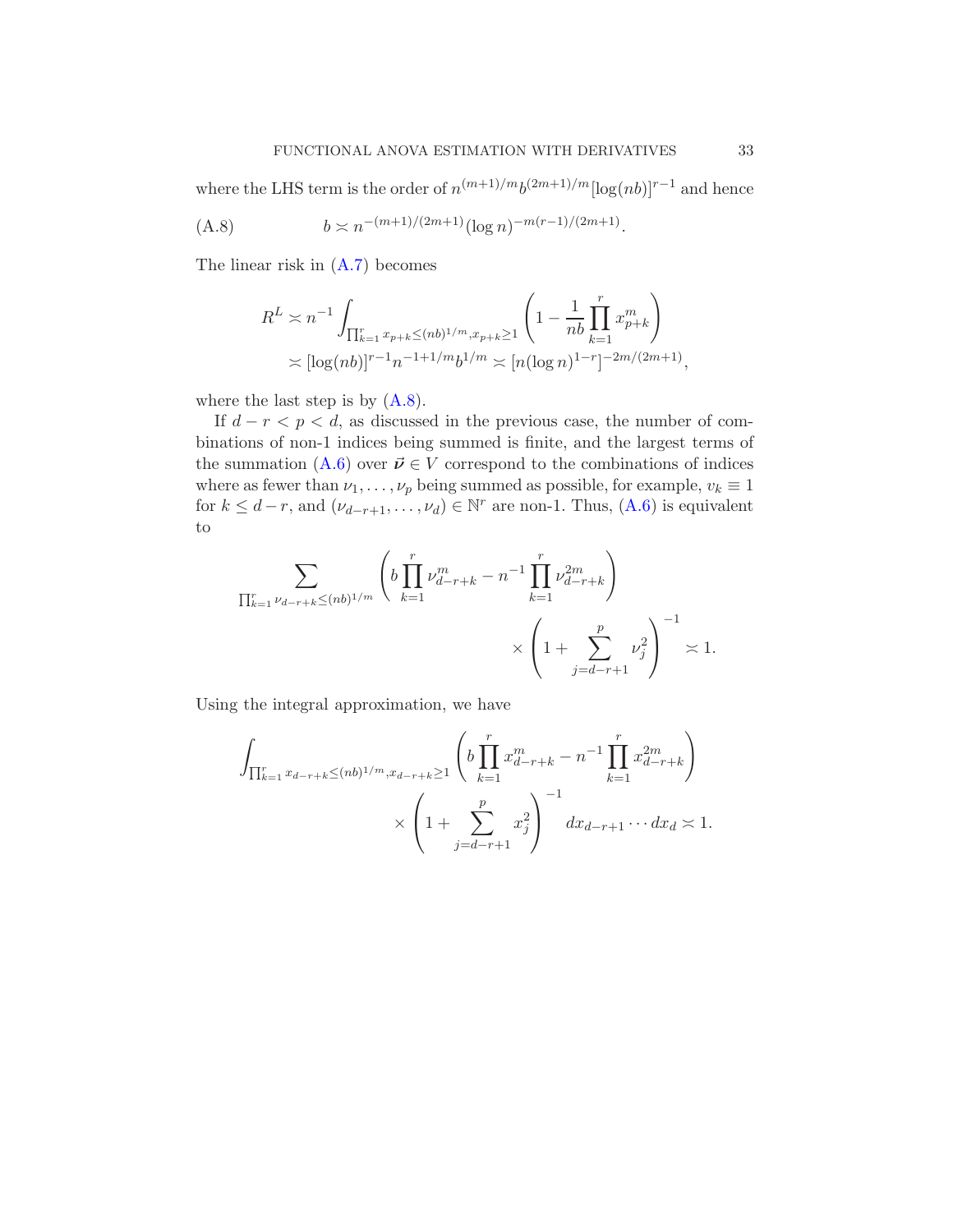where the LHS term is the order of $n^{(m+1)/m}b^{(2m+1)/m}[\log(nb)]^{r-1}$ and hence

$$
b \asymp n^{-(m+1)/(2m+1)}(\log n)^{-m(r-1)/(2m+1)}. \tag{A.8}
$$

The linear risk in (A.7) becomes

$$
\begin{aligned}
R^L &\asymp n^{-1}\int_{\prod_{k=1}^r x_{p+k}\le (nb)^{1/m},x_{p+k}\ge 1}\left(1-\frac{1}{nb}\prod_{k=1}^r x_{p+k}^m\right)\\
&\asymp [\log(nb)]^{r-1}n^{-1+1/m}b^{1/m} \asymp [n(\log n)^{1-r}]^{-2m/(2m+1)},
\end{aligned}
$$

where the last step is by (A.8).

If $d-r<p<d$, as discussed in the previous case, the number of combinations of non-1 indices being summed is finite, and the largest terms of the summation (A.6) over $\vec{\boldsymbol{\nu}}\in V$ correspond to the combinations of indices where as fewer than $\nu_1,\dots,\nu_p$ being summed as possible, for example, $v_k\equiv 1$ for $k\le d-r$, and $(\nu_{d-r+1},\dots,\nu_d)\in\mathbb{N}^r$ are non-1. Thus, (A.6) is equivalent to

$$
\begin{aligned}
\sum_{\prod_{k=1}^r \nu_{d-r+k}\le (nb)^{1/m}} &\left(b\prod_{k=1}^r \nu_{d-r+k}^m - n^{-1}\prod_{k=1}^r \nu_{d-r+k}^{2m}\right)\\
&\times\left(1+\sum_{j=d-r+1}^p \nu_j^2\right)^{-1}\asymp 1.
\end{aligned}
$$

Using the integral approximation, we have

$$
\begin{aligned}
\int_{\prod_{k=1}^r x_{d-r+k}\le (nb)^{1/m},x_{d-r+k}\ge 1} &\left(b\prod_{k=1}^r x_{d-r+k}^m - n^{-1}\prod_{k=1}^r x_{d-r+k}^{2m}\right)\\
&\times\left(1+\sum_{j=d-r+1}^p x_j^2\right)^{-1} dx_{d-r+1}\cdots dx_d\asymp 1.
\end{aligned}
$$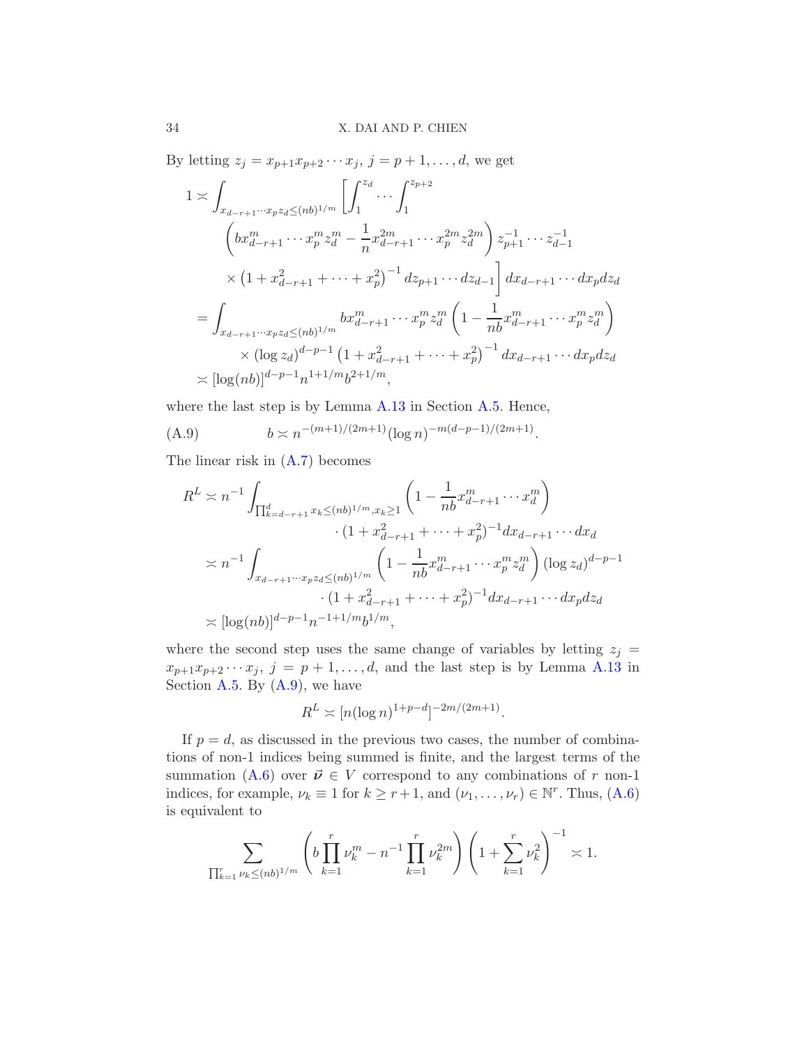By letting $z_j = x_{p+1}x_{p+2}\cdots x_j$, $j = p+1, \ldots, d$, we get

$$
\begin{aligned}
1 &\asymp \int_{x_{d-r+1}\cdots x_p z_d \le (nb)^{1/m}} \left[\int_1^{z_d}\cdots\int_1^{z_{p+2}}\right.\\
&\qquad \left(b x_{d-r+1}^m \cdots x_p^m z_d^m - \frac{1}{n} x_{d-r+1}^{2m}\cdots x_p^{2m} z_d^{2m}\right) z_{p+1}^{-1}\cdots z_{d-1}^{-1}\\
&\qquad \left.\times \left(1 + x_{d-r+1}^2 + \cdots + x_p^2\right)^{-1} dz_{p+1}\cdots dz_{d-1}\right] dx_{d-r+1}\cdots dx_p dz_d\\
&= \int_{x_{d-r+1}\cdots x_p z_d \le (nb)^{1/m}} b x_{d-r+1}^m \cdots x_p^m z_d^m \left(1 - \frac{1}{nb} x_{d-r+1}^m \cdots x_p^m z_d^m\right)\\
&\qquad \times (\log z_d)^{d-p-1}\left(1 + x_{d-r+1}^2 + \cdots + x_p^2\right)^{-1} dx_{d-r+1}\cdots dx_p dz_d\\
&\asymp [\log(nb)]^{d-p-1} n^{1+1/m} b^{2+1/m},
\end{aligned}
$$

where the last step is by Lemma A.13 in Section A.5. Hence,

$$
b \asymp n^{-(m+1)/(2m+1)}(\log n)^{-m(d-p-1)/(2m+1)}. \tag{A.9}
$$

The linear risk in (A.7) becomes

$$
\begin{aligned}
R^L &\asymp n^{-1}\int_{\prod_{k=d-r+1}^d x_k \le (nb)^{1/m}, x_k \ge 1} \left(1 - \frac{1}{nb} x_{d-r+1}^m \cdots x_d^m\right)\\
&\qquad \cdot (1 + x_{d-r+1}^2 + \cdots + x_p^2)^{-1} dx_{d-r+1}\cdots dx_d\\
&\asymp n^{-1}\int_{x_{d-r+1}\cdots x_p z_d \le (nb)^{1/m}} \left(1 - \frac{1}{nb} x_{d-r+1}^m \cdots x_p^m z_d^m\right)(\log z_d)^{d-p-1}\\
&\qquad \cdot (1 + x_{d-r+1}^2 + \cdots + x_p^2)^{-1} dx_{d-r+1}\cdots dx_p dz_d\\
&\asymp [\log(nb)]^{d-p-1} n^{-1+1/m} b^{1/m},
\end{aligned}
$$

where the second step uses the same change of variables by letting $z_j = x_{p+1}x_{p+2}\cdots x_j$, $j = p+1, \ldots, d$, and the last step is by Lemma A.13 in Section A.5. By (A.9), we have

$$
R^L \asymp [n(\log n)^{1+p-d}]^{-2m/(2m+1)}.
$$

If $p = d$, as discussed in the previous two cases, the number of combinations of non-1 indices being summed is finite, and the largest terms of the summation (A.6) over $\vec{\nu} \in V$ correspond to any combinations of $r$ non-1 indices, for example, $\nu_k \equiv 1$ for $k \ge r+1$, and $(\nu_1, \ldots, \nu_r) \in \mathbb{N}^r$. Thus, (A.6) is equivalent to

$$
\sum_{\prod_{k=1}^r \nu_k \le (nb)^{1/m}} \left(b\prod_{k=1}^r \nu_k^m - n^{-1}\prod_{k=1}^r \nu_k^{2m}\right)\left(1 + \sum_{k=1}^r \nu_k^2\right)^{-1} \asymp 1.
$$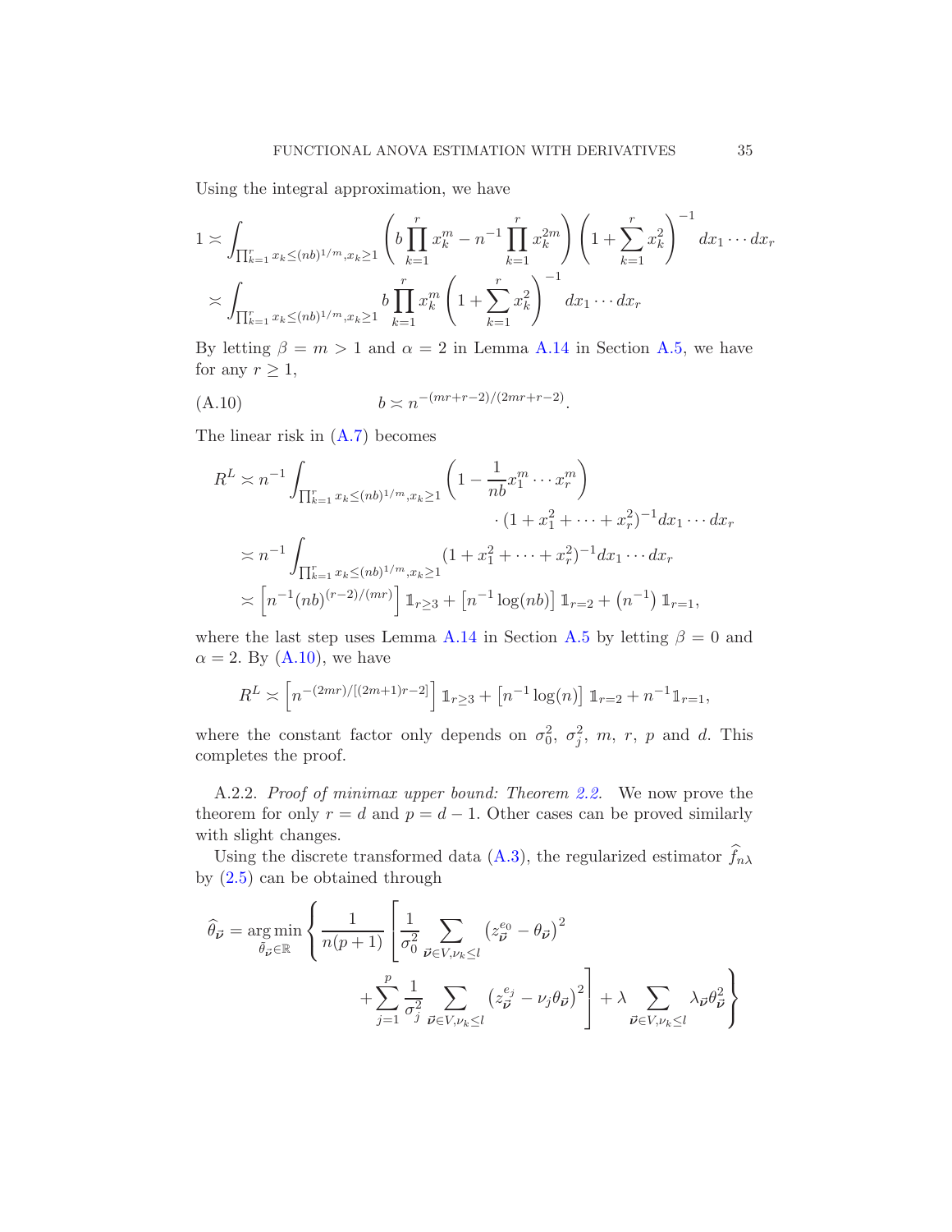Using the integral approximation, we have

$$
\begin{aligned}
1 &\asymp \int_{\prod_{k=1}^r x_k \le (nb)^{1/m}, x_k \ge 1} \left( b \prod_{k=1}^r x_k^m - n^{-1} \prod_{k=1}^r x_k^{2m} \right) \left( 1 + \sum_{k=1}^r x_k^2 \right)^{-1} dx_1 \cdots dx_r \\
&\asymp \int_{\prod_{k=1}^r x_k \le (nb)^{1/m}, x_k \ge 1} b \prod_{k=1}^r x_k^m \left( 1 + \sum_{k=1}^r x_k^2 \right)^{-1} dx_1 \cdots dx_r
\end{aligned}
$$

By letting $\beta = m > 1$ and $\alpha = 2$ in Lemma A.14 in Section A.5, we have for any $r \ge 1$,

$$
b \asymp n^{-(mr+r-2)/(2mr+r-2)}. \tag{A.10}
$$

The linear risk in (A.7) becomes

$$
\begin{aligned}
R^L &\asymp n^{-1} \int_{\prod_{k=1}^r x_k \le (nb)^{1/m}, x_k \ge 1} \left( 1 - \frac{1}{nb} x_1^m \cdots x_r^m \right) \\
&\qquad\qquad \cdot (1 + x_1^2 + \cdots + x_r^2)^{-1} dx_1 \cdots dx_r \\
&\asymp n^{-1} \int_{\prod_{k=1}^r x_k \le (nb)^{1/m}, x_k \ge 1} (1 + x_1^2 + \cdots + x_r^2)^{-1} dx_1 \cdots dx_r \\
&\asymp \left[ n^{-1} (nb)^{(r-2)/(mr)} \right] \mathbb{1}_{r \ge 3} + \left[ n^{-1} \log(nb) \right] \mathbb{1}_{r=2} + \left( n^{-1} \right) \mathbb{1}_{r=1},
\end{aligned}
$$

where the last step uses Lemma A.14 in Section A.5 by letting $\beta = 0$ and $\alpha = 2$. By (A.10), we have

$$
R^L \asymp \left[ n^{-(2mr)/[(2m+1)r-2]} \right] \mathbb{1}_{r \ge 3} + \left[ n^{-1} \log(n) \right] \mathbb{1}_{r=2} + n^{-1} \mathbb{1}_{r=1},
$$

where the constant factor only depends on $\sigma_0^2$, $\sigma_j^2$, $m$, $r$, $p$ and $d$. This completes the proof.

A.2.2. *Proof of minimax upper bound: Theorem 2.2.* We now prove the theorem for only $r = d$ and $p = d - 1$. Other cases can be proved similarly with slight changes.

Using the discrete transformed data (A.3), the regularized estimator $\widehat{f}_{n\lambda}$ by (2.5) can be obtained through

$$
\begin{aligned}
\widehat{\theta}_{\vec{\nu}} = \mathop{\arg\min}_{\widehat{\theta}_{\vec{\nu}} \in \mathbb{R}} \Bigg\{ \frac{1}{n(p+1)} \Bigg[ & \frac{1}{\sigma_0^2} \sum_{\vec{\nu} \in V, \nu_k \le l} \left( z_{\vec{\nu}}^{e_0} - \theta_{\vec{\nu}} \right)^2 \\
& + \sum_{j=1}^p \frac{1}{\sigma_j^2} \sum_{\vec{\nu} \in V, \nu_k \le l} \left( z_{\vec{\nu}}^{e_j} - \nu_j \theta_{\vec{\nu}} \right)^2 \Bigg] + \lambda \sum_{\vec{\nu} \in V, \nu_k \le l} \lambda_{\vec{\nu}} \theta_{\vec{\nu}}^2 \Bigg\}
\end{aligned}
$$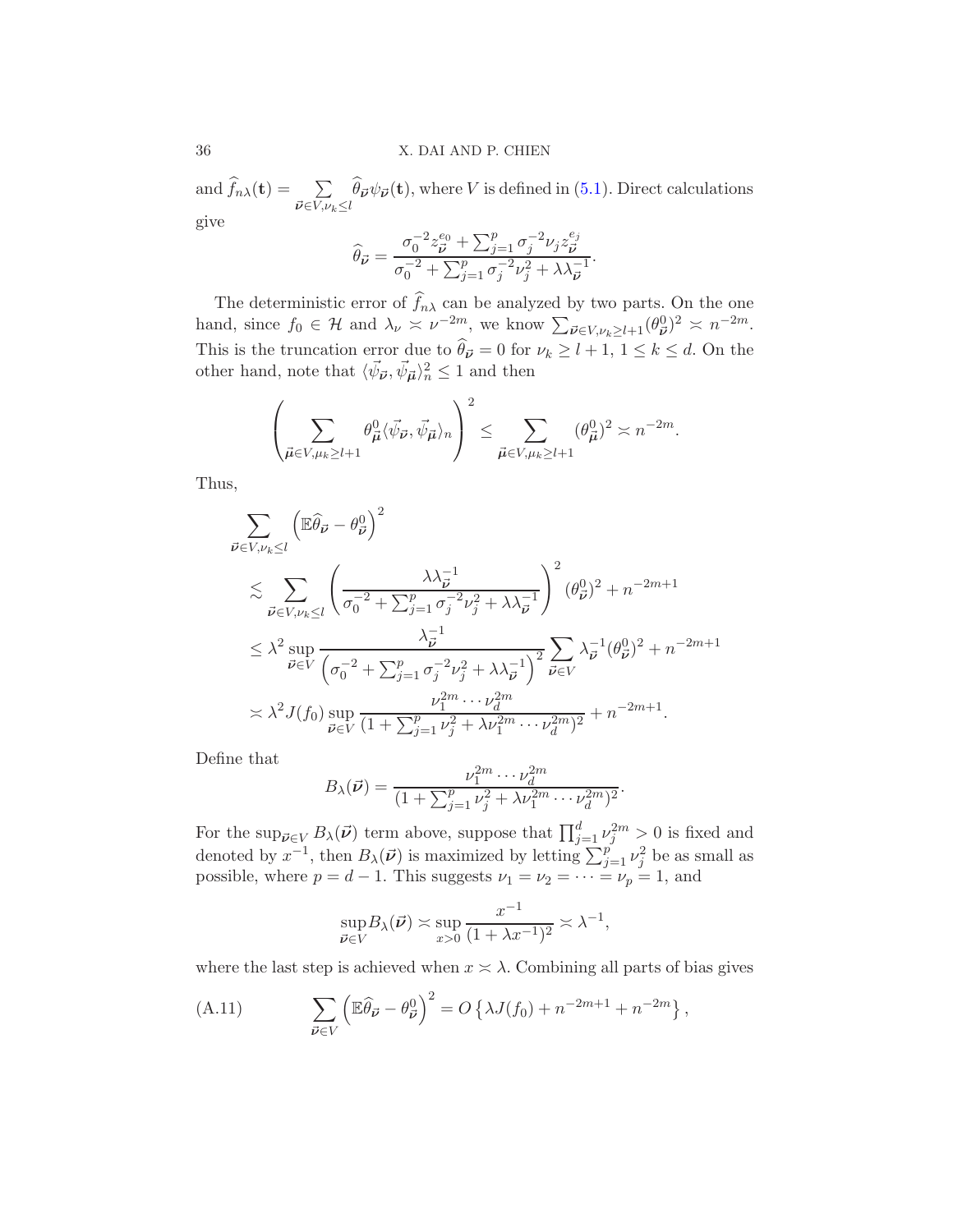and $\widehat{f}_{n\lambda}(\mathbf{t}) = \sum_{\vec{\nu}\in V, \nu_k \le l} \widehat{\theta}_{\vec{\nu}} \psi_{\vec{\nu}}(\mathbf{t})$, where $V$ is defined in (5.1). Direct calculations give

$$\widehat{\theta}_{\vec{\nu}} = \frac{\sigma_0^{-2} z_{\vec{\nu}}^{e_0} + \sum_{j=1}^p \sigma_j^{-2} \nu_j z_{\vec{\nu}}^{e_j}}{\sigma_0^{-2} + \sum_{j=1}^p \sigma_j^{-2} \nu_j^2 + \lambda \lambda_{\vec{\nu}}^{-1}}.$$

The deterministic error of $\widehat{f}_{n\lambda}$ can be analyzed by two parts. On the one hand, since $f_0 \in \mathcal{H}$ and $\lambda_\nu \asymp \nu^{-2m}$, we know $\sum_{\vec{\nu}\in V, \nu_k \ge l+1} (\theta_{\vec{\nu}}^0)^2 \asymp n^{-2m}$. This is the truncation error due to $\widehat{\theta}_{\vec{\nu}} = 0$ for $\nu_k \ge l+1$, $1 \le k \le d$. On the other hand, note that $\langle \vec{\psi}_{\vec{\nu}}, \vec{\psi}_{\vec{\mu}} \rangle_n^2 \le 1$ and then

$$\left( \sum_{\vec{\mu}\in V, \mu_k \ge l+1} \theta_{\vec{\mu}}^0 \langle \vec{\psi}_{\vec{\nu}}, \vec{\psi}_{\vec{\mu}} \rangle_n \right)^2 \le \sum_{\vec{\mu}\in V, \mu_k \ge l+1} (\theta_{\vec{\mu}}^0)^2 \asymp n^{-2m}.$$

Thus,

$$\begin{aligned}
&\sum_{\vec{\nu}\in V, \nu_k \le l} \left( \mathbb{E}\widehat{\theta}_{\vec{\nu}} - \theta_{\vec{\nu}}^0 \right)^2 \\
&\lesssim \sum_{\vec{\nu}\in V, \nu_k \le l} \left( \frac{\lambda \lambda_{\vec{\nu}}^{-1}}{\sigma_0^{-2} + \sum_{j=1}^p \sigma_j^{-2} \nu_j^2 + \lambda \lambda_{\vec{\nu}}^{-1}} \right)^2 (\theta_{\vec{\nu}}^0)^2 + n^{-2m+1} \\
&\le \lambda^2 \sup_{\vec{\nu}\in V} \frac{\lambda_{\vec{\nu}}^{-1}}{\left( \sigma_0^{-2} + \sum_{j=1}^p \sigma_j^{-2} \nu_j^2 + \lambda \lambda_{\vec{\nu}}^{-1} \right)^2} \sum_{\vec{\nu}\in V} \lambda_{\vec{\nu}}^{-1} (\theta_{\vec{\nu}}^0)^2 + n^{-2m+1} \\
&\asymp \lambda^2 J(f_0) \sup_{\vec{\nu}\in V} \frac{\nu_1^{2m} \cdots \nu_d^{2m}}{(1 + \sum_{j=1}^p \nu_j^2 + \lambda \nu_1^{2m} \cdots \nu_d^{2m})^2} + n^{-2m+1}.
\end{aligned}$$

Define that

$$B_\lambda(\vec{\nu}) = \frac{\nu_1^{2m} \cdots \nu_d^{2m}}{(1 + \sum_{j=1}^p \nu_j^2 + \lambda \nu_1^{2m} \cdots \nu_d^{2m})^2}.$$

For the $\sup_{\vec{\nu}\in V} B_\lambda(\vec{\nu})$ term above, suppose that $\prod_{j=1}^d \nu_j^{2m} > 0$ is fixed and denoted by $x^{-1}$, then $B_\lambda(\vec{\nu})$ is maximized by letting $\sum_{j=1}^p \nu_j^2$ be as small as possible, where $p = d-1$. This suggests $\nu_1 = \nu_2 = \cdots = \nu_p = 1$, and

$$\sup_{\vec{\nu}\in V} B_\lambda(\vec{\nu}) \asymp \sup_{x>0} \frac{x^{-1}}{(1 + \lambda x^{-1})^2} \asymp \lambda^{-1},$$

where the last step is achieved when $x \asymp \lambda$. Combining all parts of bias gives

$$\sum_{\vec{\nu}\in V} \left( \mathbb{E}\widehat{\theta}_{\vec{\nu}} - \theta_{\vec{\nu}}^0 \right)^2 = O\left\{ \lambda J(f_0) + n^{-2m+1} + n^{-2m} \right\}, \tag{A.11}$$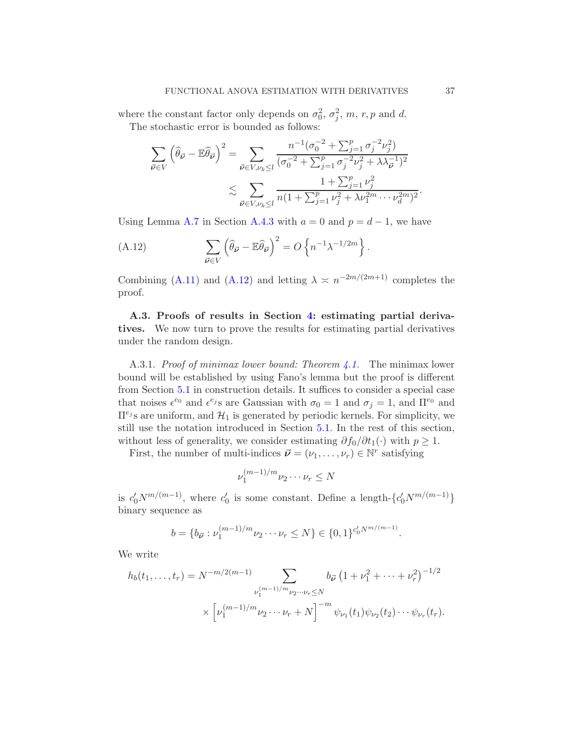where the constant factor only depends on $\sigma_0^2$, $\sigma_j^2$, $m$, $r, p$ and $d$.

The stochastic error is bounded as follows:

$$\sum_{\vec{\nu}\in V}\left(\widehat{\theta}_{\vec{\nu}}-\mathbb{E}\widehat{\theta}_{\vec{\nu}}\right)^2=\sum_{\vec{\nu}\in V,\nu_k\le l}\frac{n^{-1}(\sigma_0^{-2}+\sum_{j=1}^p\sigma_j^{-2}\nu_j^2)}{(\sigma_0^{-2}+\sum_{j=1}^p\sigma_j^{-2}\nu_j^2+\lambda\lambda_{\vec{\nu}}^{-1})^2}$$
$$\lesssim\sum_{\vec{\nu}\in V,\nu_k\le l}\frac{1+\sum_{j=1}^p\nu_j^2}{n(1+\sum_{j=1}^p\nu_j^2+\lambda\nu_1^{2m}\cdots\nu_d^{2m})^2}.$$

Using Lemma A.7 in Section A.4.3 with $a=0$ and $p=d-1$, we have

$$\sum_{\vec{\nu}\in V}\left(\widehat{\theta}_{\vec{\nu}}-\mathbb{E}\widehat{\theta}_{\vec{\nu}}\right)^2=O\left\{n^{-1}\lambda^{-1/2m}\right\}. \tag{A.12}$$

Combining (A.11) and (A.12) and letting $\lambda\asymp n^{-2m/(2m+1)}$ completes the proof.

**A.3. Proofs of results in Section 4: estimating partial derivatives.** We now turn to prove the results for estimating partial derivatives under the random design.

A.3.1. *Proof of minimax lower bound: Theorem 4.1.* The minimax lower bound will be established by using Fano's lemma but the proof is different from Section 5.1 in construction details. It suffices to consider a special case that noises $\epsilon^{e_0}$ and $\epsilon^{e_j}$s are Gaussian with $\sigma_0=1$ and $\sigma_j=1$, and $\Pi^{e_0}$ and $\Pi^{e_j}$s are uniform, and $\mathcal{H}_1$ is generated by periodic kernels. For simplicity, we still use the notation introduced in Section 5.1. In the rest of this section, without less of generality, we consider estimating $\partial f_0/\partial t_1(\cdot)$ with $p\ge 1$.

First, the number of multi-indices $\vec{\nu}=(\nu_1,\ldots,\nu_r)\in\mathbb{N}^r$ satisfying

$$\nu_1^{(m-1)/m}\nu_2\cdots\nu_r\le N$$

is $c_0'N^{m/(m-1)}$, where $c_0'$ is some constant. Define a length-$\{c_0'N^{m/(m-1)}\}$ binary sequence as

$$b=\{b_{\vec{\nu}}:\nu_1^{(m-1)/m}\nu_2\cdots\nu_r\le N\}\in\{0,1\}^{c_0'N^{m/(m-1)}}.$$

We write

$$h_b(t_1,\ldots,t_r)=N^{-m/2(m-1)}\sum_{\nu_1^{(m-1)/m}\nu_2\cdots\nu_r\le N}b_{\vec{\nu}}\left(1+\nu_1^2+\cdots+\nu_r^2\right)^{-1/2}$$
$$\times\left[\nu_1^{(m-1)/m}\nu_2\cdots\nu_r+N\right]^{-m}\psi_{\nu_1}(t_1)\psi_{\nu_2}(t_2)\cdots\psi_{\nu_r}(t_r).$$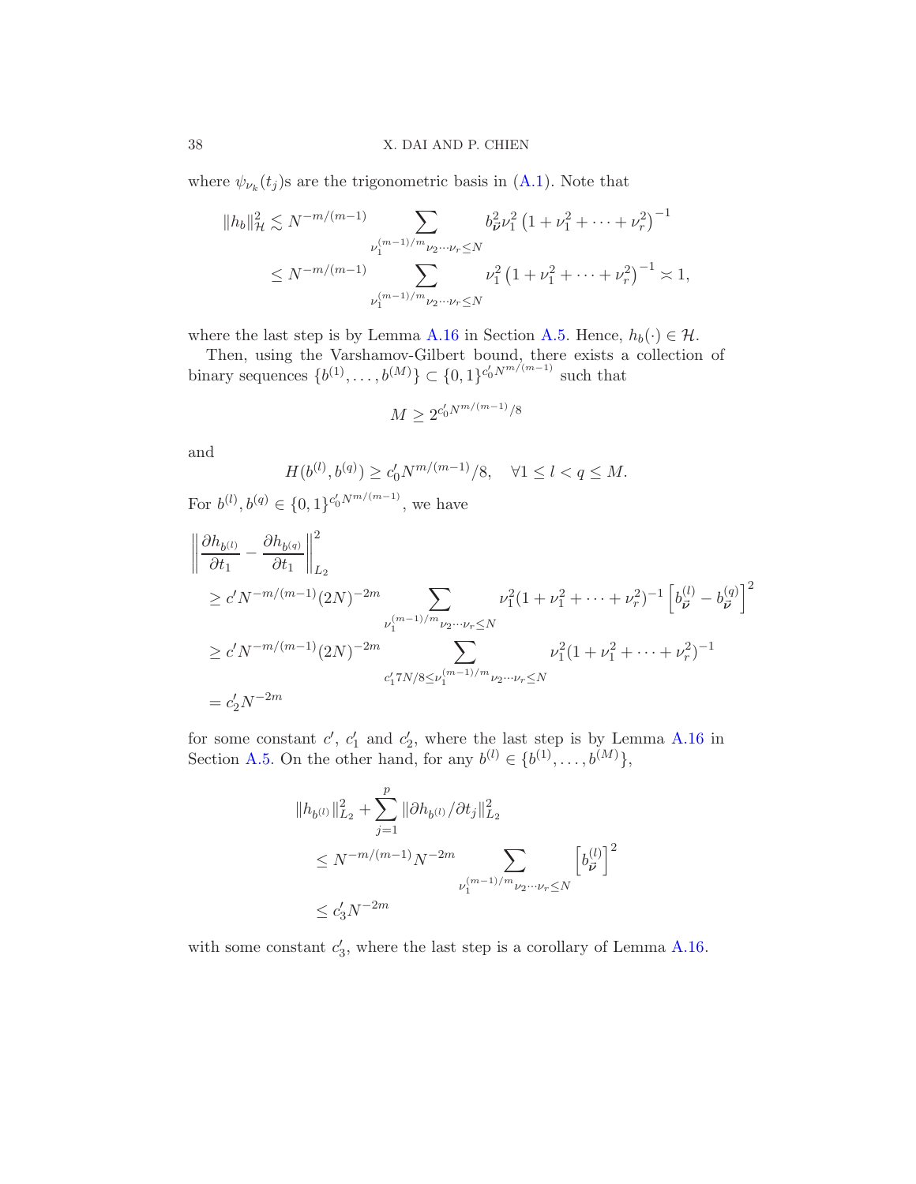where $\psi_{\nu_k}(t_j)$s are the trigonometric basis in (A.1). Note that

$$
\begin{aligned}
\|h_b\|_{\mathcal{H}}^2 &\lesssim N^{-m/(m-1)} \sum_{\nu_1^{(m-1)/m}\nu_2\cdots\nu_r \le N} b_{\boldsymbol{\nu}}^2 \nu_1^2 \left(1+\nu_1^2+\cdots+\nu_r^2\right)^{-1} \\
&\le N^{-m/(m-1)} \sum_{\nu_1^{(m-1)/m}\nu_2\cdots\nu_r \le N} \nu_1^2 \left(1+\nu_1^2+\cdots+\nu_r^2\right)^{-1} \asymp 1,
\end{aligned}
$$

where the last step is by Lemma A.16 in Section A.5. Hence, $h_b(\cdot) \in \mathcal{H}$.

Then, using the Varshamov-Gilbert bound, there exists a collection of binary sequences $\{b^{(1)}, \ldots, b^{(M)}\} \subset \{0,1\}^{c_0' N^{m/(m-1)}}$ such that

$$
M \ge 2^{c_0' N^{m/(m-1)}/8}
$$

and

$$
H(b^{(l)}, b^{(q)}) \ge c_0' N^{m/(m-1)}/8, \quad \forall 1 \le l < q \le M.
$$

For $b^{(l)}, b^{(q)} \in \{0,1\}^{c_0' N^{m/(m-1)}}$, we have

$$
\begin{aligned}
&\left\| \frac{\partial h_{b^{(l)}}}{\partial t_1} - \frac{\partial h_{b^{(q)}}}{\partial t_1} \right\|_{L_2}^2 \\
&\ge c' N^{-m/(m-1)} (2N)^{-2m} \sum_{\nu_1^{(m-1)/m}\nu_2\cdots\nu_r \le N} \nu_1^2 (1+\nu_1^2+\cdots+\nu_r^2)^{-1} \left[b_{\boldsymbol{\nu}}^{(l)} - b_{\boldsymbol{\nu}}^{(q)}\right]^2 \\
&\ge c' N^{-m/(m-1)} (2N)^{-2m} \sum_{c_1' 7N/8 \le \nu_1^{(m-1)/m}\nu_2\cdots\nu_r \le N} \nu_1^2 (1+\nu_1^2+\cdots+\nu_r^2)^{-1} \\
&= c_2' N^{-2m}
\end{aligned}
$$

for some constant $c'$, $c_1'$ and $c_2'$, where the last step is by Lemma A.16 in Section A.5. On the other hand, for any $b^{(l)} \in \{b^{(1)}, \ldots, b^{(M)}\}$,

$$
\begin{aligned}
&\|h_{b^{(l)}}\|_{L_2}^2 + \sum_{j=1}^{p} \|\partial h_{b^{(l)}}/\partial t_j\|_{L_2}^2 \\
&\quad \le N^{-m/(m-1)} N^{-2m} \sum_{\nu_1^{(m-1)/m}\nu_2\cdots\nu_r \le N} \left[b_{\boldsymbol{\nu}}^{(l)}\right]^2 \\
&\quad \le c_3' N^{-2m}
\end{aligned}
$$

with some constant $c_3'$, where the last step is a corollary of Lemma A.16.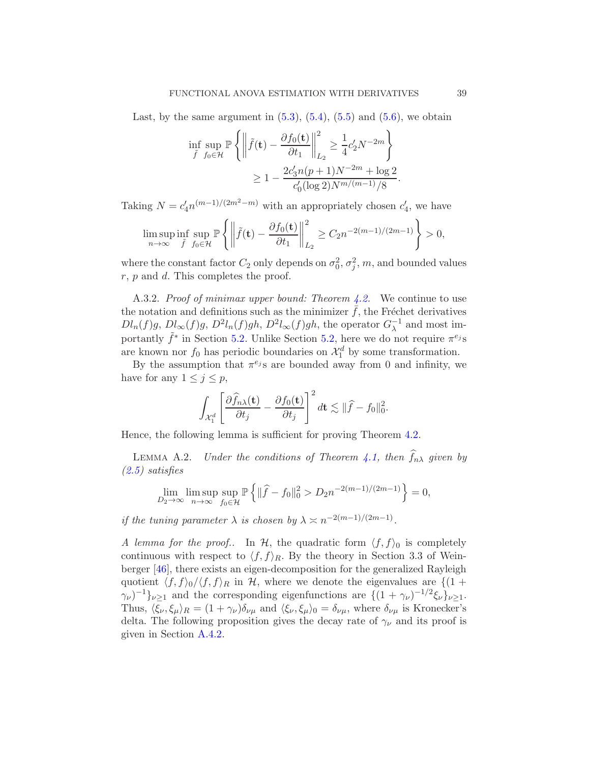Last, by the same argument in (5.3), (5.4), (5.5) and (5.6), we obtain

$$
\begin{aligned}
\inf_{\tilde{f}} \sup_{f_0 \in \mathcal{H}} \mathbb{P}\left\{ \left\| \tilde{f}(\mathbf{t}) - \frac{\partial f_0(\mathbf{t})}{\partial t_1} \right\|_{L_2}^2 \geq \frac{1}{4} c_2' N^{-2m} \right\} \\
\geq 1 - \frac{2c_3' n(p+1) N^{-2m} + \log 2}{c_0' (\log 2) N^{m/(m-1)}/8}.
\end{aligned}
$$

Taking $N = c_4' n^{(m-1)/(2m^2-m)}$ with an appropriately chosen $c_4'$, we have

$$
\limsup_{n\to\infty} \inf_{\tilde{f}} \sup_{f_0 \in \mathcal{H}} \mathbb{P}\left\{ \left\| \tilde{f}(\mathbf{t}) - \frac{\partial f_0(\mathbf{t})}{\partial t_1} \right\|_{L_2}^2 \geq C_2 n^{-2(m-1)/(2m-1)} \right\} > 0,
$$

where the constant factor $C_2$ only depends on $\sigma_0^2$, $\sigma_j^2$, $m$, and bounded values $r$, $p$ and $d$. This completes the proof.

A.3.2. *Proof of minimax upper bound: Theorem 4.2.* We continue to use the notation and definitions such as the minimizer $\bar{f}$, the Fréchet derivatives $Dl_n(f)g$, $Dl_\infty(f)g$, $D^2 l_n(f)gh$, $D^2 l_\infty(f)gh$, the operator $G_\lambda^{-1}$ and most importantly $\tilde{f}^*$ in Section 5.2. Unlike Section 5.2, here we do not require $\pi^{e_j}$s are known nor $f_0$ has periodic boundaries on $\mathcal{X}_1^d$ by some transformation.

By the assumption that $\pi^{e_j}$s are bounded away from 0 and infinity, we have for any $1 \leq j \leq p$,

$$
\int_{\mathcal{X}_1^d} \left[ \frac{\partial \widehat{f}_{n\lambda}(\mathbf{t})}{\partial t_j} - \frac{\partial f_0(\mathbf{t})}{\partial t_j} \right]^2 d\mathbf{t} \lesssim \|\widehat{f} - f_0\|_0^2.
$$

Hence, the following lemma is sufficient for proving Theorem 4.2.

LEMMA A.2. *Under the conditions of Theorem 4.1, then $\widehat{f}_{n\lambda}$ given by (2.5) satisfies*

$$
\lim_{D_2 \to \infty} \limsup_{n\to\infty} \sup_{f_0 \in \mathcal{H}} \mathbb{P}\left\{ \|\widehat{f} - f_0\|_0^2 > D_2 n^{-2(m-1)/(2m-1)} \right\} = 0,
$$

*if the tuning parameter $\lambda$ is chosen by $\lambda \asymp n^{-2(m-1)/(2m-1)}$.*

*A lemma for the proof..* In $\mathcal{H}$, the quadratic form $\langle f, f\rangle_0$ is completely continuous with respect to $\langle f, f\rangle_R$. By the theory in Section 3.3 of Weinberger [46], there exists an eigen-decomposition for the generalized Rayleigh quotient $\langle f, f\rangle_0 / \langle f, f\rangle_R$ in $\mathcal{H}$, where we denote the eigenvalues are $\{(1+\gamma_\nu)^{-1}\}_{\nu\geq 1}$ and the corresponding eigenfunctions are $\{(1+\gamma_\nu)^{-1/2}\xi_\nu\}_{\nu\geq 1}$. Thus, $\langle \xi_\nu, \xi_\mu\rangle_R = (1+\gamma_\nu)\delta_{\nu\mu}$ and $\langle \xi_\nu, \xi_\mu\rangle_0 = \delta_{\nu\mu}$, where $\delta_{\nu\mu}$ is Kronecker's delta. The following proposition gives the decay rate of $\gamma_\nu$ and its proof is given in Section A.4.2.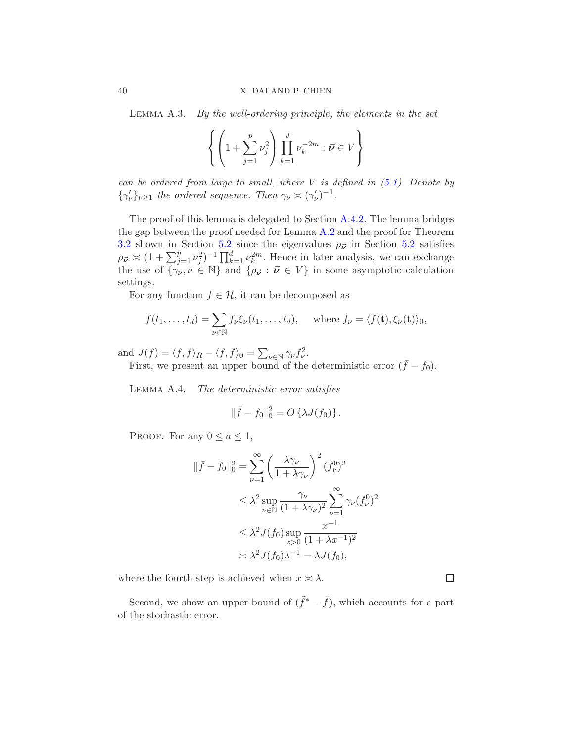Lemma A.3. *By the well-ordering principle, the elements in the set*

$$\left\{ \left(1 + \sum_{j=1}^{p} \nu_j^2\right) \prod_{k=1}^{d} \nu_k^{-2m} : \vec{\boldsymbol{\nu}} \in V \right\}$$

*can be ordered from large to small, where $V$ is defined in (5.1). Denote by $\{\gamma'_\nu\}_{\nu \geq 1}$ the ordered sequence. Then $\gamma_\nu \asymp (\gamma'_\nu)^{-1}$.*

The proof of this lemma is delegated to Section A.4.2. The lemma bridges the gap between the proof needed for Lemma A.2 and the proof for Theorem 3.2 shown in Section 5.2 since the eigenvalues $\rho_{\vec{\boldsymbol{\nu}}}$ in Section 5.2 satisfies $\rho_{\vec{\boldsymbol{\nu}}} \asymp (1 + \sum_{j=1}^{p} \nu_j^2)^{-1} \prod_{k=1}^{d} \nu_k^{2m}$. Hence in later analysis, we can exchange the use of $\{\gamma_\nu, \nu \in \mathbb{N}\}$ and $\{\rho_{\vec{\boldsymbol{\nu}}} : \vec{\boldsymbol{\nu}} \in V\}$ in some asymptotic calculation settings.

For any function $f \in \mathcal{H}$, it can be decomposed as

$$f(t_1, \ldots, t_d) = \sum_{\nu \in \mathbb{N}} f_\nu \xi_\nu(t_1, \ldots, t_d), \qquad \text{where } f_\nu = \langle f(\mathbf{t}), \xi_\nu(\mathbf{t}) \rangle_0,$$

and $J(f) = \langle f, f \rangle_R - \langle f, f \rangle_0 = \sum_{\nu \in \mathbb{N}} \gamma_\nu f_\nu^2$.

First, we present an upper bound of the deterministic error $(\bar{f} - f_0)$.

Lemma A.4. *The deterministic error satisfies*

$$\|\bar{f} - f_0\|_0^2 = O\left\{\lambda J(f_0)\right\}.$$

Proof. For any $0 \leq a \leq 1$,

$$\begin{aligned}
\|\bar{f} - f_0\|_0^2 &= \sum_{\nu=1}^{\infty} \left(\frac{\lambda \gamma_\nu}{1 + \lambda \gamma_\nu}\right)^2 (f_\nu^0)^2 \\
&\leq \lambda^2 \sup_{\nu \in \mathbb{N}} \frac{\gamma_\nu}{(1 + \lambda \gamma_\nu)^2} \sum_{\nu=1}^{\infty} \gamma_\nu (f_\nu^0)^2 \\
&\leq \lambda^2 J(f_0) \sup_{x > 0} \frac{x^{-1}}{(1 + \lambda x^{-1})^2} \\
&\asymp \lambda^2 J(f_0) \lambda^{-1} = \lambda J(f_0),
\end{aligned}$$

where the fourth step is achieved when $x \asymp \lambda$. ∎

Second, we show an upper bound of $(\tilde{f}^* - \bar{f})$, which accounts for a part of the stochastic error.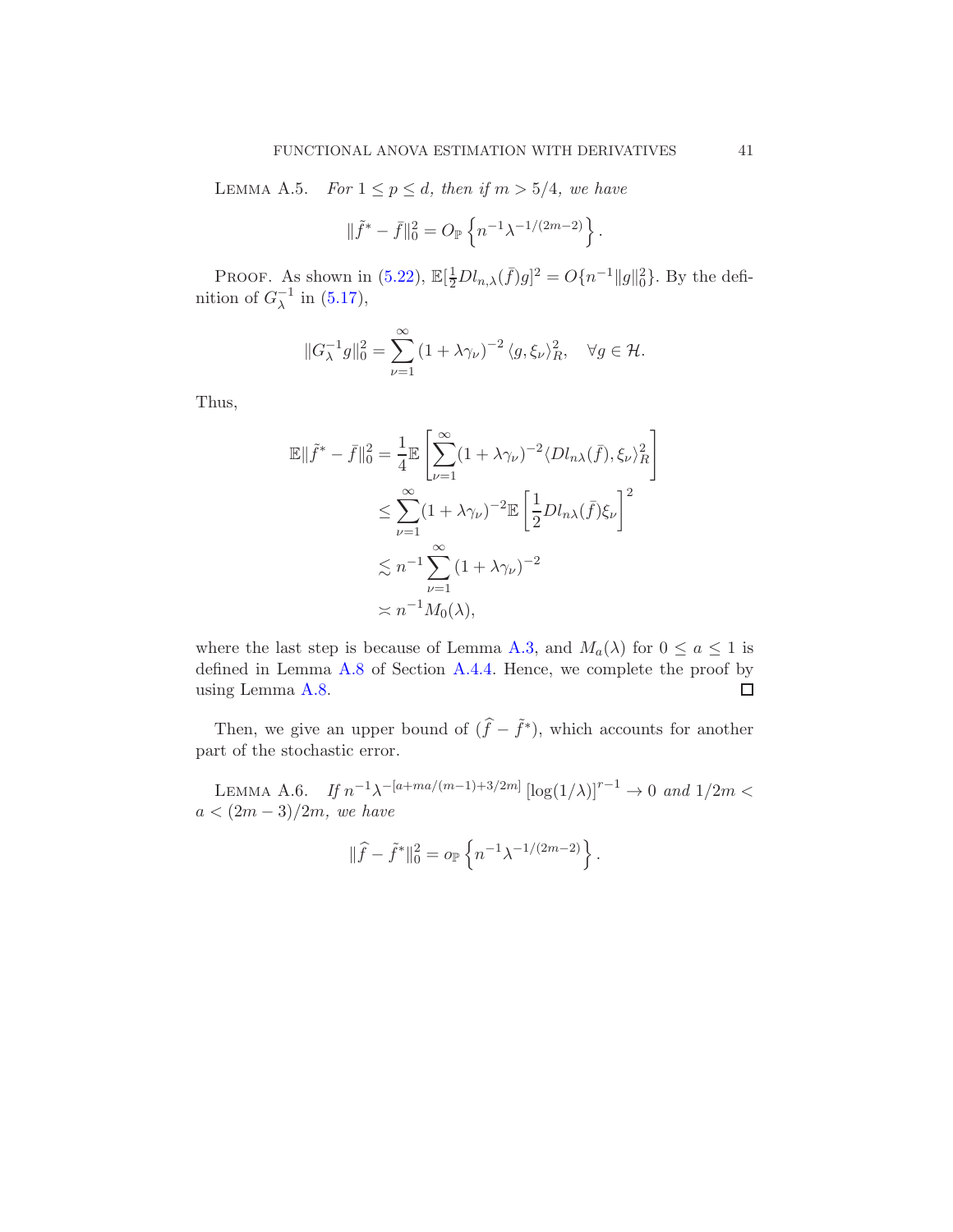Lemma A.5. *For $1 \leq p \leq d$, then if $m > 5/4$, we have*

$$
\|\tilde{f}^* - \bar{f}\|_0^2 = O_{\mathbb{P}} \left\{ n^{-1} \lambda^{-1/(2m-2)} \right\}.
$$

Proof. As shown in (5.22), $\mathbb{E}[\frac{1}{2} Dl_{n,\lambda}(\bar{f})g]^2 = O\{n^{-1}\|g\|_0^2\}$. By the definition of $G_\lambda^{-1}$ in (5.17),

$$
\|G_\lambda^{-1} g\|_0^2 = \sum_{\nu=1}^{\infty} (1 + \lambda \gamma_\nu)^{-2} \langle g, \xi_\nu \rangle_R^2, \quad \forall g \in \mathcal{H}.
$$

Thus,

$$
\begin{aligned}
\mathbb{E}\|\tilde{f}^* - \bar{f}\|_0^2 &= \frac{1}{4} \mathbb{E} \left[ \sum_{\nu=1}^{\infty} (1 + \lambda \gamma_\nu)^{-2} \langle Dl_{n\lambda}(\bar{f}), \xi_\nu \rangle_R^2 \right] \\
&\leq \sum_{\nu=1}^{\infty} (1 + \lambda \gamma_\nu)^{-2} \mathbb{E} \left[ \frac{1}{2} Dl_{n\lambda}(\bar{f}) \xi_\nu \right]^2 \\
&\lesssim n^{-1} \sum_{\nu=1}^{\infty} (1 + \lambda \gamma_\nu)^{-2} \\
&\asymp n^{-1} M_0(\lambda),
\end{aligned}
$$

where the last step is because of Lemma A.3, and $M_a(\lambda)$ for $0 \leq a \leq 1$ is defined in Lemma A.8 of Section A.4.4. Hence, we complete the proof by using Lemma A.8. $\square$

Then, we give an upper bound of $(\widehat{f} - \tilde{f}^*)$, which accounts for another part of the stochastic error.

Lemma A.6. *If $n^{-1} \lambda^{-[a + ma/(m-1) + 3/2m]} \left[\log(1/\lambda)\right]^{r-1} \to 0$ and $1/2m < a < (2m-3)/2m$, we have*

$$
\|\widehat{f} - \tilde{f}^*\|_0^2 = o_{\mathbb{P}} \left\{ n^{-1} \lambda^{-1/(2m-2)} \right\}.
$$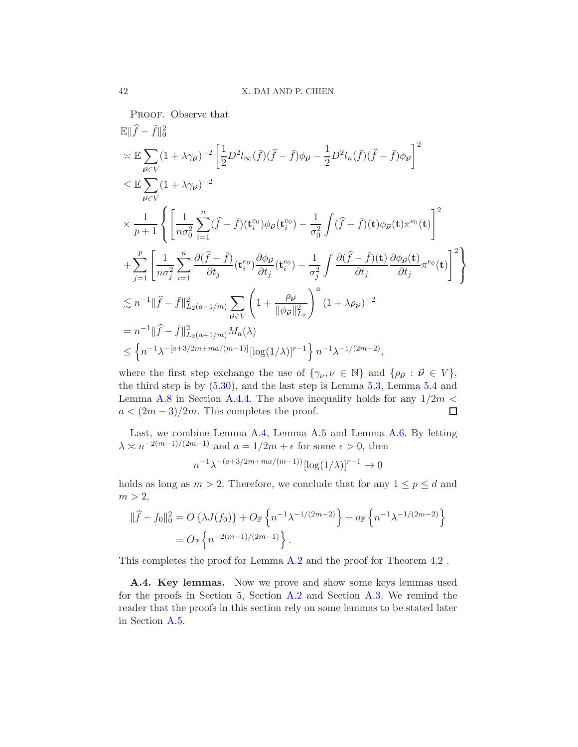PROOF. Observe that

$$
\begin{aligned}
&\mathbb{E}\|\widehat{f}-\tilde{f}\|_0^2 \\
&\asymp \mathbb{E}\sum_{\vec{\boldsymbol{\nu}}\in V}(1+\lambda\gamma_{\vec{\boldsymbol{\nu}}})^{-2}\left[\frac{1}{2}D^2 l_\infty(\bar{f})(\widehat{f}-\bar{f})\phi_{\vec{\boldsymbol{\nu}}}-\frac{1}{2}D^2 l_n(\bar{f})(\widehat{f}-\bar{f})\phi_{\vec{\boldsymbol{\nu}}}\right]^2 \\
&\leq \mathbb{E}\sum_{\vec{\boldsymbol{\nu}}\in V}(1+\lambda\gamma_{\vec{\boldsymbol{\nu}}})^{-2} \\
&\times \frac{1}{p+1}\left\{\left[\frac{1}{n\sigma_0^2}\sum_{i=1}^n(\widehat{f}-\bar{f})(\mathbf{t}_i^{e_0})\phi_{\vec{\boldsymbol{\nu}}}(\mathbf{t}_i^{e_0})-\frac{1}{\sigma_0^2}\int(\widehat{f}-\bar{f})(\mathbf{t})\phi_{\vec{\boldsymbol{\nu}}}(\mathbf{t})\pi^{e_0}(\mathbf{t})\right]^2\right. \\
&\left.+\sum_{j=1}^p\left[\frac{1}{n\sigma_j^2}\sum_{i=1}^n\frac{\partial(\widehat{f}-\bar{f})}{\partial t_j}(\mathbf{t}_i^{e_0})\frac{\partial\phi_{\vec{\boldsymbol{\nu}}}}{\partial t_j}(\mathbf{t}_i^{e_0})-\frac{1}{\sigma_j^2}\int\frac{\partial(\widehat{f}-\bar{f})(\mathbf{t})}{\partial t_j}\frac{\partial\phi_{\vec{\boldsymbol{\nu}}}(\mathbf{t})}{\partial t_j}\pi^{e_0}(\mathbf{t})\right]^2\right\} \\
&\lesssim n^{-1}\|\widehat{f}-\bar{f}\|_{L_2(a+1/m)}^2\sum_{\vec{\boldsymbol{\nu}}\in V}\left(1+\frac{\rho_{\vec{\boldsymbol{\nu}}}}{\|\phi_{\vec{\boldsymbol{\nu}}}\|_{L_2}^2}\right)^a(1+\lambda\rho_{\vec{\boldsymbol{\nu}}})^{-2} \\
&= n^{-1}\|\widehat{f}-\bar{f}\|_{L_2(a+1/m)}^2 M_a(\lambda) \\
&\leq \left\{n^{-1}\lambda^{-[a+3/2m+ma/(m-1)]}[\log(1/\lambda)]^{r-1}\right\}n^{-1}\lambda^{-1/(2m-2)},
\end{aligned}
$$

where the first step exchange the use of $\{\gamma_\nu, \nu\in\mathbb{N}\}$ and $\{\rho_{\vec{\boldsymbol{\nu}}}:\vec{\boldsymbol{\nu}}\in V\}$, the third step is by (5.30), and the last step is Lemma 5.3, Lemma 5.4 and Lemma A.8 in Section A.4.4. The above inequality holds for any $1/2m < a < (2m-3)/2m$. This completes the proof. □

Last, we combine Lemma A.4, Lemma A.5 and Lemma A.6. By letting $\lambda \asymp n^{-2(m-1)/(2m-1)}$ and $a = 1/2m+\epsilon$ for some $\epsilon > 0$, then

$$
n^{-1}\lambda^{-(a+3/2m+ma/(m-1))}[\log(1/\lambda)]^{r-1}\to 0
$$

holds as long as $m > 2$. Therefore, we conclude that for any $1\leq p\leq d$ and $m > 2$,

$$
\begin{aligned}
\|\widehat{f}-f_0\|_0^2 &= O\left\{\lambda J(f_0)\right\}+O_{\mathbb{P}}\left\{n^{-1}\lambda^{-1/(2m-2)}\right\}+o_{\mathbb{P}}\left\{n^{-1}\lambda^{-1/(2m-2)}\right\} \\
&= O_{\mathbb{P}}\left\{n^{-2(m-1)/(2m-1)}\right\}.
\end{aligned}
$$

This completes the proof for Lemma A.2 and the proof for Theorem 4.2 .

**A.4. Key lemmas.** Now we prove and show some keys lemmas used for the proofs in Section 5, Section A.2 and Section A.3. We remind the reader that the proofs in this section rely on some lemmas to be stated later in Section A.5.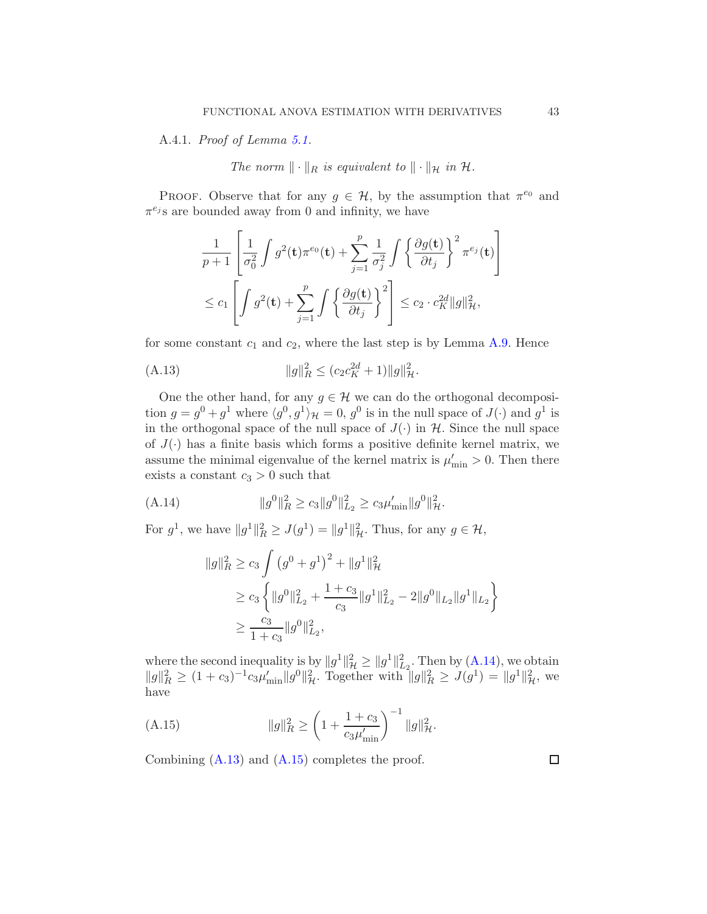A.4.1. *Proof of Lemma 5.1.*

*The norm $\|\cdot\|_R$ is equivalent to $\|\cdot\|_{\mathcal{H}}$ in $\mathcal{H}$.*

Proof. Observe that for any $g \in \mathcal{H}$, by the assumption that $\pi^{e_0}$ and $\pi^{e_j}$s are bounded away from 0 and infinity, we have

$$
\begin{aligned}
&\frac{1}{p+1}\left[\frac{1}{\sigma_0^2}\int g^2(\mathbf{t})\pi^{e_0}(\mathbf{t}) + \sum_{j=1}^{p}\frac{1}{\sigma_j^2}\int\left\{\frac{\partial g(\mathbf{t})}{\partial t_j}\right\}^2\pi^{e_j}(\mathbf{t})\right] \\
&\leq c_1\left[\int g^2(\mathbf{t}) + \sum_{j=1}^{p}\int\left\{\frac{\partial g(\mathbf{t})}{\partial t_j}\right\}^2\right] \leq c_2\cdot c_K^{2d}\|g\|_{\mathcal{H}}^2,
\end{aligned}
$$

for some constant $c_1$ and $c_2$, where the last step is by Lemma A.9. Hence

$$
\|g\|_R^2 \leq (c_2 c_K^{2d} + 1)\|g\|_{\mathcal{H}}^2. \tag{A.13}
$$

One the other hand, for any $g \in \mathcal{H}$ we can do the orthogonal decomposition $g = g^0 + g^1$ where $\langle g^0, g^1\rangle_{\mathcal{H}} = 0$, $g^0$ is in the null space of $J(\cdot)$ and $g^1$ is in the orthogonal space of the null space of $J(\cdot)$ in $\mathcal{H}$. Since the null space of $J(\cdot)$ has a finite basis which forms a positive definite kernel matrix, we assume the minimal eigenvalue of the kernel matrix is $\mu'_{\min} > 0$. Then there exists a constant $c_3 > 0$ such that

$$
\|g^0\|_R^2 \geq c_3\|g^0\|_{L_2}^2 \geq c_3\mu'_{\min}\|g^0\|_{\mathcal{H}}^2. \tag{A.14}
$$

For $g^1$, we have $\|g^1\|_R^2 \geq J(g^1) = \|g^1\|_{\mathcal{H}}^2$. Thus, for any $g \in \mathcal{H}$,

$$
\begin{aligned}
\|g\|_R^2 &\geq c_3\int\left(g^0 + g^1\right)^2 + \|g^1\|_{\mathcal{H}}^2 \\
&\geq c_3\left\{\|g^0\|_{L_2}^2 + \frac{1+c_3}{c_3}\|g^1\|_{L_2}^2 - 2\|g^0\|_{L_2}\|g^1\|_{L_2}\right\} \\
&\geq \frac{c_3}{1+c_3}\|g^0\|_{L_2}^2,
\end{aligned}
$$

where the second inequality is by $\|g^1\|_{\mathcal{H}}^2 \geq \|g^1\|_{L_2}^2$. Then by (A.14), we obtain $\|g\|_R^2 \geq (1+c_3)^{-1}c_3\mu'_{\min}\|g^0\|_{\mathcal{H}}^2$. Together with $\|g\|_R^2 \geq J(g^1) = \|g^1\|_{\mathcal{H}}^2$, we have

$$
\|g\|_R^2 \geq \left(1 + \frac{1+c_3}{c_3\mu'_{\min}}\right)^{-1}\|g\|_{\mathcal{H}}^2. \tag{A.15}
$$

Combining (A.13) and (A.15) completes the proof. □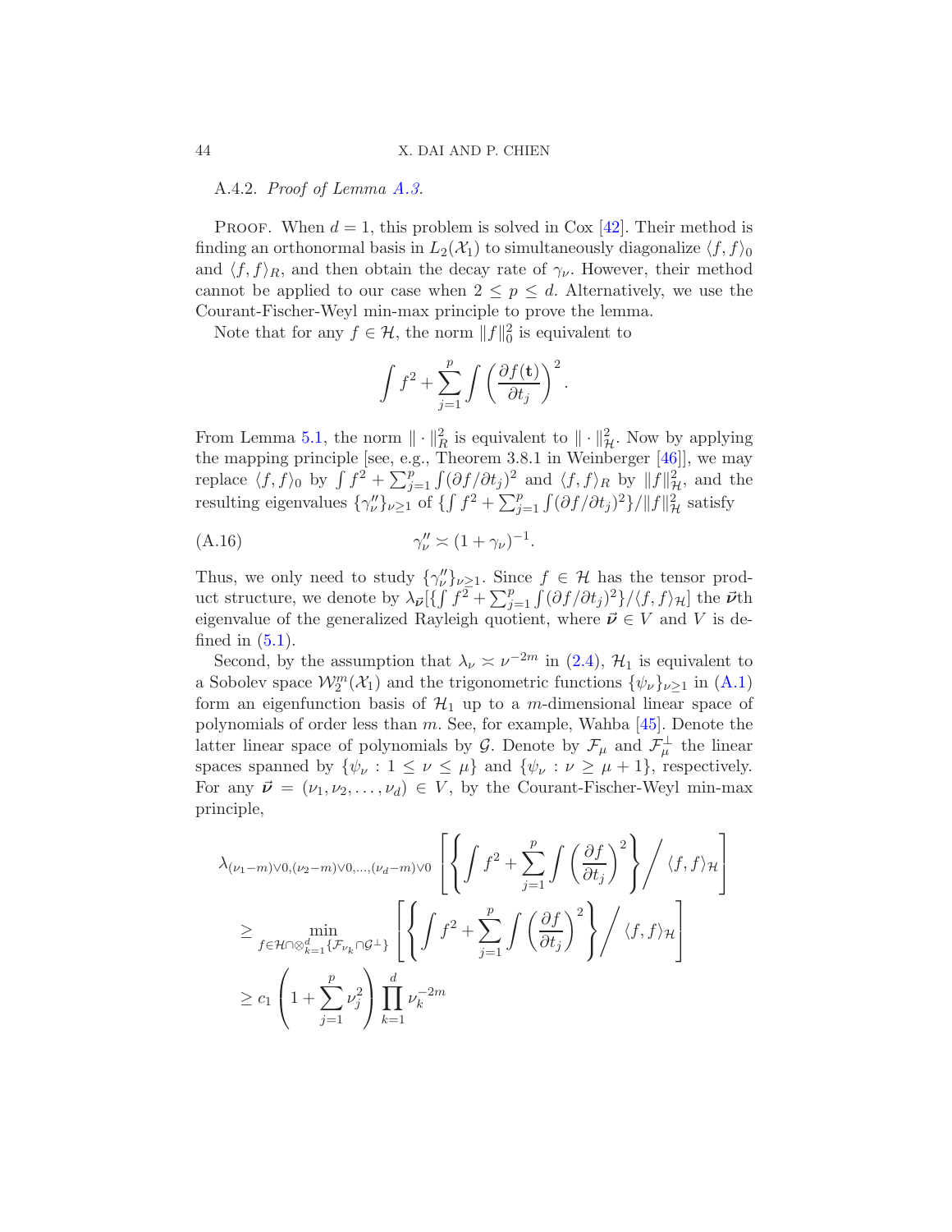A.4.2. *Proof of Lemma A.3.*

Proof. When $d = 1$, this problem is solved in Cox [42]. Their method is finding an orthonormal basis in $L_2(\mathcal{X}_1)$ to simultaneously diagonalize $\langle f, f\rangle_0$ and $\langle f, f\rangle_R$, and then obtain the decay rate of $\gamma_\nu$. However, their method cannot be applied to our case when $2 \le p \le d$. Alternatively, we use the Courant-Fischer-Weyl min-max principle to prove the lemma.

Note that for any $f \in \mathcal{H}$, the norm $\|f\|_0^2$ is equivalent to

$$\int f^2 + \sum_{j=1}^p \int \left(\frac{\partial f(\mathbf{t})}{\partial t_j}\right)^2.$$

From Lemma 5.1, the norm $\|\cdot\|_R^2$ is equivalent to $\|\cdot\|_{\mathcal{H}}^2$. Now by applying the mapping principle [see, e.g., Theorem 3.8.1 in Weinberger [46]], we may replace $\langle f, f\rangle_0$ by $\int f^2 + \sum_{j=1}^p \int (\partial f/\partial t_j)^2$ and $\langle f, f\rangle_R$ by $\|f\|_{\mathcal{H}}^2$, and the resulting eigenvalues $\{\gamma''_\nu\}_{\nu\ge 1}$ of $\{\int f^2 + \sum_{j=1}^p \int (\partial f/\partial t_j)^2\}/\|f\|_{\mathcal{H}}^2$ satisfy

$$\gamma''_\nu \asymp (1+\gamma_\nu)^{-1}. \tag{A.16}$$

Thus, we only need to study $\{\gamma''_\nu\}_{\nu\ge 1}$. Since $f \in \mathcal{H}$ has the tensor product structure, we denote by $\lambda_{\vec{\boldsymbol{\nu}}}[\{\int f^2 + \sum_{j=1}^p \int (\partial f/\partial t_j)^2\}/\langle f, f\rangle_{\mathcal{H}}]$ the $\vec{\boldsymbol{\nu}}$th eigenvalue of the generalized Rayleigh quotient, where $\vec{\boldsymbol{\nu}} \in V$ and $V$ is defined in (5.1).

Second, by the assumption that $\lambda_\nu \asymp \nu^{-2m}$ in (2.4), $\mathcal{H}_1$ is equivalent to a Sobolev space $\mathcal{W}_2^m(\mathcal{X}_1)$ and the trigonometric functions $\{\psi_\nu\}_{\nu\ge 1}$ in (A.1) form an eigenfunction basis of $\mathcal{H}_1$ up to a $m$-dimensional linear space of polynomials of order less than $m$. See, for example, Wahba [45]. Denote the latter linear space of polynomials by $\mathcal{G}$. Denote by $\mathcal{F}_\mu$ and $\mathcal{F}_\mu^\perp$ the linear spaces spanned by $\{\psi_\nu : 1 \le \nu \le \mu\}$ and $\{\psi_\nu : \nu \ge \mu+1\}$, respectively. For any $\vec{\boldsymbol{\nu}} = (\nu_1, \nu_2, \ldots, \nu_d) \in V$, by the Courant-Fischer-Weyl min-max principle,

$$\begin{aligned}
&\lambda_{(\nu_1-m)\vee 0,(\nu_2-m)\vee 0,\ldots,(\nu_d-m)\vee 0}\left[\left\{\int f^2 + \sum_{j=1}^p \int \left(\frac{\partial f}{\partial t_j}\right)^2\right\}\bigg/ \langle f, f\rangle_{\mathcal{H}}\right] \\
&\quad \ge \min_{f\in\mathcal{H}\cap\otimes_{k=1}^d\{\mathcal{F}_{\nu_k}\cap\mathcal{G}^\perp\}} \left[\left\{\int f^2 + \sum_{j=1}^p \int \left(\frac{\partial f}{\partial t_j}\right)^2\right\}\bigg/ \langle f, f\rangle_{\mathcal{H}}\right] \\
&\quad \ge c_1\left(1+\sum_{j=1}^p \nu_j^2\right)\prod_{k=1}^d \nu_k^{-2m}
\end{aligned}$$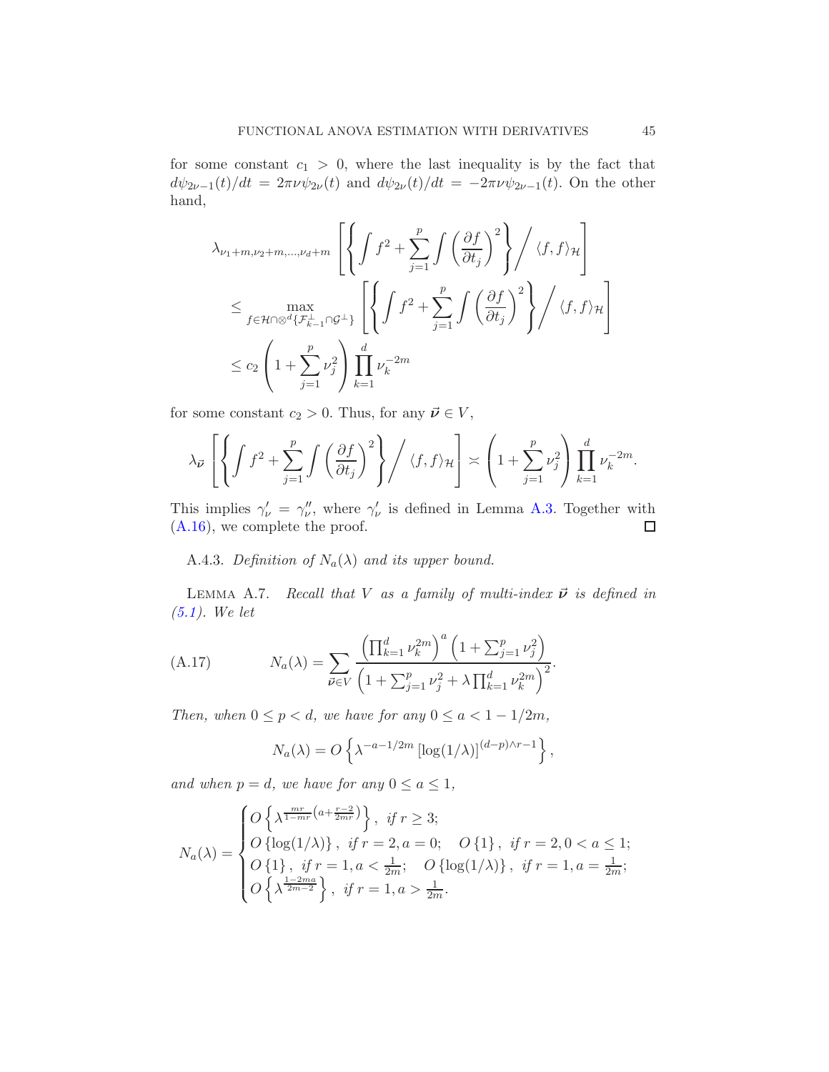for some constant $c_1 > 0$, where the last inequality is by the fact that $d\psi_{2\nu-1}(t)/dt = 2\pi\nu\psi_{2\nu}(t)$ and $d\psi_{2\nu}(t)/dt = -2\pi\nu\psi_{2\nu-1}(t)$. On the other hand,

$$
\begin{aligned}
&\lambda_{\nu_1+m,\nu_2+m,\ldots,\nu_d+m}\left[\left\{\int f^2 + \sum_{j=1}^p \int \left(\frac{\partial f}{\partial t_j}\right)^2\right\}\Big/ \langle f,f\rangle_{\mathcal{H}}\right] \\
&\quad\leq \max_{f\in\mathcal{H}\cap\otimes^d\{\mathcal{F}_{k-1}^\perp\cap\mathcal{G}^\perp\}}\left[\left\{\int f^2 + \sum_{j=1}^p \int \left(\frac{\partial f}{\partial t_j}\right)^2\right\}\Big/ \langle f,f\rangle_{\mathcal{H}}\right] \\
&\quad\leq c_2\left(1+\sum_{j=1}^p \nu_j^2\right)\prod_{k=1}^d \nu_k^{-2m}
\end{aligned}
$$

for some constant $c_2 > 0$. Thus, for any $\vec{\boldsymbol{\nu}} \in V$,

$$
\lambda_{\vec{\boldsymbol{\nu}}}\left[\left\{\int f^2 + \sum_{j=1}^p \int \left(\frac{\partial f}{\partial t_j}\right)^2\right\}\Big/ \langle f,f\rangle_{\mathcal{H}}\right] \asymp \left(1+\sum_{j=1}^p \nu_j^2\right)\prod_{k=1}^d \nu_k^{-2m}.
$$

This implies $\gamma'_\nu = \gamma''_\nu$, where $\gamma'_\nu$ is defined in Lemma A.3. Together with (A.16), we complete the proof. ∎

A.4.3. *Definition of $N_a(\lambda)$ and its upper bound.*

LEMMA A.7. *Recall that $V$ as a family of multi-index $\vec{\boldsymbol{\nu}}$ is defined in (5.1). We let*

$$
N_a(\lambda) = \sum_{\vec{\boldsymbol{\nu}}\in V} \frac{\left(\prod_{k=1}^d \nu_k^{2m}\right)^a \left(1+\sum_{j=1}^p \nu_j^2\right)}{\left(1+\sum_{j=1}^p \nu_j^2 + \lambda\prod_{k=1}^d \nu_k^{2m}\right)^2}. \tag{A.17}
$$

*Then, when $0 \leq p < d$, we have for any $0 \leq a < 1 - 1/2m$,*

$$
N_a(\lambda) = O\left\{\lambda^{-a-1/2m}\left[\log(1/\lambda)\right]^{(d-p)\wedge r-1}\right\},
$$

*and when $p = d$, we have for any $0 \leq a \leq 1$,*

$$
N_a(\lambda) = \begin{cases}
O\left\{\lambda^{\frac{mr}{1-mr}\left(a+\frac{r-2}{2mr}\right)}\right\}, & \text{if } r \geq 3; \\
O\left\{\log(1/\lambda)\right\}, \ \text{if } r = 2, a = 0; & O\left\{1\right\}, \ \text{if } r = 2, 0 < a \leq 1; \\
O\left\{1\right\}, \ \text{if } r = 1, a < \frac{1}{2m}; & O\left\{\log(1/\lambda)\right\}, \ \text{if } r = 1, a = \frac{1}{2m}; \\
O\left\{\lambda^{\frac{1-2ma}{2m-2}}\right\}, & \text{if } r = 1, a > \frac{1}{2m}.
\end{cases}
$$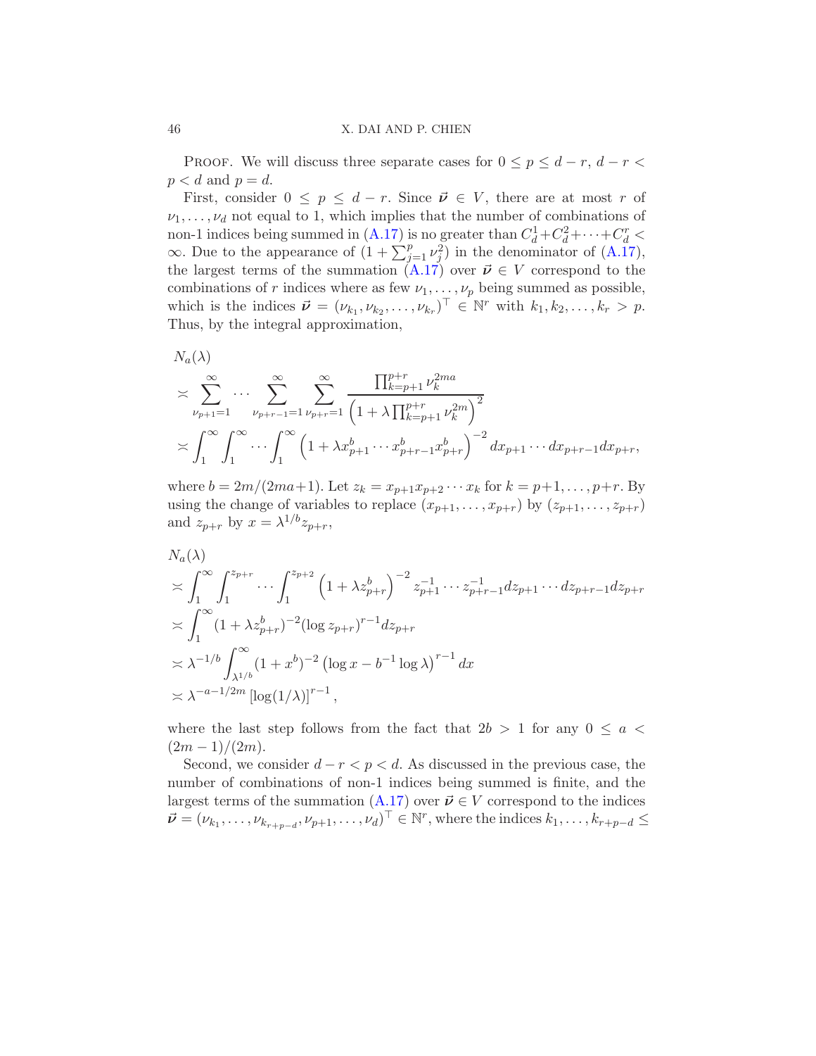PROOF. We will discuss three separate cases for $0 \le p \le d-r$, $d-r < p < d$ and $p = d$.

First, consider $0 \le p \le d-r$. Since $\vec{\boldsymbol{\nu}} \in V$, there are at most $r$ of $\nu_1, \ldots, \nu_d$ not equal to 1, which implies that the number of combinations of non-1 indices being summed in (A.17) is no greater than $C_d^1 + C_d^2 + \cdots + C_d^r < \infty$. Due to the appearance of $(1 + \sum_{j=1}^{p} \nu_j^2)$ in the denominator of (A.17), the largest terms of the summation (A.17) over $\vec{\boldsymbol{\nu}} \in V$ correspond to the combinations of $r$ indices where as few $\nu_1, \ldots, \nu_p$ being summed as possible, which is the indices $\vec{\boldsymbol{\nu}} = (\nu_{k_1}, \nu_{k_2}, \ldots, \nu_{k_r})^\top \in \mathbb{N}^r$ with $k_1, k_2, \ldots, k_r > p$. Thus, by the integral approximation,

$$
\begin{aligned}
&N_a(\lambda) \\
&\asymp \sum_{\nu_{p+1}=1}^{\infty} \cdots \sum_{\nu_{p+r-1}=1}^{\infty} \sum_{\nu_{p+r}=1}^{\infty} \frac{\prod_{k=p+1}^{p+r} \nu_k^{2ma}}{\left(1 + \lambda \prod_{k=p+1}^{p+r} \nu_k^{2m}\right)^2} \\
&\asymp \int_1^{\infty} \int_1^{\infty} \cdots \int_1^{\infty} \left(1 + \lambda x_{p+1}^b \cdots x_{p+r-1}^b x_{p+r}^b\right)^{-2} dx_{p+1} \cdots dx_{p+r-1} dx_{p+r},
\end{aligned}
$$

where $b = 2m/(2ma+1)$. Let $z_k = x_{p+1} x_{p+2} \cdots x_k$ for $k = p+1, \ldots, p+r$. By using the change of variables to replace $(x_{p+1}, \ldots, x_{p+r})$ by $(z_{p+1}, \ldots, z_{p+r})$ and $z_{p+r}$ by $x = \lambda^{1/b} z_{p+r}$,

$$
\begin{aligned}
&N_a(\lambda) \\
&\asymp \int_1^{\infty} \int_1^{z_{p+r}} \cdots \int_1^{z_{p+2}} \left(1 + \lambda z_{p+r}^b\right)^{-2} z_{p+1}^{-1} \cdots z_{p+r-1}^{-1} dz_{p+1} \cdots dz_{p+r-1} dz_{p+r} \\
&\asymp \int_1^{\infty} (1 + \lambda z_{p+r}^b)^{-2} (\log z_{p+r})^{r-1} dz_{p+r} \\
&\asymp \lambda^{-1/b} \int_{\lambda^{1/b}}^{\infty} (1 + x^b)^{-2} \left(\log x - b^{-1} \log \lambda\right)^{r-1} dx \\
&\asymp \lambda^{-a-1/2m} \left[\log(1/\lambda)\right]^{r-1},
\end{aligned}
$$

where the last step follows from the fact that $2b > 1$ for any $0 \le a < (2m-1)/(2m)$.

Second, we consider $d-r < p < d$. As discussed in the previous case, the number of combinations of non-1 indices being summed is finite, and the largest terms of the summation (A.17) over $\vec{\boldsymbol{\nu}} \in V$ correspond to the indices $\vec{\boldsymbol{\nu}} = (\nu_{k_1}, \ldots, \nu_{k_{r+p-d}}, \nu_{p+1}, \ldots, \nu_d)^\top \in \mathbb{N}^r$, where the indices $k_1, \ldots, k_{r+p-d} \le$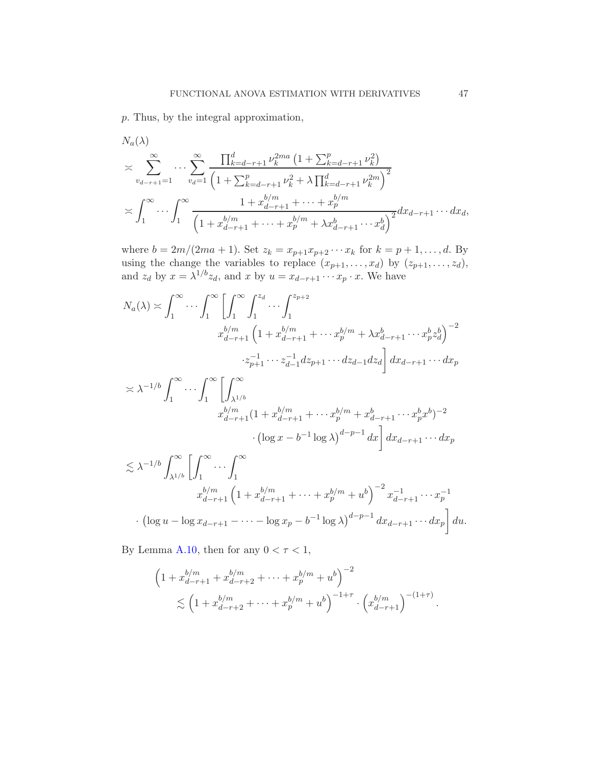$p$. Thus, by the integral approximation,

$$
\begin{aligned}
&N_a(\lambda) \\
&\asymp \sum_{v_{d-r+1}=1}^{\infty} \cdots \sum_{v_d=1}^{\infty} \frac{\prod_{k=d-r+1}^{d} \nu_k^{2ma}\left(1+\sum_{k=d-r+1}^{p} \nu_k^2\right)}{\left(1+\sum_{k=d-r+1}^{p} \nu_k^2 + \lambda \prod_{k=d-r+1}^{d} \nu_k^{2m}\right)^2} \\
&\asymp \int_1^\infty \cdots \int_1^\infty \frac{1 + x_{d-r+1}^{b/m} + \cdots + x_p^{b/m}}{\left(1 + x_{d-r+1}^{b/m} + \cdots + x_p^{b/m} + \lambda x_{d-r+1}^b \cdots x_d^b\right)^2} dx_{d-r+1} \cdots dx_d,
\end{aligned}
$$

where $b = 2m/(2ma+1)$. Set $z_k = x_{p+1}x_{p+2}\cdots x_k$ for $k = p+1, \ldots, d$. By using the change the variables to replace $(x_{p+1}, \ldots, x_d)$ by $(z_{p+1}, \ldots, z_d)$, and $z_d$ by $x = \lambda^{1/b} z_d$, and $x$ by $u = x_{d-r+1}\cdots x_p \cdot x$. We have

$$
\begin{aligned}
N_a(\lambda) \asymp &\int_1^\infty \cdots \int_1^\infty \Bigg[\int_1^\infty \int_1^{z_d} \cdots \int_1^{z_{p+2}} \\
&\qquad x_{d-r+1}^{b/m}\left(1 + x_{d-r+1}^{b/m} + \cdots x_p^{b/m} + \lambda x_{d-r+1}^b \cdots x_p^b z_d^b\right)^{-2} \\
&\qquad \cdot z_{p+1}^{-1} \cdots z_{d-1}^{-1} dz_{p+1} \cdots dz_{d-1} dz_d\Bigg] dx_{d-r+1} \cdots dx_p \\
\asymp \lambda^{-1/b} &\int_1^\infty \cdots \int_1^\infty \Bigg[\int_{\lambda^{1/b}}^\infty \\
&\qquad x_{d-r+1}^{b/m}(1 + x_{d-r+1}^{b/m} + \cdots x_p^{b/m} + x_{d-r+1}^b \cdots x_p^b x^b)^{-2} \\
&\qquad \cdot \left(\log x - b^{-1}\log\lambda\right)^{d-p-1} dx\Bigg] dx_{d-r+1} \cdots dx_p \\
\lesssim \lambda^{-1/b} &\int_{\lambda^{1/b}}^\infty \Bigg[\int_1^\infty \cdots \int_1^\infty \\
&\qquad x_{d-r+1}^{b/m}\left(1 + x_{d-r+1}^{b/m} + \cdots + x_p^{b/m} + u^b\right)^{-2} x_{d-r+1}^{-1} \cdots x_p^{-1} \\
&\cdot \left(\log u - \log x_{d-r+1} - \cdots - \log x_p - b^{-1}\log\lambda\right)^{d-p-1} dx_{d-r+1} \cdots dx_p\Bigg] du.
\end{aligned}
$$

By Lemma A.10, then for any $0 < \tau < 1$,

$$
\begin{aligned}
&\left(1 + x_{d-r+1}^{b/m} + x_{d-r+2}^{b/m} + \cdots + x_p^{b/m} + u^b\right)^{-2} \\
&\qquad \lesssim \left(1 + x_{d-r+2}^{b/m} + \cdots + x_p^{b/m} + u^b\right)^{-1+\tau} \cdot \left(x_{d-r+1}^{b/m}\right)^{-(1+\tau)}.
\end{aligned}
$$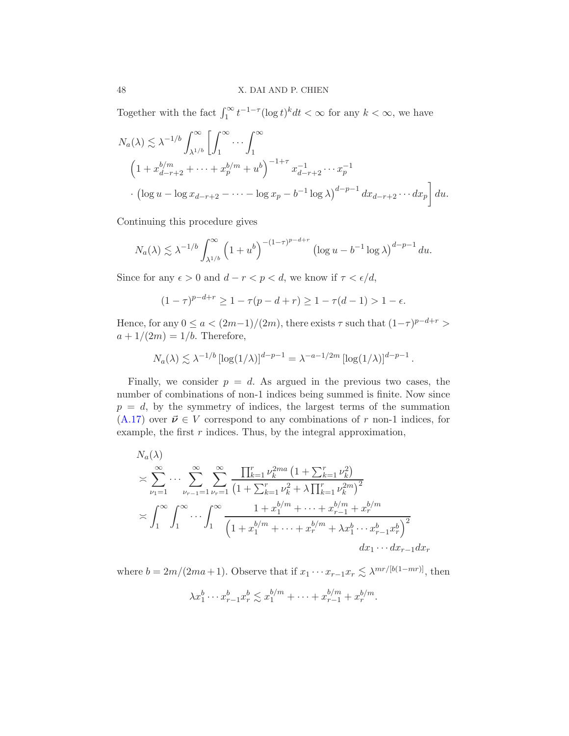Together with the fact $\int_1^\infty t^{-1-\tau}(\log t)^k dt < \infty$ for any $k < \infty$, we have

$$
\begin{aligned}
N_a(\lambda) \lesssim \lambda^{-1/b} \int_{\lambda^{1/b}}^{\infty} \Bigg[ \int_1^\infty \cdots \int_1^\infty \\
\left(1 + x_{d-r+2}^{b/m} + \cdots + x_p^{b/m} + u^b\right)^{-1+\tau} x_{d-r+2}^{-1} \cdots x_p^{-1} \\
\cdot \left(\log u - \log x_{d-r+2} - \cdots - \log x_p - b^{-1} \log \lambda\right)^{d-p-1} dx_{d-r+2} \cdots dx_p \Bigg] du.
\end{aligned}
$$

Continuing this procedure gives

$$
N_a(\lambda) \lesssim \lambda^{-1/b} \int_{\lambda^{1/b}}^{\infty} \left(1 + u^b\right)^{-(1-\tau)^{p-d+r}} \left(\log u - b^{-1} \log \lambda\right)^{d-p-1} du.
$$

Since for any $\epsilon > 0$ and $d - r < p < d$, we know if $\tau < \epsilon/d$,

$$
(1-\tau)^{p-d+r} \geq 1 - \tau(p - d + r) \geq 1 - \tau(d-1) > 1 - \epsilon.
$$

Hence, for any $0 \leq a < (2m-1)/(2m)$, there exists $\tau$ such that $(1-\tau)^{p-d+r} > a + 1/(2m) = 1/b$. Therefore,

$$
N_a(\lambda) \lesssim \lambda^{-1/b} \left[\log(1/\lambda)\right]^{d-p-1} = \lambda^{-a-1/2m} \left[\log(1/\lambda)\right]^{d-p-1}.
$$

Finally, we consider $p = d$. As argued in the previous two cases, the number of combinations of non-1 indices being summed is finite. Now since $p = d$, by the symmetry of indices, the largest terms of the summation (A.17) over $\vec{\boldsymbol{\nu}} \in V$ correspond to any combinations of $r$ non-1 indices, for example, the first $r$ indices. Thus, by the integral approximation,

$$
\begin{aligned}
& N_a(\lambda) \\
& \asymp \sum_{\nu_1=1}^{\infty} \cdots \sum_{\nu_{r-1}=1}^{\infty} \sum_{\nu_r=1}^{\infty} \frac{\prod_{k=1}^r \nu_k^{2ma} \left(1 + \sum_{k=1}^r \nu_k^2\right)}{\left(1 + \sum_{k=1}^r \nu_k^2 + \lambda \prod_{k=1}^r \nu_k^{2m}\right)^2} \\
& \asymp \int_1^\infty \int_1^\infty \cdots \int_1^\infty \frac{1 + x_1^{b/m} + \cdots + x_{r-1}^{b/m} + x_r^{b/m}}{\left(1 + x_1^{b/m} + \cdots + x_r^{b/m} + \lambda x_1^b \cdots x_{r-1}^b x_r^b\right)^2} \\
& \qquad\qquad\qquad\qquad\qquad\qquad\qquad\qquad dx_1 \cdots dx_{r-1} dx_r
\end{aligned}
$$

where $b = 2m/(2ma+1)$. Observe that if $x_1 \cdots x_{r-1} x_r \lesssim \lambda^{mr/[b(1-mr)]}$, then

$$
\lambda x_1^b \cdots x_{r-1}^b x_r^b \lesssim x_1^{b/m} + \cdots + x_{r-1}^{b/m} + x_r^{b/m}.
$$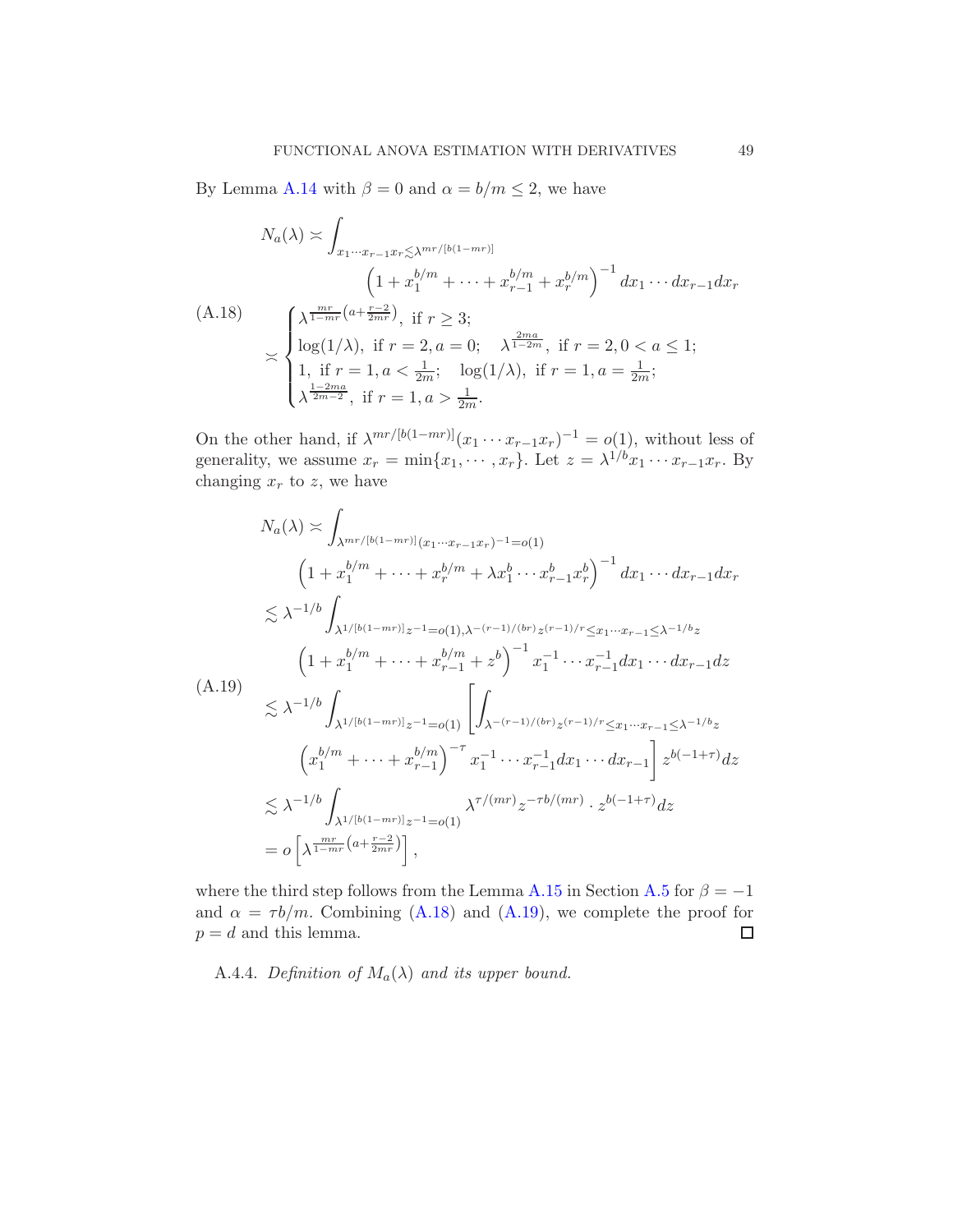By Lemma A.14 with $\beta = 0$ and $\alpha = b/m \le 2$, we have

$$
\begin{aligned}
N_a(\lambda) &\asymp \int_{x_1\cdots x_{r-1}x_r \lesssim \lambda^{mr/[b(1-mr)]}} \left(1 + x_1^{b/m} + \cdots + x_{r-1}^{b/m} + x_r^{b/m}\right)^{-1} dx_1\cdots dx_{r-1}dx_r \\
&\asymp \begin{cases} \lambda^{\frac{mr}{1-mr}\left(a+\frac{r-2}{2mr}\right)}, \text{ if } r \ge 3; \\ \log(1/\lambda), \text{ if } r=2, a=0; \quad \lambda^{\frac{2ma}{1-2m}}, \text{ if } r=2, 0<a\le 1; \\ 1, \text{ if } r=1, a<\frac{1}{2m}; \quad \log(1/\lambda), \text{ if } r=1, a=\frac{1}{2m}; \\ \lambda^{\frac{1-2ma}{2m-2}}, \text{ if } r=1, a>\frac{1}{2m}. \end{cases}
\end{aligned} \tag{A.18}
$$

On the other hand, if $\lambda^{mr/[b(1-mr)]}(x_1\cdots x_{r-1}x_r)^{-1} = o(1)$, without less of generality, we assume $x_r = \min\{x_1,\cdots,x_r\}$. Let $z = \lambda^{1/b}x_1\cdots x_{r-1}x_r$. By changing $x_r$ to $z$, we have

$$
\begin{aligned}
N_a(\lambda) &\asymp \int_{\lambda^{mr/[b(1-mr)]}(x_1\cdots x_{r-1}x_r)^{-1}=o(1)} \\
&\qquad \left(1 + x_1^{b/m} + \cdots + x_r^{b/m} + \lambda x_1^b\cdots x_{r-1}^b x_r^b\right)^{-1} dx_1\cdots dx_{r-1}dx_r \\
&\lesssim \lambda^{-1/b}\int_{\lambda^{1/[b(1-mr)]}z^{-1}=o(1),\lambda^{-(r-1)/(br)}z^{(r-1)/r}\le x_1\cdots x_{r-1}\le \lambda^{-1/b}z} \\
&\qquad \left(1 + x_1^{b/m} + \cdots + x_{r-1}^{b/m} + z^b\right)^{-1} x_1^{-1}\cdots x_{r-1}^{-1}dx_1\cdots dx_{r-1}dz \\
&\lesssim \lambda^{-1/b}\int_{\lambda^{1/[b(1-mr)]}z^{-1}=o(1)} \Bigg[\int_{\lambda^{-(r-1)/(br)}z^{(r-1)/r}\le x_1\cdots x_{r-1}\le \lambda^{-1/b}z} \\
&\qquad \left(x_1^{b/m} + \cdots + x_{r-1}^{b/m}\right)^{-\tau} x_1^{-1}\cdots x_{r-1}^{-1}dx_1\cdots dx_{r-1}\Bigg] z^{b(-1+\tau)}dz \\
&\lesssim \lambda^{-1/b}\int_{\lambda^{1/[b(1-mr)]}z^{-1}=o(1)} \lambda^{\tau/(mr)}z^{-\tau b/(mr)}\cdot z^{b(-1+\tau)}dz \\
&= o\left[\lambda^{\frac{mr}{1-mr}\left(a+\frac{r-2}{2mr}\right)}\right],
\end{aligned} \tag{A.19}
$$

where the third step follows from the Lemma A.15 in Section A.5 for $\beta = -1$ and $\alpha = \tau b/m$. Combining (A.18) and (A.19), we complete the proof for $p = d$ and this lemma. $\square$

A.4.4. *Definition of $M_a(\lambda)$ and its upper bound.*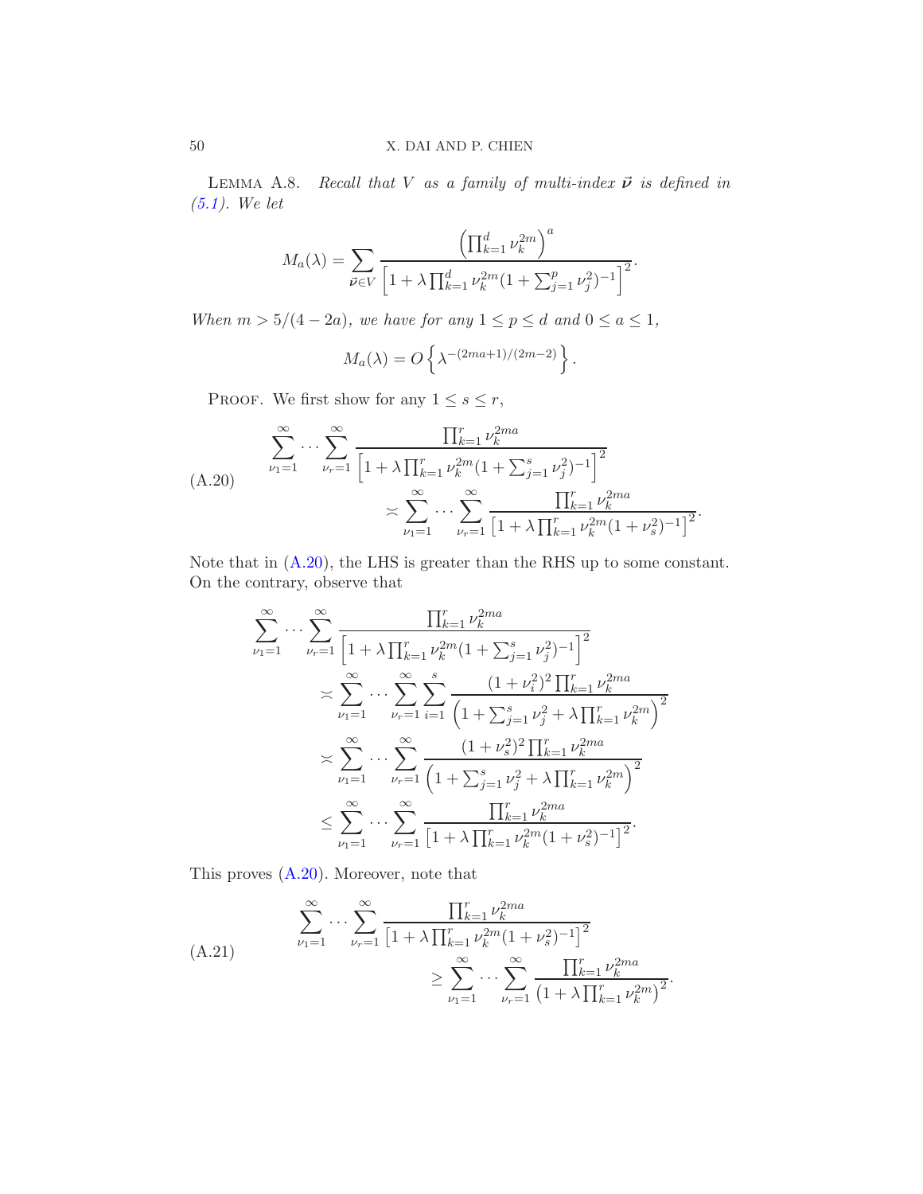**Lemma A.8.** *Recall that $V$ as a family of multi-index $\vec{\boldsymbol{\nu}}$ is defined in (5.1). We let*

$$M_a(\lambda) = \sum_{\vec{\boldsymbol{\nu}} \in V} \frac{\left(\prod_{k=1}^d \nu_k^{2m}\right)^a}{\left[1 + \lambda \prod_{k=1}^d \nu_k^{2m}(1 + \sum_{j=1}^p \nu_j^2)^{-1}\right]^2}.$$

*When $m > 5/(4-2a)$, we have for any $1 \le p \le d$ and $0 \le a \le 1$,*

$$M_a(\lambda) = O\left\{\lambda^{-(2ma+1)/(2m-2)}\right\}.$$

Proof. We first show for any $1 \le s \le r$,

$$\begin{aligned}
\text{(A.20)} \qquad \sum_{\nu_1=1}^{\infty} \cdots \sum_{\nu_r=1}^{\infty} & \frac{\prod_{k=1}^r \nu_k^{2ma}}{\left[1 + \lambda \prod_{k=1}^r \nu_k^{2m}(1 + \sum_{j=1}^s \nu_j^2)^{-1}\right]^2} \\
& \asymp \sum_{\nu_1=1}^{\infty} \cdots \sum_{\nu_r=1}^{\infty} \frac{\prod_{k=1}^r \nu_k^{2ma}}{\left[1 + \lambda \prod_{k=1}^r \nu_k^{2m}(1 + \nu_s^2)^{-1}\right]^2}.
\end{aligned}$$

Note that in (A.20), the LHS is greater than the RHS up to some constant. On the contrary, observe that

$$\begin{aligned}
\sum_{\nu_1=1}^{\infty} \cdots \sum_{\nu_r=1}^{\infty} & \frac{\prod_{k=1}^r \nu_k^{2ma}}{\left[1 + \lambda \prod_{k=1}^r \nu_k^{2m}(1 + \sum_{j=1}^s \nu_j^2)^{-1}\right]^2} \\
& \asymp \sum_{\nu_1=1}^{\infty} \cdots \sum_{\nu_r=1}^{\infty} \sum_{i=1}^{s} \frac{(1+\nu_i^2)^2 \prod_{k=1}^r \nu_k^{2ma}}{\left(1 + \sum_{j=1}^s \nu_j^2 + \lambda \prod_{k=1}^r \nu_k^{2m}\right)^2} \\
& \asymp \sum_{\nu_1=1}^{\infty} \cdots \sum_{\nu_r=1}^{\infty} \frac{(1+\nu_s^2)^2 \prod_{k=1}^r \nu_k^{2ma}}{\left(1 + \sum_{j=1}^s \nu_j^2 + \lambda \prod_{k=1}^r \nu_k^{2m}\right)^2} \\
& \le \sum_{\nu_1=1}^{\infty} \cdots \sum_{\nu_r=1}^{\infty} \frac{\prod_{k=1}^r \nu_k^{2ma}}{\left[1 + \lambda \prod_{k=1}^r \nu_k^{2m}(1 + \nu_s^2)^{-1}\right]^2}.
\end{aligned}$$

This proves (A.20). Moreover, note that

$$\begin{aligned}
\text{(A.21)} \qquad \sum_{\nu_1=1}^{\infty} \cdots \sum_{\nu_r=1}^{\infty} & \frac{\prod_{k=1}^r \nu_k^{2ma}}{\left[1 + \lambda \prod_{k=1}^r \nu_k^{2m}(1 + \nu_s^2)^{-1}\right]^2} \\
& \ge \sum_{\nu_1=1}^{\infty} \cdots \sum_{\nu_r=1}^{\infty} \frac{\prod_{k=1}^r \nu_k^{2ma}}{\left(1 + \lambda \prod_{k=1}^r \nu_k^{2m}\right)^2}.
\end{aligned}$$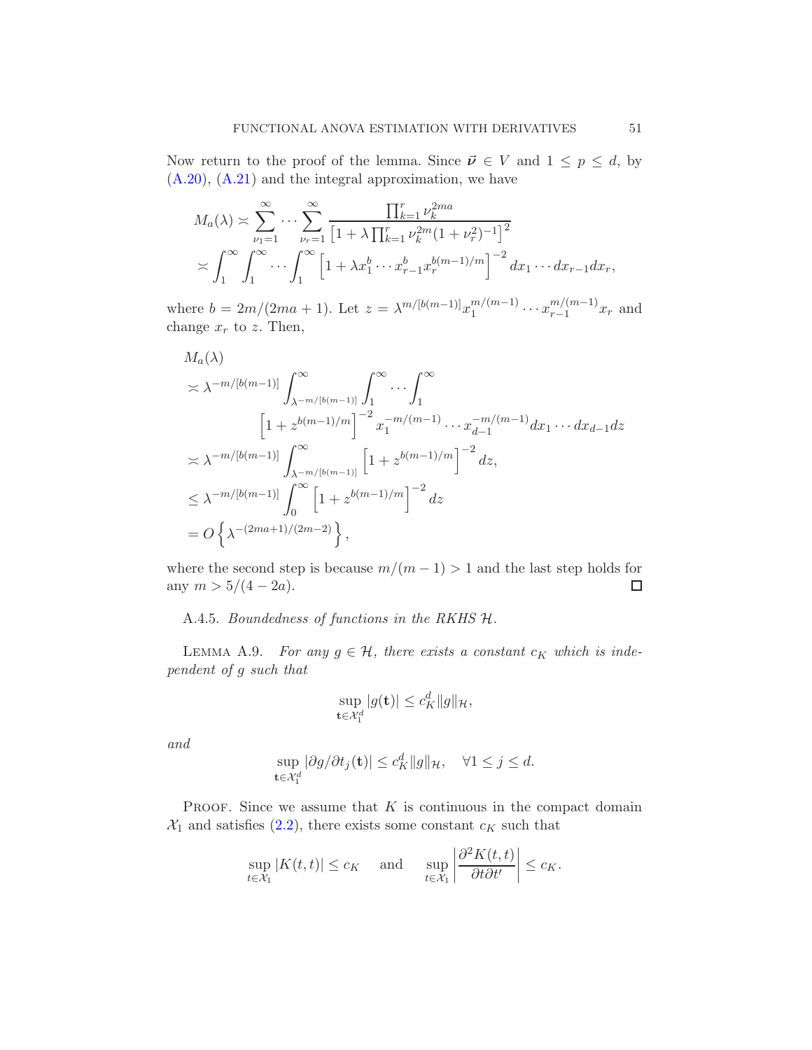Now return to the proof of the lemma. Since $\vec{\boldsymbol{\nu}} \in V$ and $1 \leq p \leq d$, by (A.20), (A.21) and the integral approximation, we have

$$
\begin{aligned}
M_a(\lambda) &\asymp \sum_{\nu_1=1}^{\infty} \cdots \sum_{\nu_r=1}^{\infty} \frac{\prod_{k=1}^r \nu_k^{2ma}}{\left[1+\lambda \prod_{k=1}^r \nu_k^{2m}(1+\nu_r^2)^{-1}\right]^2} \\
&\asymp \int_1^\infty \int_1^\infty \cdots \int_1^\infty \left[1+\lambda x_1^b \cdots x_{r-1}^b x_r^{b(m-1)/m}\right]^{-2} dx_1 \cdots dx_{r-1} dx_r,
\end{aligned}
$$

where $b = 2m/(2ma+1)$. Let $z = \lambda^{m/[b(m-1)]} x_1^{m/(m-1)} \cdots x_{r-1}^{m/(m-1)} x_r$ and change $x_r$ to $z$. Then,

$$
\begin{aligned}
&M_a(\lambda) \\
&\asymp \lambda^{-m/[b(m-1)]} \int_{\lambda^{-m/[b(m-1)]}}^\infty \int_1^\infty \cdots \int_1^\infty \\
&\qquad \left[1+z^{b(m-1)/m}\right]^{-2} x_1^{-m/(m-1)} \cdots x_{d-1}^{-m/(m-1)} dx_1 \cdots dx_{d-1} dz \\
&\asymp \lambda^{-m/[b(m-1)]} \int_{\lambda^{-m/[b(m-1)]}}^\infty \left[1+z^{b(m-1)/m}\right]^{-2} dz, \\
&\leq \lambda^{-m/[b(m-1)]} \int_0^\infty \left[1+z^{b(m-1)/m}\right]^{-2} dz \\
&= O\left\{\lambda^{-(2ma+1)/(2m-2)}\right\},
\end{aligned}
$$

where the second step is because $m/(m-1) > 1$ and the last step holds for any $m > 5/(4-2a)$. □

A.4.5. *Boundedness of functions in the RKHS $\mathcal{H}$.*

LEMMA A.9. *For any $g \in \mathcal{H}$, there exists a constant $c_K$ which is independent of $g$ such that*

$$
\sup_{\mathbf{t} \in \mathcal{X}_1^d} |g(\mathbf{t})| \leq c_K^d \|g\|_{\mathcal{H}},
$$

*and*

$$
\sup_{\mathbf{t} \in \mathcal{X}_1^d} |\partial g/\partial t_j(\mathbf{t})| \leq c_K^d \|g\|_{\mathcal{H}}, \quad \forall 1 \leq j \leq d.
$$

PROOF. Since we assume that $K$ is continuous in the compact domain $\mathcal{X}_1$ and satisfies (2.2), there exists some constant $c_K$ such that

$$
\sup_{t \in \mathcal{X}_1} |K(t,t)| \leq c_K \quad \text{and} \quad \sup_{t \in \mathcal{X}_1} \left|\frac{\partial^2 K(t,t)}{\partial t \partial t'}\right| \leq c_K.
$$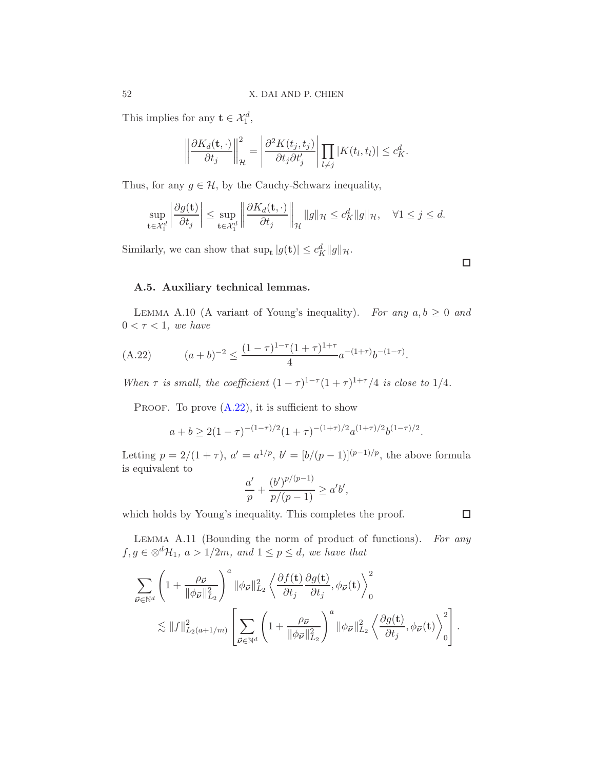This implies for any $\mathbf{t} \in \mathcal{X}_1^d$,

$$\left\| \frac{\partial K_d(\mathbf{t}, \cdot)}{\partial t_j} \right\|_{\mathcal{H}}^2 = \left| \frac{\partial^2 K(t_j, t_j)}{\partial t_j \partial t_j'} \right| \prod_{l \neq j} |K(t_l, t_l)| \leq c_K^d.$$

Thus, for any $g \in \mathcal{H}$, by the Cauchy-Schwarz inequality,

$$\sup_{\mathbf{t} \in \mathcal{X}_1^d} \left| \frac{\partial g(\mathbf{t})}{\partial t_j} \right| \leq \sup_{\mathbf{t} \in \mathcal{X}_1^d} \left\| \frac{\partial K_d(\mathbf{t}, \cdot)}{\partial t_j} \right\|_{\mathcal{H}} \|g\|_{\mathcal{H}} \leq c_K^d \|g\|_{\mathcal{H}}, \quad \forall 1 \leq j \leq d.$$

Similarly, we can show that $\sup_{\mathbf{t}} |g(\mathbf{t})| \leq c_K^d \|g\|_{\mathcal{H}}$. □

### A.5. Auxiliary technical lemmas.

LEMMA A.10 (A variant of Young's inequality). *For any $a, b \geq 0$ and $0 < \tau < 1$, we have*

$$(a+b)^{-2} \leq \frac{(1-\tau)^{1-\tau}(1+\tau)^{1+\tau}}{4} a^{-(1+\tau)} b^{-(1-\tau)}. \tag{A.22}$$

*When $\tau$ is small, the coefficient $(1-\tau)^{1-\tau}(1+\tau)^{1+\tau}/4$ is close to $1/4$.*

PROOF. To prove (A.22), it is sufficient to show

$$a + b \geq 2(1-\tau)^{-(1-\tau)/2}(1+\tau)^{-(1+\tau)/2} a^{(1+\tau)/2} b^{(1-\tau)/2}.$$

Letting $p = 2/(1+\tau)$, $a' = a^{1/p}$, $b' = [b/(p-1)]^{(p-1)/p}$, the above formula is equivalent to

$$\frac{a'}{p} + \frac{(b')^{p/(p-1)}}{p/(p-1)} \geq a'b',$$

which holds by Young's inequality. This completes the proof. □

LEMMA A.11 (Bounding the norm of product of functions). *For any $f, g \in \otimes^d \mathcal{H}_1$, $a > 1/2m$, and $1 \leq p \leq d$, we have that*

$$\sum_{\vec{\nu} \in \mathbb{N}^d} \left(1 + \frac{\rho_{\vec{\nu}}}{\|\phi_{\vec{\nu}}\|_{L_2}^2}\right)^a \|\phi_{\vec{\nu}}\|_{L_2}^2 \left\langle \frac{\partial f(\mathbf{t})}{\partial t_j} \frac{\partial g(\mathbf{t})}{\partial t_j}, \phi_{\vec{\nu}}(\mathbf{t}) \right\rangle_0^2$$
$$\lesssim \|f\|_{L_2(a+1/m)}^2 \left[ \sum_{\vec{\nu} \in \mathbb{N}^d} \left(1 + \frac{\rho_{\vec{\nu}}}{\|\phi_{\vec{\nu}}\|_{L_2}^2}\right)^a \|\phi_{\vec{\nu}}\|_{L_2}^2 \left\langle \frac{\partial g(\mathbf{t})}{\partial t_j}, \phi_{\vec{\nu}}(\mathbf{t}) \right\rangle_0^2 \right].$$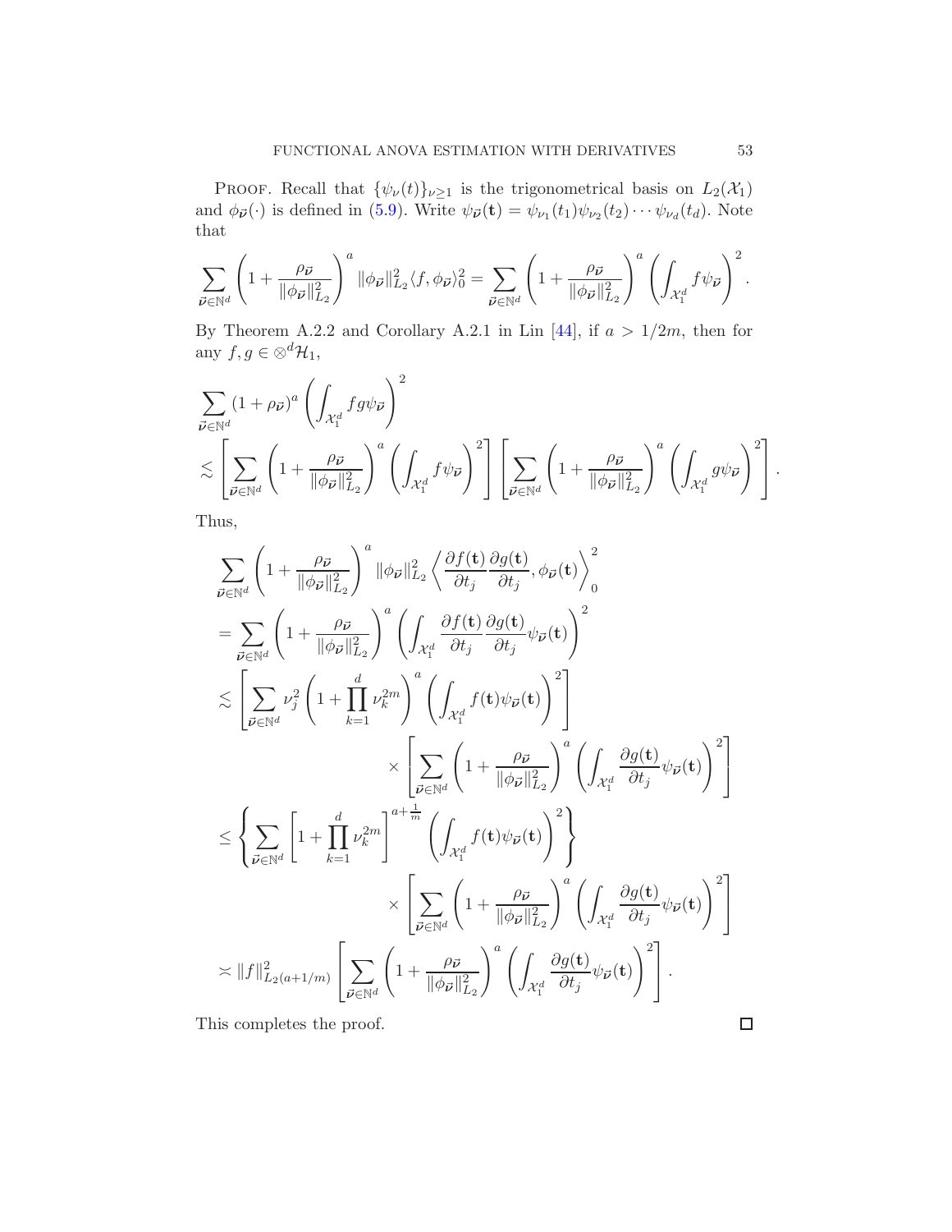PROOF. Recall that $\{\psi_\nu(t)\}_{\nu\geq 1}$ is the trigonometrical basis on $L_2(\mathcal{X}_1)$ and $\phi_{\vec{\boldsymbol{\nu}}}(\cdot)$ is defined in (5.9). Write $\psi_{\vec{\boldsymbol{\nu}}}(\mathbf{t}) = \psi_{\nu_1}(t_1)\psi_{\nu_2}(t_2)\cdots\psi_{\nu_d}(t_d)$. Note that

$$
\sum_{\vec{\boldsymbol{\nu}}\in\mathbb{N}^d}\left(1+\frac{\rho_{\vec{\boldsymbol{\nu}}}}{\|\phi_{\vec{\boldsymbol{\nu}}}\|_{L_2}^2}\right)^a \|\phi_{\vec{\boldsymbol{\nu}}}\|_{L_2}^2 \langle f, \phi_{\vec{\boldsymbol{\nu}}}\rangle_0^2 = \sum_{\vec{\boldsymbol{\nu}}\in\mathbb{N}^d}\left(1+\frac{\rho_{\vec{\boldsymbol{\nu}}}}{\|\phi_{\vec{\boldsymbol{\nu}}}\|_{L_2}^2}\right)^a \left(\int_{\mathcal{X}_1^d} f\psi_{\vec{\boldsymbol{\nu}}}\right)^2.
$$

By Theorem A.2.2 and Corollary A.2.1 in Lin [44], if $a > 1/2m$, then for any $f, g \in \otimes^d \mathcal{H}_1$,

$$
\begin{aligned}
&\sum_{\vec{\boldsymbol{\nu}}\in\mathbb{N}^d}(1+\rho_{\vec{\boldsymbol{\nu}}})^a\left(\int_{\mathcal{X}_1^d} fg\psi_{\vec{\boldsymbol{\nu}}}\right)^2\\
&\lesssim \left[\sum_{\vec{\boldsymbol{\nu}}\in\mathbb{N}^d}\left(1+\frac{\rho_{\vec{\boldsymbol{\nu}}}}{\|\phi_{\vec{\boldsymbol{\nu}}}\|_{L_2}^2}\right)^a\left(\int_{\mathcal{X}_1^d} f\psi_{\vec{\boldsymbol{\nu}}}\right)^2\right]\left[\sum_{\vec{\boldsymbol{\nu}}\in\mathbb{N}^d}\left(1+\frac{\rho_{\vec{\boldsymbol{\nu}}}}{\|\phi_{\vec{\boldsymbol{\nu}}}\|_{L_2}^2}\right)^a\left(\int_{\mathcal{X}_1^d} g\psi_{\vec{\boldsymbol{\nu}}}\right)^2\right].
\end{aligned}
$$

Thus,

$$
\begin{aligned}
&\sum_{\vec{\boldsymbol{\nu}}\in\mathbb{N}^d}\left(1+\frac{\rho_{\vec{\boldsymbol{\nu}}}}{\|\phi_{\vec{\boldsymbol{\nu}}}\|_{L_2}^2}\right)^a \|\phi_{\vec{\boldsymbol{\nu}}}\|_{L_2}^2\left\langle \frac{\partial f(\mathbf{t})}{\partial t_j}\frac{\partial g(\mathbf{t})}{\partial t_j}, \phi_{\vec{\boldsymbol{\nu}}}(\mathbf{t})\right\rangle_0^2\\
&= \sum_{\vec{\boldsymbol{\nu}}\in\mathbb{N}^d}\left(1+\frac{\rho_{\vec{\boldsymbol{\nu}}}}{\|\phi_{\vec{\boldsymbol{\nu}}}\|_{L_2}^2}\right)^a\left(\int_{\mathcal{X}_1^d}\frac{\partial f(\mathbf{t})}{\partial t_j}\frac{\partial g(\mathbf{t})}{\partial t_j}\psi_{\vec{\boldsymbol{\nu}}}(\mathbf{t})\right)^2\\
&\lesssim \left[\sum_{\vec{\boldsymbol{\nu}}\in\mathbb{N}^d}\nu_j^2\left(1+\prod_{k=1}^d \nu_k^{2m}\right)^a\left(\int_{\mathcal{X}_1^d} f(\mathbf{t})\psi_{\vec{\boldsymbol{\nu}}}(\mathbf{t})\right)^2\right]\\
&\qquad\qquad\times\left[\sum_{\vec{\boldsymbol{\nu}}\in\mathbb{N}^d}\left(1+\frac{\rho_{\vec{\boldsymbol{\nu}}}}{\|\phi_{\vec{\boldsymbol{\nu}}}\|_{L_2}^2}\right)^a\left(\int_{\mathcal{X}_1^d}\frac{\partial g(\mathbf{t})}{\partial t_j}\psi_{\vec{\boldsymbol{\nu}}}(\mathbf{t})\right)^2\right]\\
&\leq \left\{\sum_{\vec{\boldsymbol{\nu}}\in\mathbb{N}^d}\left[1+\prod_{k=1}^d \nu_k^{2m}\right]^{a+\frac{1}{m}}\left(\int_{\mathcal{X}_1^d} f(\mathbf{t})\psi_{\vec{\boldsymbol{\nu}}}(\mathbf{t})\right)^2\right\}\\
&\qquad\qquad\times\left[\sum_{\vec{\boldsymbol{\nu}}\in\mathbb{N}^d}\left(1+\frac{\rho_{\vec{\boldsymbol{\nu}}}}{\|\phi_{\vec{\boldsymbol{\nu}}}\|_{L_2}^2}\right)^a\left(\int_{\mathcal{X}_1^d}\frac{\partial g(\mathbf{t})}{\partial t_j}\psi_{\vec{\boldsymbol{\nu}}}(\mathbf{t})\right)^2\right]\\
&\asymp \|f\|_{L_2(a+1/m)}^2\left[\sum_{\vec{\boldsymbol{\nu}}\in\mathbb{N}^d}\left(1+\frac{\rho_{\vec{\boldsymbol{\nu}}}}{\|\phi_{\vec{\boldsymbol{\nu}}}\|_{L_2}^2}\right)^a\left(\int_{\mathcal{X}_1^d}\frac{\partial g(\mathbf{t})}{\partial t_j}\psi_{\vec{\boldsymbol{\nu}}}(\mathbf{t})\right)^2\right].
\end{aligned}
$$

This completes the proof. $\square$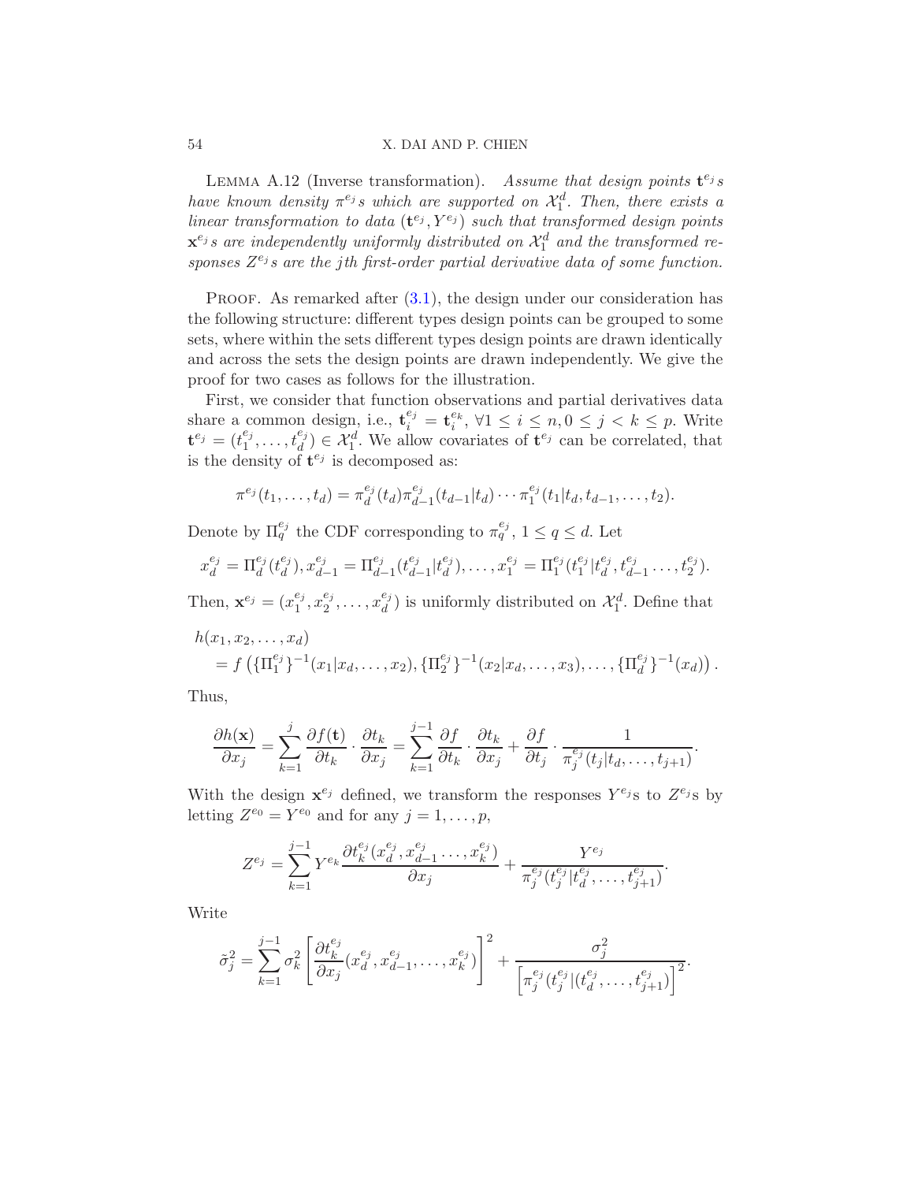LEMMA A.12 (Inverse transformation). *Assume that design points $\mathbf{t}^{e_j}$s have known density $\pi^{e_j}$s which are supported on $\mathcal{X}_1^d$. Then, there exists a linear transformation to data $(\mathbf{t}^{e_j}, Y^{e_j})$ such that transformed design points $\mathbf{x}^{e_j}$s are independently uniformly distributed on $\mathcal{X}_1^d$ and the transformed responses $Z^{e_j}$s are the $j$th first-order partial derivative data of some function.*

PROOF. As remarked after (3.1), the design under our consideration has the following structure: different types design points can be grouped to some sets, where within the sets different types design points are drawn identically and across the sets the design points are drawn independently. We give the proof for two cases as follows for the illustration.

First, we consider that function observations and partial derivatives data share a common design, i.e., $\mathbf{t}_i^{e_j} = \mathbf{t}_i^{e_k}$, $\forall 1 \le i \le n, 0 \le j < k \le p$. Write $\mathbf{t}^{e_j} = (t_1^{e_j}, \dots, t_d^{e_j}) \in \mathcal{X}_1^d$. We allow covariates of $\mathbf{t}^{e_j}$ can be correlated, that is the density of $\mathbf{t}^{e_j}$ is decomposed as:

$$\pi^{e_j}(t_1, \dots, t_d) = \pi_d^{e_j}(t_d)\pi_{d-1}^{e_j}(t_{d-1}|t_d) \cdots \pi_1^{e_j}(t_1|t_d, t_{d-1}, \dots, t_2).$$

Denote by $\Pi_q^{e_j}$ the CDF corresponding to $\pi_q^{e_j}$, $1 \le q \le d$. Let

$$x_d^{e_j} = \Pi_d^{e_j}(t_d^{e_j}), x_{d-1}^{e_j} = \Pi_{d-1}^{e_j}(t_{d-1}^{e_j}|t_d^{e_j}), \dots, x_1^{e_j} = \Pi_1^{e_j}(t_1^{e_j}|t_d^{e_j}, t_{d-1}^{e_j} \dots, t_2^{e_j}).$$

Then, $\mathbf{x}^{e_j} = (x_1^{e_j}, x_2^{e_j}, \dots, x_d^{e_j})$ is uniformly distributed on $\mathcal{X}_1^d$. Define that

$$\begin{aligned} &h(x_1, x_2, \dots, x_d) \\ &\quad = f\left(\{\Pi_1^{e_j}\}^{-1}(x_1|x_d, \dots, x_2), \{\Pi_2^{e_j}\}^{-1}(x_2|x_d, \dots, x_3), \dots, \{\Pi_d^{e_j}\}^{-1}(x_d)\right). \end{aligned}$$

Thus,

$$\frac{\partial h(\mathbf{x})}{\partial x_j} = \sum_{k=1}^{j} \frac{\partial f(\mathbf{t})}{\partial t_k} \cdot \frac{\partial t_k}{\partial x_j} = \sum_{k=1}^{j-1} \frac{\partial f}{\partial t_k} \cdot \frac{\partial t_k}{\partial x_j} + \frac{\partial f}{\partial t_j} \cdot \frac{1}{\pi_j^{e_j}(t_j|t_d, \dots, t_{j+1})}.$$

With the design $\mathbf{x}^{e_j}$ defined, we transform the responses $Y^{e_j}$s to $Z^{e_j}$s by letting $Z^{e_0} = Y^{e_0}$ and for any $j = 1, \dots, p$,

$$Z^{e_j} = \sum_{k=1}^{j-1} Y^{e_k} \frac{\partial t_k^{e_j}(x_d^{e_j}, x_{d-1}^{e_j} \dots, x_k^{e_j})}{\partial x_j} + \frac{Y^{e_j}}{\pi_j^{e_j}(t_j^{e_j}|t_d^{e_j}, \dots, t_{j+1}^{e_j})}.$$

Write

$$\tilde{\sigma}_j^2 = \sum_{k=1}^{j-1} \sigma_k^2 \left[\frac{\partial t_k^{e_j}}{\partial x_j}(x_d^{e_j}, x_{d-1}^{e_j}, \dots, x_k^{e_j})\right]^2 + \frac{\sigma_j^2}{\left[\pi_j^{e_j}(t_j^{e_j}|(t_d^{e_j}, \dots, t_{j+1}^{e_j})\right]^2}.$$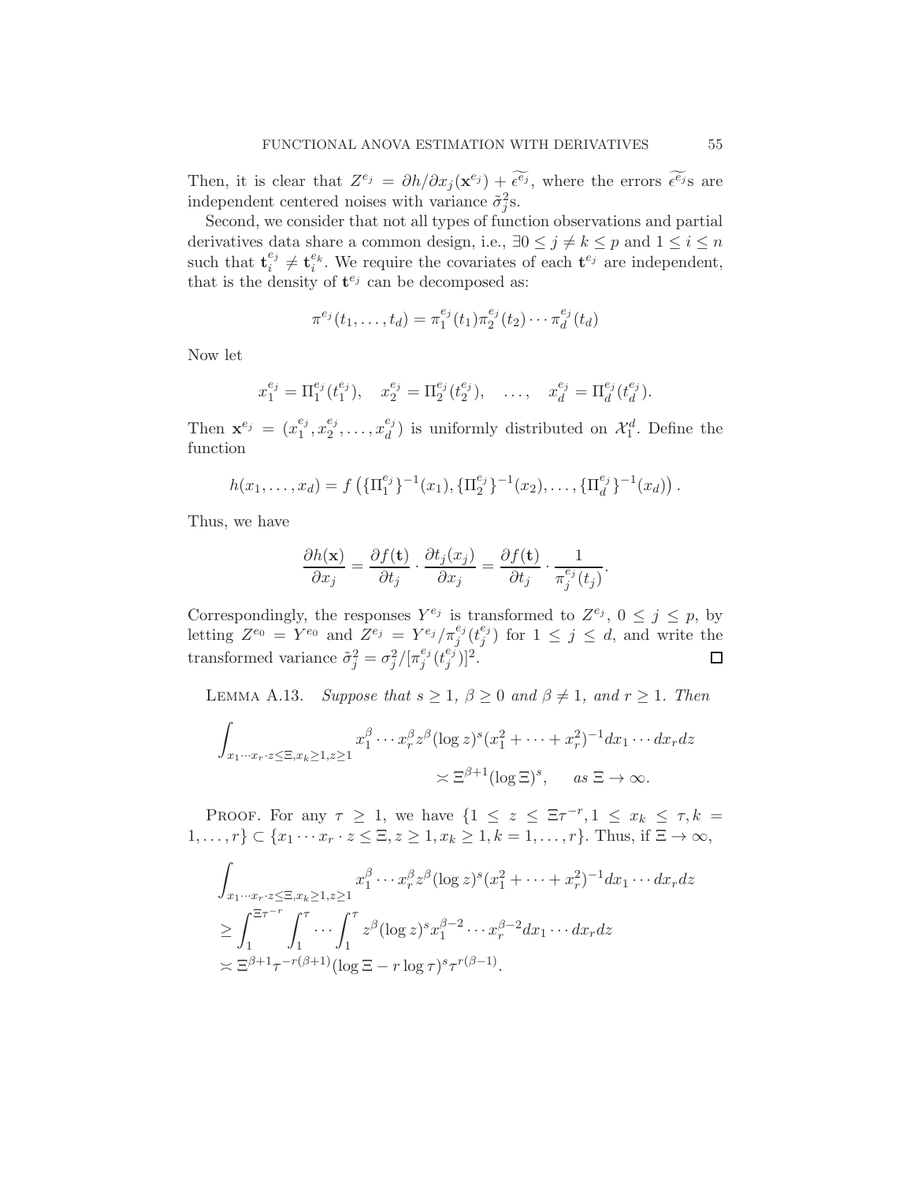Then, it is clear that $Z^{e_j} = \partial h/\partial x_j(\mathbf{x}^{e_j}) + \widetilde{\epsilon^{e_j}}$, where the errors $\widetilde{\epsilon^{e_j}}$s are independent centered noises with variance $\tilde{\sigma}_j^2$s.

Second, we consider that not all types of function observations and partial derivatives data share a common design, i.e., $\exists 0 \le j \ne k \le p$ and $1 \le i \le n$ such that $\mathbf{t}_i^{e_j} \ne \mathbf{t}_i^{e_k}$. We require the covariates of each $\mathbf{t}^{e_j}$ are independent, that is the density of $\mathbf{t}^{e_j}$ can be decomposed as:

$$
\pi^{e_j}(t_1, \ldots, t_d) = \pi_1^{e_j}(t_1)\pi_2^{e_j}(t_2)\cdots\pi_d^{e_j}(t_d)
$$

Now let

$$
x_1^{e_j} = \Pi_1^{e_j}(t_1^{e_j}), \quad x_2^{e_j} = \Pi_2^{e_j}(t_2^{e_j}), \quad \ldots, \quad x_d^{e_j} = \Pi_d^{e_j}(t_d^{e_j}).
$$

Then $\mathbf{x}^{e_j} = (x_1^{e_j}, x_2^{e_j}, \ldots, x_d^{e_j})$ is uniformly distributed on $\mathcal{X}_1^d$. Define the function

$$
h(x_1, \ldots, x_d) = f\left(\{\Pi_1^{e_j}\}^{-1}(x_1), \{\Pi_2^{e_j}\}^{-1}(x_2), \ldots, \{\Pi_d^{e_j}\}^{-1}(x_d)\right).
$$

Thus, we have

$$
\frac{\partial h(\mathbf{x})}{\partial x_j} = \frac{\partial f(\mathbf{t})}{\partial t_j} \cdot \frac{\partial t_j(x_j)}{\partial x_j} = \frac{\partial f(\mathbf{t})}{\partial t_j} \cdot \frac{1}{\pi_j^{e_j}(t_j)}.
$$

Correspondingly, the responses $Y^{e_j}$ is transformed to $Z^{e_j}$, $0 \le j \le p$, by letting $Z^{e_0} = Y^{e_0}$ and $Z^{e_j} = Y^{e_j}/\pi_j^{e_j}(t_j^{e_j})$ for $1 \le j \le d$, and write the transformed variance $\tilde{\sigma}_j^2 = \sigma_j^2/[\pi_j^{e_j}(t_j^{e_j})]^2$. $\square$

Lemma A.13. *Suppose that $s \ge 1$, $\beta \ge 0$ and $\beta \ne 1$, and $r \ge 1$. Then*

$$
\int_{x_1\cdots x_r\cdot z \le \Xi, x_k \ge 1, z \ge 1} x_1^\beta \cdots x_r^\beta z^\beta (\log z)^s (x_1^2 + \cdots + x_r^2)^{-1} dx_1 \cdots dx_r dz
$$
$$
\asymp \Xi^{\beta+1}(\log \Xi)^s, \qquad as\ \Xi \to \infty.
$$

Proof. For any $\tau \ge 1$, we have $\{1 \le z \le \Xi\tau^{-r}, 1 \le x_k \le \tau, k = 1, \ldots, r\} \subset \{x_1 \cdots x_r \cdot z \le \Xi, z \ge 1, x_k \ge 1, k = 1, \ldots, r\}$. Thus, if $\Xi \to \infty$,

$$
\begin{aligned}
&\int_{x_1\cdots x_r\cdot z \le \Xi, x_k \ge 1, z \ge 1} x_1^\beta \cdots x_r^\beta z^\beta (\log z)^s (x_1^2 + \cdots + x_r^2)^{-1} dx_1 \cdots dx_r dz \\
&\ge \int_1^{\Xi\tau^{-r}} \int_1^\tau \cdots \int_1^\tau z^\beta (\log z)^s x_1^{\beta-2} \cdots x_r^{\beta-2} dx_1 \cdots dx_r dz \\
&\asymp \Xi^{\beta+1}\tau^{-r(\beta+1)}(\log \Xi - r\log\tau)^s \tau^{r(\beta-1)}.
\end{aligned}
$$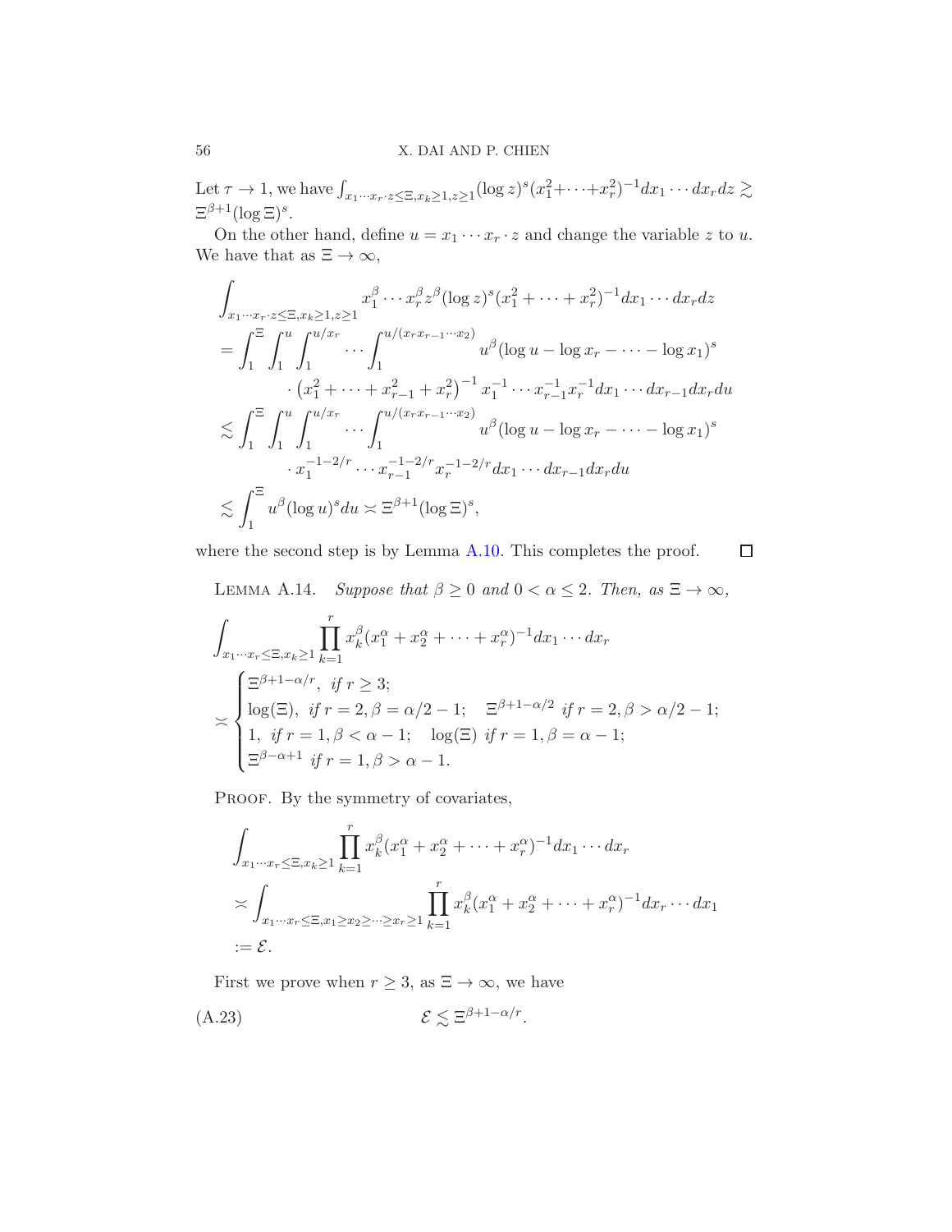Let $\tau \to 1$, we have $\int_{x_1 \cdots x_r \cdot z \leq \Xi, x_k \geq 1, z \geq 1} (\log z)^s (x_1^2 + \cdots + x_r^2)^{-1} dx_1 \cdots dx_r dz \gtrsim \Xi^{\beta+1}(\log \Xi)^s$.

On the other hand, define $u = x_1 \cdots x_r \cdot z$ and change the variable $z$ to $u$. We have that as $\Xi \to \infty$,

$$
\begin{aligned}
&\int_{x_1 \cdots x_r \cdot z \leq \Xi, x_k \geq 1, z \geq 1} x_1^\beta \cdots x_r^\beta z^\beta (\log z)^s (x_1^2 + \cdots + x_r^2)^{-1} dx_1 \cdots dx_r dz \\
&= \int_1^\Xi \int_1^u \int_1^{u/x_r} \cdots \int_1^{u/(x_r x_{r-1} \cdots x_2)} u^\beta (\log u - \log x_r - \cdots - \log x_1)^s \\
&\qquad \cdot \left(x_1^2 + \cdots + x_{r-1}^2 + x_r^2\right)^{-1} x_1^{-1} \cdots x_{r-1}^{-1} x_r^{-1} dx_1 \cdots dx_{r-1} dx_r du \\
&\lesssim \int_1^\Xi \int_1^u \int_1^{u/x_r} \cdots \int_1^{u/(x_r x_{r-1} \cdots x_2)} u^\beta (\log u - \log x_r - \cdots - \log x_1)^s \\
&\qquad \cdot x_1^{-1-2/r} \cdots x_{r-1}^{-1-2/r} x_r^{-1-2/r} dx_1 \cdots dx_{r-1} dx_r du \\
&\lesssim \int_1^\Xi u^\beta (\log u)^s du \asymp \Xi^{\beta+1}(\log \Xi)^s,
\end{aligned}
$$

where the second step is by Lemma A.10. This completes the proof. $\square$

LEMMA A.14. *Suppose that $\beta \geq 0$ and $0 < \alpha \leq 2$. Then, as $\Xi \to \infty$,*

$$
\begin{aligned}
&\int_{x_1 \cdots x_r \leq \Xi, x_k \geq 1} \prod_{k=1}^r x_k^\beta (x_1^\alpha + x_2^\alpha + \cdots + x_r^\alpha)^{-1} dx_1 \cdots dx_r \\
&\asymp \begin{cases} \Xi^{\beta+1-\alpha/r}, \ \textit{if } r \geq 3; \\ \log(\Xi), \ \textit{if } r = 2, \beta = \alpha/2 - 1; \quad \Xi^{\beta+1-\alpha/2} \ \textit{if } r = 2, \beta > \alpha/2 - 1; \\ 1, \ \textit{if } r = 1, \beta < \alpha - 1; \quad \log(\Xi) \ \textit{if } r = 1, \beta = \alpha - 1; \\ \Xi^{\beta-\alpha+1} \ \textit{if } r = 1, \beta > \alpha - 1. \end{cases}
\end{aligned}
$$

PROOF. By the symmetry of covariates,

$$
\begin{aligned}
&\int_{x_1 \cdots x_r \leq \Xi, x_k \geq 1} \prod_{k=1}^r x_k^\beta (x_1^\alpha + x_2^\alpha + \cdots + x_r^\alpha)^{-1} dx_1 \cdots dx_r \\
&\asymp \int_{x_1 \cdots x_r \leq \Xi, x_1 \geq x_2 \geq \cdots \geq x_r \geq 1} \prod_{k=1}^r x_k^\beta (x_1^\alpha + x_2^\alpha + \cdots + x_r^\alpha)^{-1} dx_r \cdots dx_1 \\
&:= \mathcal{E}.
\end{aligned}
$$

First we prove when $r \geq 3$, as $\Xi \to \infty$, we have

$$
\mathcal{E} \lesssim \Xi^{\beta+1-\alpha/r}. \tag{A.23}
$$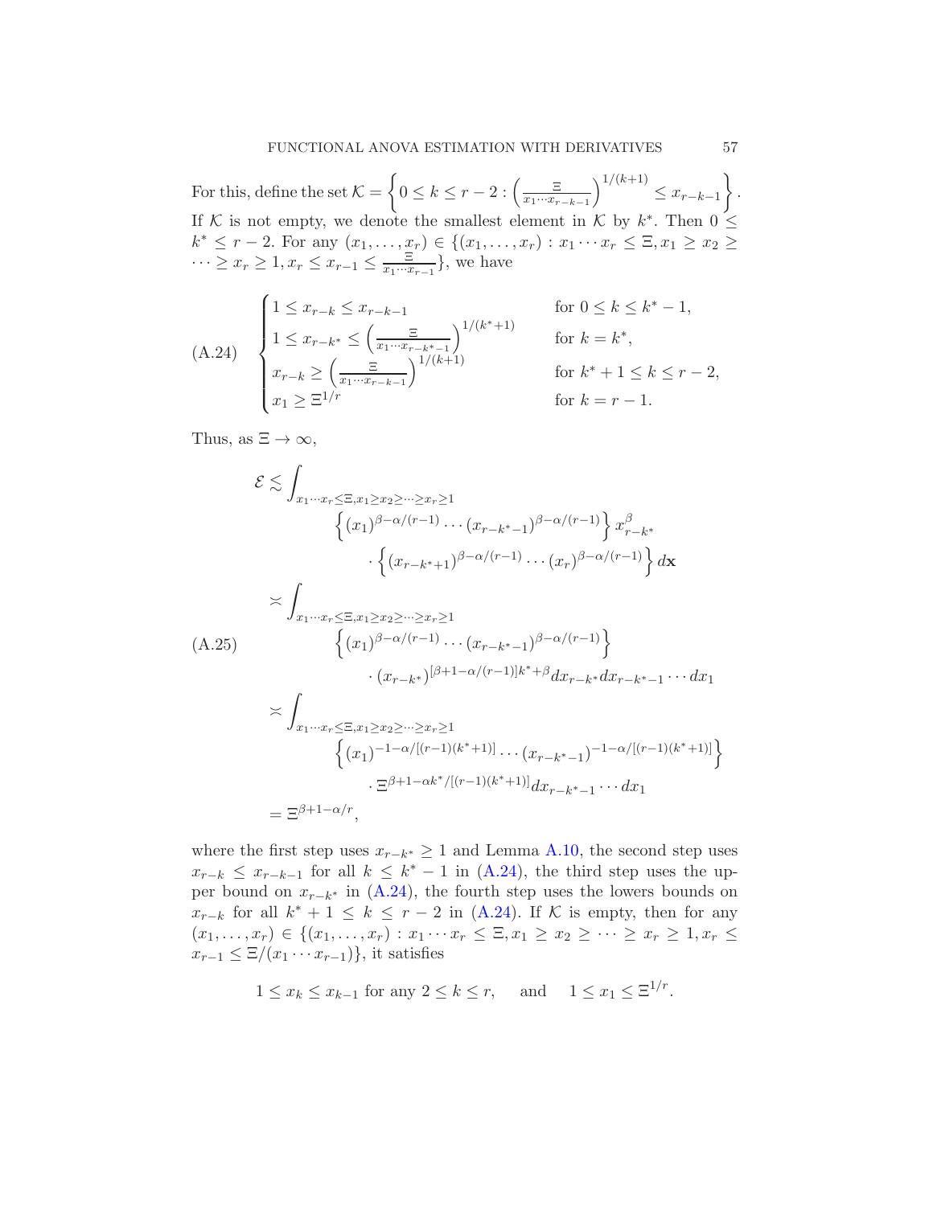For this, define the set $\mathcal{K} = \left\{ 0 \le k \le r-2 : \left( \frac{\Xi}{x_1 \cdots x_{r-k-1}} \right)^{1/(k+1)} \le x_{r-k-1} \right\}$. If $\mathcal{K}$ is not empty, we denote the smallest element in $\mathcal{K}$ by $k^*$. Then $0 \le k^* \le r-2$. For any $(x_1, \ldots, x_r) \in \{(x_1, \ldots, x_r) : x_1 \cdots x_r \le \Xi, x_1 \ge x_2 \ge \cdots \ge x_r \ge 1, x_r \le x_{r-1} \le \frac{\Xi}{x_1 \cdots x_{r-1}}\}$, we have

$$
\text{(A.24)} \quad \begin{cases} 1 \le x_{r-k} \le x_{r-k-1} & \text{for } 0 \le k \le k^* - 1, \\ 1 \le x_{r-k^*} \le \left( \frac{\Xi}{x_1 \cdots x_{r-k^*-1}} \right)^{1/(k^*+1)} & \text{for } k = k^*, \\ x_{r-k} \ge \left( \frac{\Xi}{x_1 \cdots x_{r-k-1}} \right)^{1/(k+1)} & \text{for } k^*+1 \le k \le r-2, \\ x_1 \ge \Xi^{1/r} & \text{for } k = r-1. \end{cases}
$$

Thus, as $\Xi \to \infty$,

$$
\begin{aligned}
\mathcal{E} &\lesssim \int_{x_1 \cdots x_r \le \Xi, x_1 \ge x_2 \ge \cdots \ge x_r \ge 1} \left\{ (x_1)^{\beta - \alpha/(r-1)} \cdots (x_{r-k^*-1})^{\beta - \alpha/(r-1)} \right\} x_{r-k^*}^{\beta} \\
&\qquad \cdot \left\{ (x_{r-k^*+1})^{\beta - \alpha/(r-1)} \cdots (x_r)^{\beta - \alpha/(r-1)} \right\} d\mathbf{x} \\
&\asymp \int_{x_1 \cdots x_r \le \Xi, x_1 \ge x_2 \ge \cdots \ge x_r \ge 1} \left\{ (x_1)^{\beta - \alpha/(r-1)} \cdots (x_{r-k^*-1})^{\beta - \alpha/(r-1)} \right\} \\
&\qquad \cdot (x_{r-k^*})^{[\beta + 1 - \alpha/(r-1)]k^* + \beta} dx_{r-k^*} dx_{r-k^*-1} \cdots dx_1 \\
&\asymp \int_{x_1 \cdots x_r \le \Xi, x_1 \ge x_2 \ge \cdots \ge x_r \ge 1} \left\{ (x_1)^{-1-\alpha/[(r-1)(k^*+1)]} \cdots (x_{r-k^*-1})^{-1-\alpha/[(r-1)(k^*+1)]} \right\} \\
&\qquad \cdot \Xi^{\beta + 1 - \alpha k^*/[(r-1)(k^*+1)]} dx_{r-k^*-1} \cdots dx_1 \\
&= \Xi^{\beta + 1 - \alpha/r},
\end{aligned} \tag{A.25}
$$

where the first step uses $x_{r-k^*} \ge 1$ and Lemma A.10, the second step uses $x_{r-k} \le x_{r-k-1}$ for all $k \le k^* - 1$ in (A.24), the third step uses the upper bound on $x_{r-k^*}$ in (A.24), the fourth step uses the lowers bounds on $x_{r-k}$ for all $k^* + 1 \le k \le r-2$ in (A.24). If $\mathcal{K}$ is empty, then for any $(x_1, \ldots, x_r) \in \{(x_1, \ldots, x_r) : x_1 \cdots x_r \le \Xi, x_1 \ge x_2 \ge \cdots \ge x_r \ge 1, x_r \le x_{r-1} \le \Xi/(x_1 \cdots x_{r-1})\}$, it satisfies

$$
1 \le x_k \le x_{k-1} \text{ for any } 2 \le k \le r, \quad \text{and} \quad 1 \le x_1 \le \Xi^{1/r}.
$$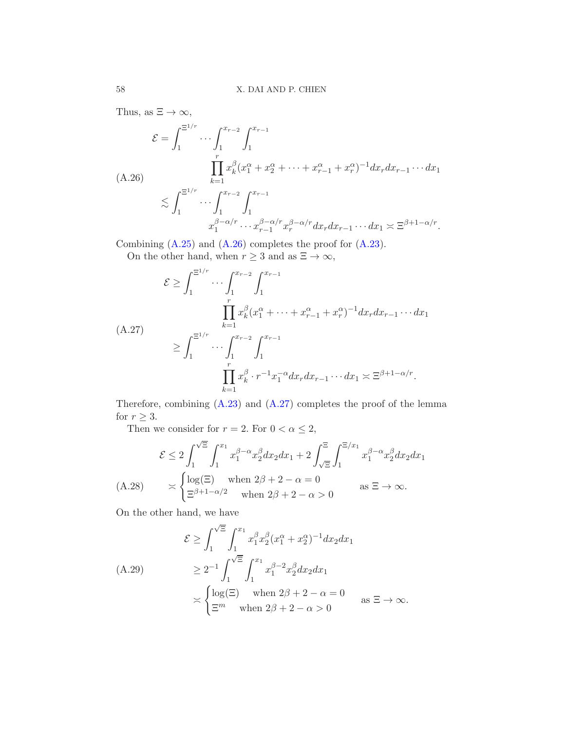Thus, as $\Xi \to \infty$,

$$
\begin{aligned}
\mathcal{E} &= \int_1^{\Xi^{1/r}} \cdots \int_1^{x_{r-2}} \int_1^{x_{r-1}} \\
&\qquad \prod_{k=1}^{r} x_k^{\beta} (x_1^{\alpha} + x_2^{\alpha} + \cdots + x_{r-1}^{\alpha} + x_r^{\alpha})^{-1} dx_r dx_{r-1} \cdots dx_1 \\
&\lesssim \int_1^{\Xi^{1/r}} \cdots \int_1^{x_{r-2}} \int_1^{x_{r-1}} \\
&\qquad x_1^{\beta-\alpha/r} \cdots x_{r-1}^{\beta-\alpha/r} x_r^{\beta-\alpha/r} dx_r dx_{r-1} \cdots dx_1 \asymp \Xi^{\beta+1-\alpha/r}.
\end{aligned}
\tag{A.26}
$$

Combining (A.25) and (A.26) completes the proof for (A.23).

On the other hand, when $r \geq 3$ and as $\Xi \to \infty$,

$$
\begin{aligned}
\mathcal{E} &\geq \int_1^{\Xi^{1/r}} \cdots \int_1^{x_{r-2}} \int_1^{x_{r-1}} \\
&\qquad \prod_{k=1}^{r} x_k^{\beta} (x_1^{\alpha} + \cdots + x_{r-1}^{\alpha} + x_r^{\alpha})^{-1} dx_r dx_{r-1} \cdots dx_1 \\
&\geq \int_1^{\Xi^{1/r}} \cdots \int_1^{x_{r-2}} \int_1^{x_{r-1}} \\
&\qquad \prod_{k=1}^{r} x_k^{\beta} \cdot r^{-1} x_1^{-\alpha} dx_r dx_{r-1} \cdots dx_1 \asymp \Xi^{\beta+1-\alpha/r}.
\end{aligned}
\tag{A.27}
$$

Therefore, combining (A.23) and (A.27) completes the proof of the lemma for $r \geq 3$.

Then we consider for $r = 2$. For $0 < \alpha \leq 2$,

$$
\begin{aligned}
\mathcal{E} &\leq 2 \int_1^{\sqrt{\Xi}} \int_1^{x_1} x_1^{\beta-\alpha} x_2^{\beta} dx_2 dx_1 + 2 \int_{\sqrt{\Xi}}^{\Xi} \int_1^{\Xi/x_1} x_1^{\beta-\alpha} x_2^{\beta} dx_2 dx_1 \\
&\asymp \begin{cases} \log(\Xi) & \text{when } 2\beta + 2 - \alpha = 0 \\ \Xi^{\beta+1-\alpha/2} & \text{when } 2\beta + 2 - \alpha > 0 \end{cases} \qquad \text{as } \Xi \to \infty.
\end{aligned}
\tag{A.28}
$$

On the other hand, we have

$$
\begin{aligned}
\mathcal{E} &\geq \int_1^{\sqrt{\Xi}} \int_1^{x_1} x_1^{\beta} x_2^{\beta} (x_1^{\alpha} + x_2^{\alpha})^{-1} dx_2 dx_1 \\
&\geq 2^{-1} \int_1^{\sqrt{\Xi}} \int_1^{x_1} x_1^{\beta-2} x_2^{\beta} dx_2 dx_1 \\
&\asymp \begin{cases} \log(\Xi) & \text{when } 2\beta + 2 - \alpha = 0 \\ \Xi^{m} & \text{when } 2\beta + 2 - \alpha > 0 \end{cases} \qquad \text{as } \Xi \to \infty.
\end{aligned}
\tag{A.29}
$$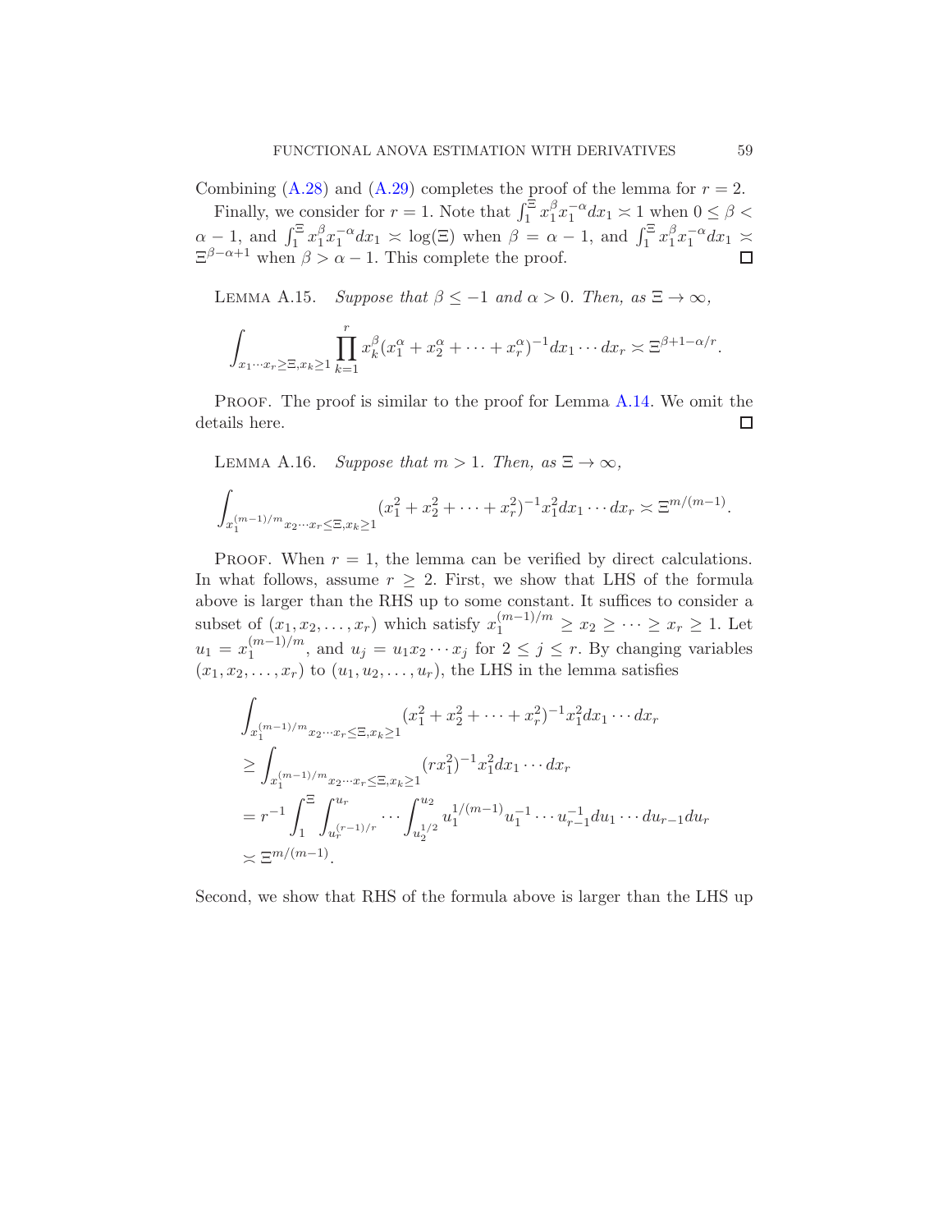Combining (A.28) and (A.29) completes the proof of the lemma for $r = 2$.

Finally, we consider for $r = 1$. Note that $\int_1^{\Xi} x_1^{\beta} x_1^{-\alpha} dx_1 \asymp 1$ when $0 \leq \beta < \alpha - 1$, and $\int_1^{\Xi} x_1^{\beta} x_1^{-\alpha} dx_1 \asymp \log(\Xi)$ when $\beta = \alpha - 1$, and $\int_1^{\Xi} x_1^{\beta} x_1^{-\alpha} dx_1 \asymp \Xi^{\beta - \alpha + 1}$ when $\beta > \alpha - 1$. This complete the proof. $\square$

LEMMA A.15. *Suppose that $\beta \leq -1$ and $\alpha > 0$. Then, as $\Xi \to \infty$,*

$$\int_{x_1 \cdots x_r \geq \Xi, x_k \geq 1} \prod_{k=1}^{r} x_k^{\beta} (x_1^{\alpha} + x_2^{\alpha} + \cdots + x_r^{\alpha})^{-1} dx_1 \cdots dx_r \asymp \Xi^{\beta + 1 - \alpha/r}.$$

PROOF. The proof is similar to the proof for Lemma A.14. We omit the details here. $\square$

LEMMA A.16. *Suppose that $m > 1$. Then, as $\Xi \to \infty$,*

$$\int_{x_1^{(m-1)/m} x_2 \cdots x_r \leq \Xi, x_k \geq 1} (x_1^2 + x_2^2 + \cdots + x_r^2)^{-1} x_1^2 dx_1 \cdots dx_r \asymp \Xi^{m/(m-1)}.$$

PROOF. When $r = 1$, the lemma can be verified by direct calculations. In what follows, assume $r \geq 2$. First, we show that LHS of the formula above is larger than the RHS up to some constant. It suffices to consider a subset of $(x_1, x_2, \ldots, x_r)$ which satisfy $x_1^{(m-1)/m} \geq x_2 \geq \cdots \geq x_r \geq 1$. Let $u_1 = x_1^{(m-1)/m}$, and $u_j = u_1 x_2 \cdots x_j$ for $2 \leq j \leq r$. By changing variables $(x_1, x_2, \ldots, x_r)$ to $(u_1, u_2, \ldots, u_r)$, the LHS in the lemma satisfies

$$\begin{aligned}
&\int_{x_1^{(m-1)/m} x_2 \cdots x_r \leq \Xi, x_k \geq 1} (x_1^2 + x_2^2 + \cdots + x_r^2)^{-1} x_1^2 dx_1 \cdots dx_r \\
&\geq \int_{x_1^{(m-1)/m} x_2 \cdots x_r \leq \Xi, x_k \geq 1} (r x_1^2)^{-1} x_1^2 dx_1 \cdots dx_r \\
&= r^{-1} \int_1^{\Xi} \int_{u_r^{(r-1)/r}}^{u_r} \cdots \int_{u_2^{1/2}}^{u_2} u_1^{1/(m-1)} u_1^{-1} \cdots u_{r-1}^{-1} du_1 \cdots du_{r-1} du_r \\
&\asymp \Xi^{m/(m-1)}.
\end{aligned}$$

Second, we show that RHS of the formula above is larger than the LHS up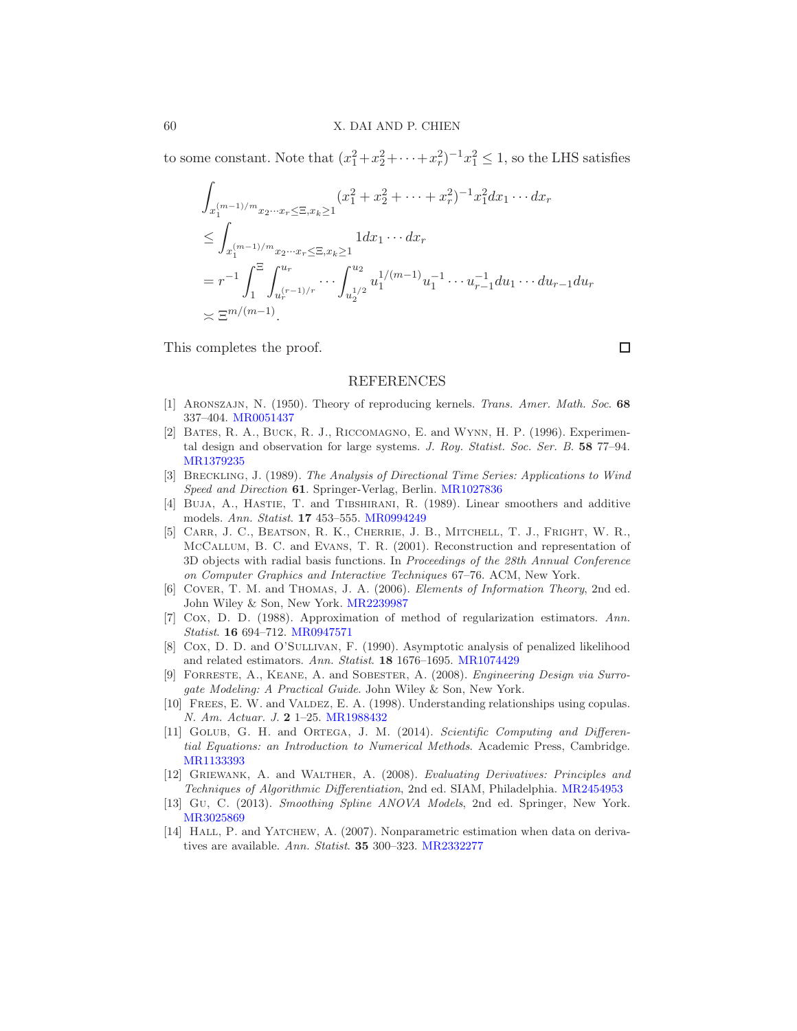to some constant. Note that $(x_1^2+x_2^2+\cdots+x_r^2)^{-1}x_1^2 \le 1$, so the LHS satisfies

$$
\begin{aligned}
&\int_{x_1^{(m-1)/m}x_2\cdots x_r \le \Xi, x_k \ge 1} (x_1^2+x_2^2+\cdots+x_r^2)^{-1}x_1^2 dx_1\cdots dx_r \\
&\le \int_{x_1^{(m-1)/m}x_2\cdots x_r \le \Xi, x_k \ge 1} 1 dx_1\cdots dx_r \\
&= r^{-1}\int_1^{\Xi}\int_{u_r^{(r-1)/r}}^{u_r}\cdots\int_{u_2^{1/2}}^{u_2} u_1^{1/(m-1)}u_1^{-1}\cdots u_{r-1}^{-1}du_1\cdots du_{r-1}du_r \\
&\asymp \Xi^{m/(m-1)}.
\end{aligned}
$$

This completes the proof. ◻

## REFERENCES

[1] Aronszajn, N. (1950). Theory of reproducing kernels. *Trans. Amer. Math. Soc.* **68** 337–404. MR0051437

[2] Bates, R. A., Buck, R. J., Riccomagno, E. and Wynn, H. P. (1996). Experimental design and observation for large systems. *J. Roy. Statist. Soc. Ser. B.* **58** 77–94. MR1379235

[3] Breckling, J. (1989). *The Analysis of Directional Time Series: Applications to Wind Speed and Direction* **61**. Springer-Verlag, Berlin. MR1027836

[4] Buja, A., Hastie, T. and Tibshirani, R. (1989). Linear smoothers and additive models. *Ann. Statist.* **17** 453–555. MR0994249

[5] Carr, J. C., Beatson, R. K., Cherrie, J. B., Mitchell, T. J., Fright, W. R., McCallum, B. C. and Evans, T. R. (2001). Reconstruction and representation of 3D objects with radial basis functions. In *Proceedings of the 28th Annual Conference on Computer Graphics and Interactive Techniques* 67–76. ACM, New York.

[6] Cover, T. M. and Thomas, J. A. (2006). *Elements of Information Theory*, 2nd ed. John Wiley & Son, New York. MR2239987

[7] Cox, D. D. (1988). Approximation of method of regularization estimators. *Ann. Statist.* **16** 694–712. MR0947571

[8] Cox, D. D. and O'Sullivan, F. (1990). Asymptotic analysis of penalized likelihood and related estimators. *Ann. Statist.* **18** 1676–1695. MR1074429

[9] Forreste, A., Keane, A. and Sobester, A. (2008). *Engineering Design via Surrogate Modeling: A Practical Guide*. John Wiley & Son, New York.

[10] Frees, E. W. and Valdez, E. A. (1998). Understanding relationships using copulas. *N. Am. Actuar. J.* **2** 1–25. MR1988432

[11] Golub, G. H. and Ortega, J. M. (2014). *Scientific Computing and Differential Equations: an Introduction to Numerical Methods*. Academic Press, Cambridge. MR1133393

[12] Griewank, A. and Walther, A. (2008). *Evaluating Derivatives: Principles and Techniques of Algorithmic Differentiation*, 2nd ed. SIAM, Philadelphia. MR2454953

[13] Gu, C. (2013). *Smoothing Spline ANOVA Models*, 2nd ed. Springer, New York. MR3025869

[14] Hall, P. and Yatchew, A. (2007). Nonparametric estimation when data on derivatives are available. *Ann. Statist.* **35** 300–323. MR2332277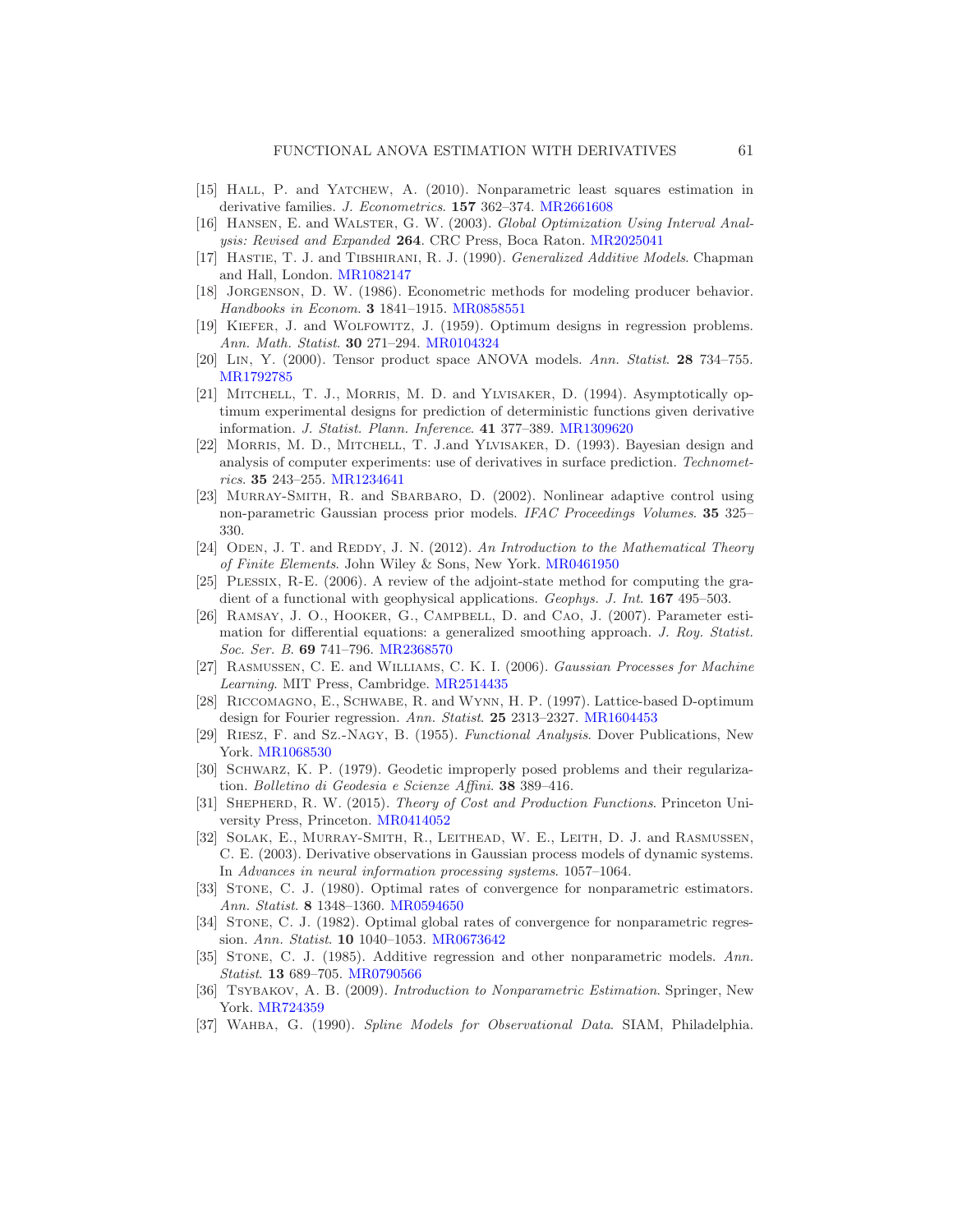[15] Hall, P. and Yatchew, A. (2010). Nonparametric least squares estimation in derivative families. *J. Econometrics*. **157** 362–374. MR2661608

[16] Hansen, E. and Walster, G. W. (2003). *Global Optimization Using Interval Analysis: Revised and Expanded* **264**. CRC Press, Boca Raton. MR2025041

[17] Hastie, T. J. and Tibshirani, R. J. (1990). *Generalized Additive Models*. Chapman and Hall, London. MR1082147

[18] Jorgenson, D. W. (1986). Econometric methods for modeling producer behavior. *Handbooks in Econom.* **3** 1841–1915. MR0858551

[19] Kiefer, J. and Wolfowitz, J. (1959). Optimum designs in regression problems. *Ann. Math. Statist.* **30** 271–294. MR0104324

[20] Lin, Y. (2000). Tensor product space ANOVA models. *Ann. Statist.* **28** 734–755. MR1792785

[21] Mitchell, T. J., Morris, M. D. and Ylvisaker, D. (1994). Asymptotically optimum experimental designs for prediction of deterministic functions given derivative information. *J. Statist. Plann. Inference*. **41** 377–389. MR1309620

[22] Morris, M. D., Mitchell, T. J.and Ylvisaker, D. (1993). Bayesian design and analysis of computer experiments: use of derivatives in surface prediction. *Technometrics*. **35** 243–255. MR1234641

[23] Murray-Smith, R. and Sbarbaro, D. (2002). Nonlinear adaptive control using non-parametric Gaussian process prior models. *IFAC Proceedings Volumes*. **35** 325–330.

[24] Oden, J. T. and Reddy, J. N. (2012). *An Introduction to the Mathematical Theory of Finite Elements*. John Wiley & Sons, New York. MR0461950

[25] Plessix, R-E. (2006). A review of the adjoint-state method for computing the gradient of a functional with geophysical applications. *Geophys. J. Int.* **167** 495–503.

[26] Ramsay, J. O., Hooker, G., Campbell, D. and Cao, J. (2007). Parameter estimation for differential equations: a generalized smoothing approach. *J. Roy. Statist. Soc. Ser. B*. **69** 741–796. MR2368570

[27] Rasmussen, C. E. and Williams, C. K. I. (2006). *Gaussian Processes for Machine Learning*. MIT Press, Cambridge. MR2514435

[28] Riccomagno, E., Schwabe, R. and Wynn, H. P. (1997). Lattice-based D-optimum design for Fourier regression. *Ann. Statist.* **25** 2313–2327. MR1604453

[29] Riesz, F. and Sz.-Nagy, B. (1955). *Functional Analysis*. Dover Publications, New York. MR1068530

[30] Schwarz, K. P. (1979). Geodetic improperly posed problems and their regularization. *Bolletino di Geodesia e Scienze Affini*. **38** 389–416.

[31] Shepherd, R. W. (2015). *Theory of Cost and Production Functions*. Princeton University Press, Princeton. MR0414052

[32] Solak, E., Murray-Smith, R., Leithead, W. E., Leith, D. J. and Rasmussen, C. E. (2003). Derivative observations in Gaussian process models of dynamic systems. In *Advances in neural information processing systems*. 1057–1064.

[33] Stone, C. J. (1980). Optimal rates of convergence for nonparametric estimators. *Ann. Statist.* **8** 1348–1360. MR0594650

[34] Stone, C. J. (1982). Optimal global rates of convergence for nonparametric regression. *Ann. Statist.* **10** 1040–1053. MR0673642

[35] Stone, C. J. (1985). Additive regression and other nonparametric models. *Ann. Statist.* **13** 689–705. MR0790566

[36] Tsybakov, A. B. (2009). *Introduction to Nonparametric Estimation*. Springer, New York. MR724359

[37] Wahba, G. (1990). *Spline Models for Observational Data*. SIAM, Philadelphia.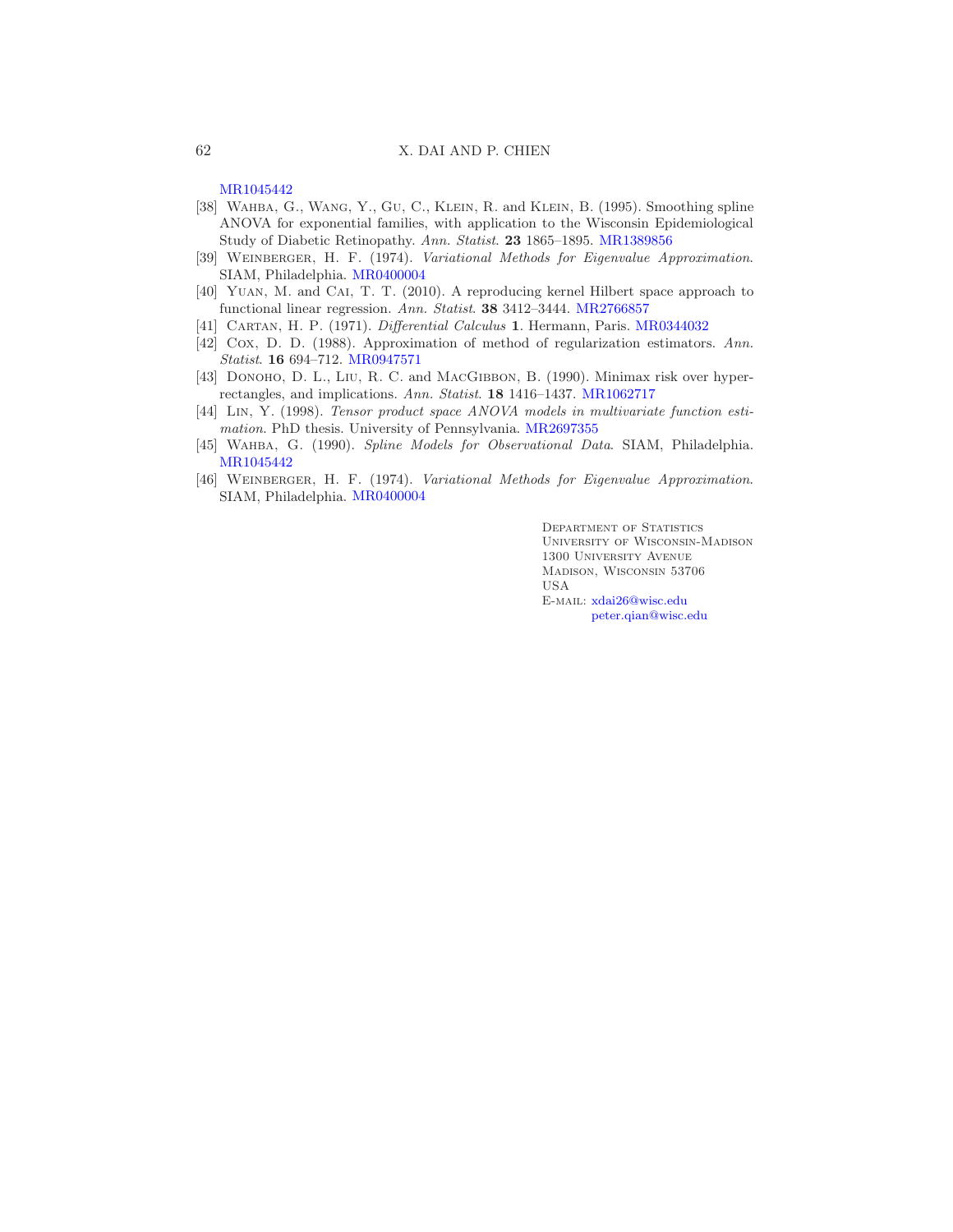MR1045442

[38] Wahba, G., Wang, Y., Gu, C., Klein, R. and Klein, B. (1995). Smoothing spline ANOVA for exponential families, with application to the Wisconsin Epidemiological Study of Diabetic Retinopathy. *Ann. Statist.* **23** 1865–1895. MR1389856

[39] Weinberger, H. F. (1974). *Variational Methods for Eigenvalue Approximation*. SIAM, Philadelphia. MR0400004

[40] Yuan, M. and Cai, T. T. (2010). A reproducing kernel Hilbert space approach to functional linear regression. *Ann. Statist.* **38** 3412–3444. MR2766857

[41] Cartan, H. P. (1971). *Differential Calculus* **1**. Hermann, Paris. MR0344032

[42] Cox, D. D. (1988). Approximation of method of regularization estimators. *Ann. Statist.* **16** 694–712. MR0947571

[43] Donoho, D. L., Liu, R. C. and MacGibbon, B. (1990). Minimax risk over hyperrectangles, and implications. *Ann. Statist.* **18** 1416–1437. MR1062717

[44] Lin, Y. (1998). *Tensor product space ANOVA models in multivariate function estimation*. PhD thesis. University of Pennsylvania. MR2697355

[45] Wahba, G. (1990). *Spline Models for Observational Data*. SIAM, Philadelphia. MR1045442

[46] Weinberger, H. F. (1974). *Variational Methods for Eigenvalue Approximation*. SIAM, Philadelphia. MR0400004

Department of Statistics
University of Wisconsin-Madison
1300 University Avenue
Madison, Wisconsin 53706
USA
E-mail: xdai26@wisc.edu
peter.qian@wisc.edu